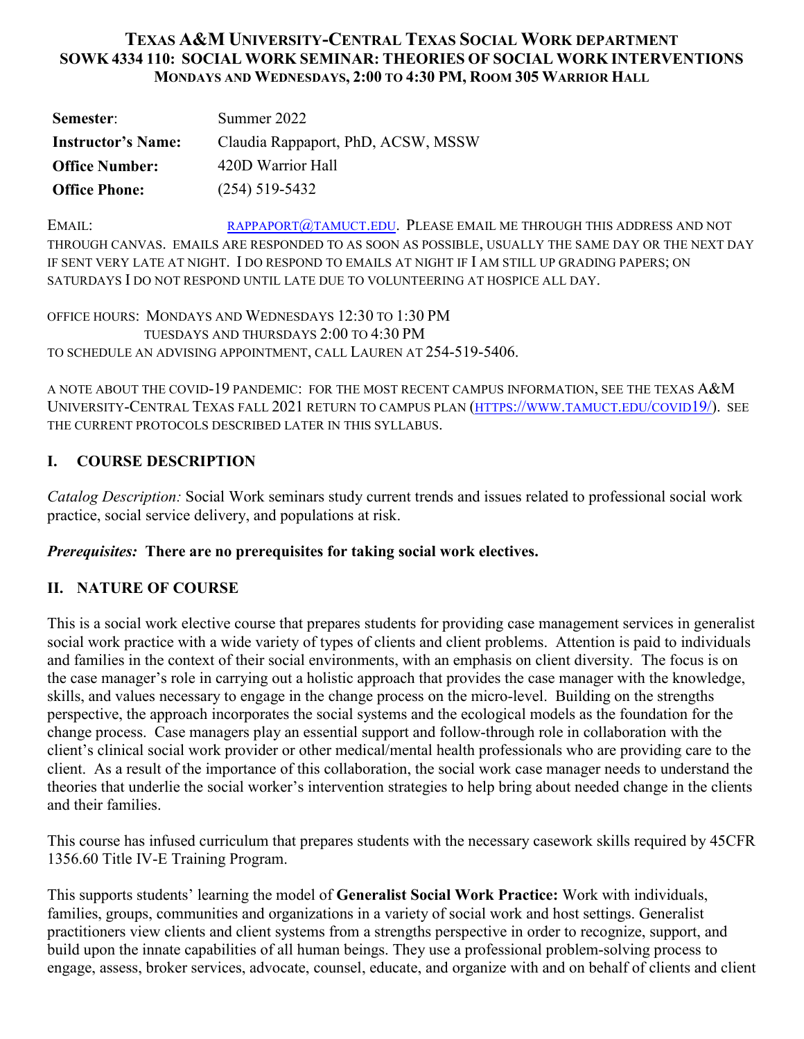# Texas A&M University-Central Texas Social Work department
## SOWK 4334 110: SOCIAL WORK SEMINAR: THEORIES OF SOCIAL WORK INTERVENTIONS
### Mondays and Wednesdays, 2:00 to 4:30 PM, Room 305 Warrior Hall

| | |
|---|---|
| **Semester**: | Summer 2022 |
| **Instructor's Name:** | Claudia Rappaport, PhD, ACSW, MSSW |
| **Office Number:** | 420D Warrior Hall |
| **Office Phone:** | (254) 519-5432 |

EMAIL: rappaport@tamuct.edu. Please email me through this address and not through Canvas. Emails are responded to as soon as possible, usually the same day or the next day if sent very late at night. I do respond to emails at night if I am still up grading papers; on Saturdays I do not respond until late due to volunteering at hospice all day.

OFFICE HOURS: Mondays and Wednesdays 12:30 to 1:30 PM
Tuesdays and Thursdays 2:00 to 4:30 PM
To schedule an advising appointment, call Lauren at 254-519-5406.

A note about the COVID-19 pandemic: For the most recent campus information, see the Texas A&M University-Central Texas Fall 2021 Return to Campus Plan (https://www.tamuct.edu/covid19/). See the current protocols described later in this syllabus.

## I. COURSE DESCRIPTION

*Catalog Description:* Social Work seminars study current trends and issues related to professional social work practice, social service delivery, and populations at risk.

***Prerequisites:*** **There are no prerequisites for taking social work electives.**

## II. NATURE OF COURSE

This is a social work elective course that prepares students for providing case management services in generalist social work practice with a wide variety of types of clients and client problems. Attention is paid to individuals and families in the context of their social environments, with an emphasis on client diversity. The focus is on the case manager's role in carrying out a holistic approach that provides the case manager with the knowledge, skills, and values necessary to engage in the change process on the micro-level. Building on the strengths perspective, the approach incorporates the social systems and the ecological models as the foundation for the change process. Case managers play an essential support and follow-through role in collaboration with the client's clinical social work provider or other medical/mental health professionals who are providing care to the client. As a result of the importance of this collaboration, the social work case manager needs to understand the theories that underlie the social worker's intervention strategies to help bring about needed change in the clients and their families.

This course has infused curriculum that prepares students with the necessary casework skills required by 45CFR 1356.60 Title IV-E Training Program.

This supports students' learning the model of **Generalist Social Work Practice:** Work with individuals, families, groups, communities and organizations in a variety of social work and host settings. Generalist practitioners view clients and client systems from a strengths perspective in order to recognize, support, and build upon the innate capabilities of all human beings. They use a professional problem-solving process to engage, assess, broker services, advocate, counsel, educate, and organize with and on behalf of clients and client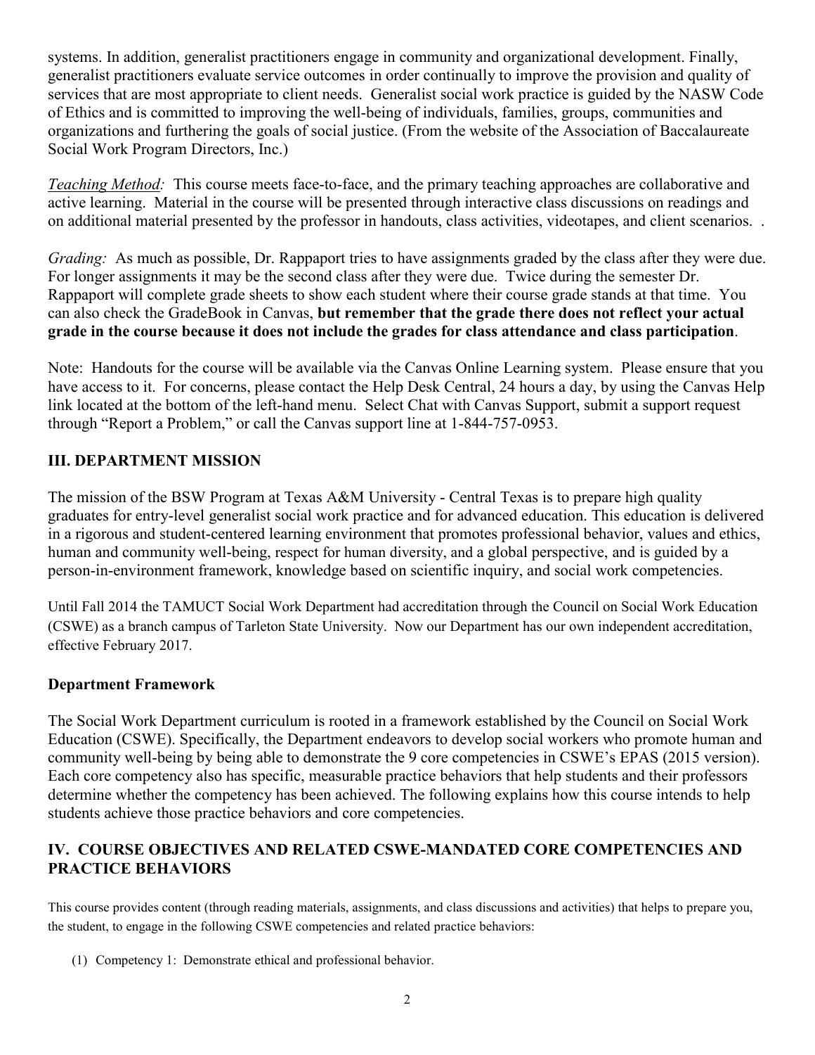systems. In addition, generalist practitioners engage in community and organizational development. Finally, generalist practitioners evaluate service outcomes in order continually to improve the provision and quality of services that are most appropriate to client needs. Generalist social work practice is guided by the NASW Code of Ethics and is committed to improving the well-being of individuals, families, groups, communities and organizations and furthering the goals of social justice. (From the website of the Association of Baccalaureate Social Work Program Directors, Inc.)

*Teaching Method:* This course meets face-to-face, and the primary teaching approaches are collaborative and active learning. Material in the course will be presented through interactive class discussions on readings and on additional material presented by the professor in handouts, class activities, videotapes, and client scenarios. .

*Grading:* As much as possible, Dr. Rappaport tries to have assignments graded by the class after they were due. For longer assignments it may be the second class after they were due. Twice during the semester Dr. Rappaport will complete grade sheets to show each student where their course grade stands at that time. You can also check the GradeBook in Canvas, **but remember that the grade there does not reflect your actual grade in the course because it does not include the grades for class attendance and class participation**.

Note: Handouts for the course will be available via the Canvas Online Learning system. Please ensure that you have access to it. For concerns, please contact the Help Desk Central, 24 hours a day, by using the Canvas Help link located at the bottom of the left-hand menu. Select Chat with Canvas Support, submit a support request through "Report a Problem," or call the Canvas support line at 1-844-757-0953.

## III. DEPARTMENT MISSION

The mission of the BSW Program at Texas A&M University - Central Texas is to prepare high quality graduates for entry-level generalist social work practice and for advanced education. This education is delivered in a rigorous and student-centered learning environment that promotes professional behavior, values and ethics, human and community well-being, respect for human diversity, and a global perspective, and is guided by a person-in-environment framework, knowledge based on scientific inquiry, and social work competencies.

Until Fall 2014 the TAMUCT Social Work Department had accreditation through the Council on Social Work Education (CSWE) as a branch campus of Tarleton State University. Now our Department has our own independent accreditation, effective February 2017.

### Department Framework

The Social Work Department curriculum is rooted in a framework established by the Council on Social Work Education (CSWE). Specifically, the Department endeavors to develop social workers who promote human and community well-being by being able to demonstrate the 9 core competencies in CSWE's EPAS (2015 version). Each core competency also has specific, measurable practice behaviors that help students and their professors determine whether the competency has been achieved. The following explains how this course intends to help students achieve those practice behaviors and core competencies.

## IV. COURSE OBJECTIVES AND RELATED CSWE-MANDATED CORE COMPETENCIES AND PRACTICE BEHAVIORS

This course provides content (through reading materials, assignments, and class discussions and activities) that helps to prepare you, the student, to engage in the following CSWE competencies and related practice behaviors:

(1) Competency 1: Demonstrate ethical and professional behavior.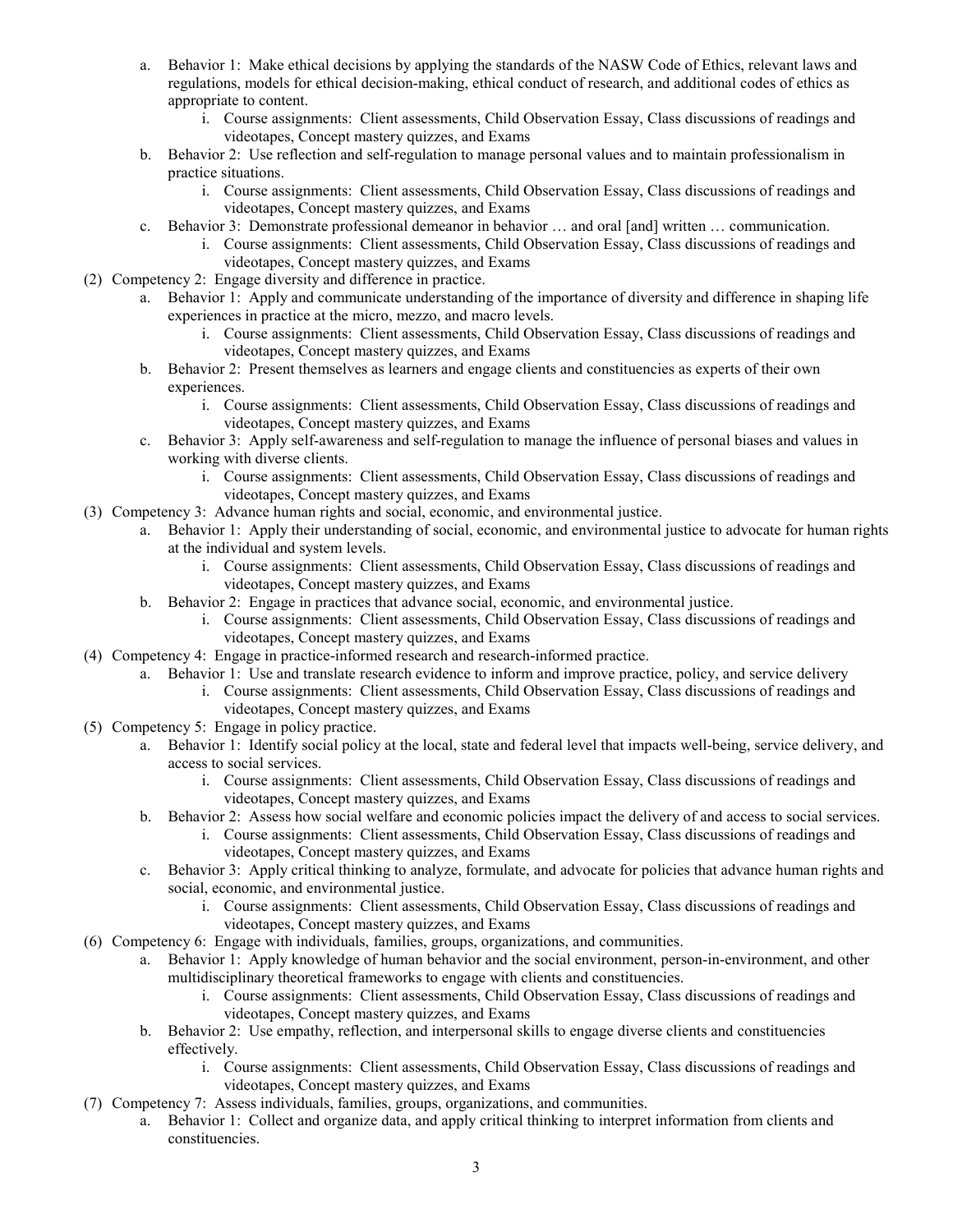a. Behavior 1: Make ethical decisions by applying the standards of the NASW Code of Ethics, relevant laws and regulations, models for ethical decision-making, ethical conduct of research, and additional codes of ethics as appropriate to content.
    i. Course assignments: Client assessments, Child Observation Essay, Class discussions of readings and videotapes, Concept mastery quizzes, and Exams
b. Behavior 2: Use reflection and self-regulation to manage personal values and to maintain professionalism in practice situations.
    i. Course assignments: Client assessments, Child Observation Essay, Class discussions of readings and videotapes, Concept mastery quizzes, and Exams
c. Behavior 3: Demonstrate professional demeanor in behavior … and oral [and] written … communication.
    i. Course assignments: Client assessments, Child Observation Essay, Class discussions of readings and videotapes, Concept mastery quizzes, and Exams

(2) Competency 2: Engage diversity and difference in practice.

a. Behavior 1: Apply and communicate understanding of the importance of diversity and difference in shaping life experiences in practice at the micro, mezzo, and macro levels.
    i. Course assignments: Client assessments, Child Observation Essay, Class discussions of readings and videotapes, Concept mastery quizzes, and Exams
b. Behavior 2: Present themselves as learners and engage clients and constituencies as experts of their own experiences.
    i. Course assignments: Client assessments, Child Observation Essay, Class discussions of readings and videotapes, Concept mastery quizzes, and Exams
c. Behavior 3: Apply self-awareness and self-regulation to manage the influence of personal biases and values in working with diverse clients.
    i. Course assignments: Client assessments, Child Observation Essay, Class discussions of readings and videotapes, Concept mastery quizzes, and Exams

(3) Competency 3: Advance human rights and social, economic, and environmental justice.

a. Behavior 1: Apply their understanding of social, economic, and environmental justice to advocate for human rights at the individual and system levels.
    i. Course assignments: Client assessments, Child Observation Essay, Class discussions of readings and videotapes, Concept mastery quizzes, and Exams
b. Behavior 2: Engage in practices that advance social, economic, and environmental justice.
    i. Course assignments: Client assessments, Child Observation Essay, Class discussions of readings and videotapes, Concept mastery quizzes, and Exams

(4) Competency 4: Engage in practice-informed research and research-informed practice.

a. Behavior 1: Use and translate research evidence to inform and improve practice, policy, and service delivery
    i. Course assignments: Client assessments, Child Observation Essay, Class discussions of readings and videotapes, Concept mastery quizzes, and Exams

(5) Competency 5: Engage in policy practice.

a. Behavior 1: Identify social policy at the local, state and federal level that impacts well-being, service delivery, and access to social services.
    i. Course assignments: Client assessments, Child Observation Essay, Class discussions of readings and videotapes, Concept mastery quizzes, and Exams
b. Behavior 2: Assess how social welfare and economic policies impact the delivery of and access to social services.
    i. Course assignments: Client assessments, Child Observation Essay, Class discussions of readings and videotapes, Concept mastery quizzes, and Exams
c. Behavior 3: Apply critical thinking to analyze, formulate, and advocate for policies that advance human rights and social, economic, and environmental justice.
    i. Course assignments: Client assessments, Child Observation Essay, Class discussions of readings and videotapes, Concept mastery quizzes, and Exams

(6) Competency 6: Engage with individuals, families, groups, organizations, and communities.

a. Behavior 1: Apply knowledge of human behavior and the social environment, person-in-environment, and other multidisciplinary theoretical frameworks to engage with clients and constituencies.
    i. Course assignments: Client assessments, Child Observation Essay, Class discussions of readings and videotapes, Concept mastery quizzes, and Exams
b. Behavior 2: Use empathy, reflection, and interpersonal skills to engage diverse clients and constituencies effectively.
    i. Course assignments: Client assessments, Child Observation Essay, Class discussions of readings and videotapes, Concept mastery quizzes, and Exams

(7) Competency 7: Assess individuals, families, groups, organizations, and communities.

a. Behavior 1: Collect and organize data, and apply critical thinking to interpret information from clients and constituencies.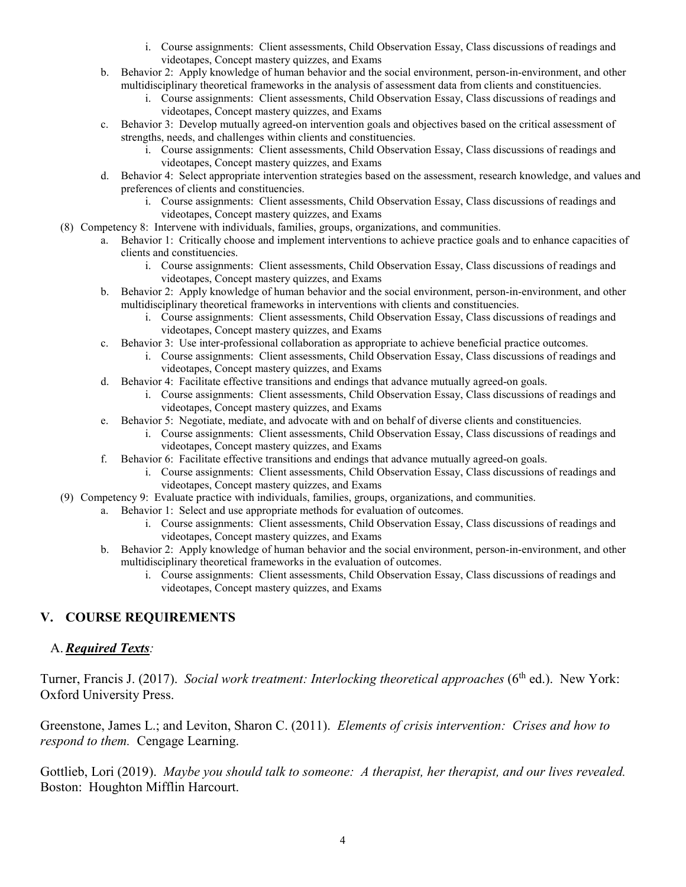i. Course assignments: Client assessments, Child Observation Essay, Class discussions of readings and videotapes, Concept mastery quizzes, and Exams

b. Behavior 2: Apply knowledge of human behavior and the social environment, person-in-environment, and other multidisciplinary theoretical frameworks in the analysis of assessment data from clients and constituencies.
   i. Course assignments: Client assessments, Child Observation Essay, Class discussions of readings and videotapes, Concept mastery quizzes, and Exams

c. Behavior 3: Develop mutually agreed-on intervention goals and objectives based on the critical assessment of strengths, needs, and challenges within clients and constituencies.
   i. Course assignments: Client assessments, Child Observation Essay, Class discussions of readings and videotapes, Concept mastery quizzes, and Exams

d. Behavior 4: Select appropriate intervention strategies based on the assessment, research knowledge, and values and preferences of clients and constituencies.
   i. Course assignments: Client assessments, Child Observation Essay, Class discussions of readings and videotapes, Concept mastery quizzes, and Exams

(8) Competency 8: Intervene with individuals, families, groups, organizations, and communities.

a. Behavior 1: Critically choose and implement interventions to achieve practice goals and to enhance capacities of clients and constituencies.
   i. Course assignments: Client assessments, Child Observation Essay, Class discussions of readings and videotapes, Concept mastery quizzes, and Exams

b. Behavior 2: Apply knowledge of human behavior and the social environment, person-in-environment, and other multidisciplinary theoretical frameworks in interventions with clients and constituencies.
   i. Course assignments: Client assessments, Child Observation Essay, Class discussions of readings and videotapes, Concept mastery quizzes, and Exams

c. Behavior 3: Use inter-professional collaboration as appropriate to achieve beneficial practice outcomes.
   i. Course assignments: Client assessments, Child Observation Essay, Class discussions of readings and videotapes, Concept mastery quizzes, and Exams

d. Behavior 4: Facilitate effective transitions and endings that advance mutually agreed-on goals.
   i. Course assignments: Client assessments, Child Observation Essay, Class discussions of readings and videotapes, Concept mastery quizzes, and Exams

e. Behavior 5: Negotiate, mediate, and advocate with and on behalf of diverse clients and constituencies.
   i. Course assignments: Client assessments, Child Observation Essay, Class discussions of readings and videotapes, Concept mastery quizzes, and Exams

f. Behavior 6: Facilitate effective transitions and endings that advance mutually agreed-on goals.
   i. Course assignments: Client assessments, Child Observation Essay, Class discussions of readings and videotapes, Concept mastery quizzes, and Exams

(9) Competency 9: Evaluate practice with individuals, families, groups, organizations, and communities.

a. Behavior 1: Select and use appropriate methods for evaluation of outcomes.
   i. Course assignments: Client assessments, Child Observation Essay, Class discussions of readings and videotapes, Concept mastery quizzes, and Exams

b. Behavior 2: Apply knowledge of human behavior and the social environment, person-in-environment, and other multidisciplinary theoretical frameworks in the evaluation of outcomes.
   i. Course assignments: Client assessments, Child Observation Essay, Class discussions of readings and videotapes, Concept mastery quizzes, and Exams

## V. COURSE REQUIREMENTS

### A. ***Required Texts***:

Turner, Francis J. (2017). *Social work treatment: Interlocking theoretical approaches* (6th ed.). New York: Oxford University Press.

Greenstone, James L.; and Leviton, Sharon C. (2011). *Elements of crisis intervention: Crises and how to respond to them.* Cengage Learning.

Gottlieb, Lori (2019). *Maybe you should talk to someone: A therapist, her therapist, and our lives revealed.* Boston: Houghton Mifflin Harcourt.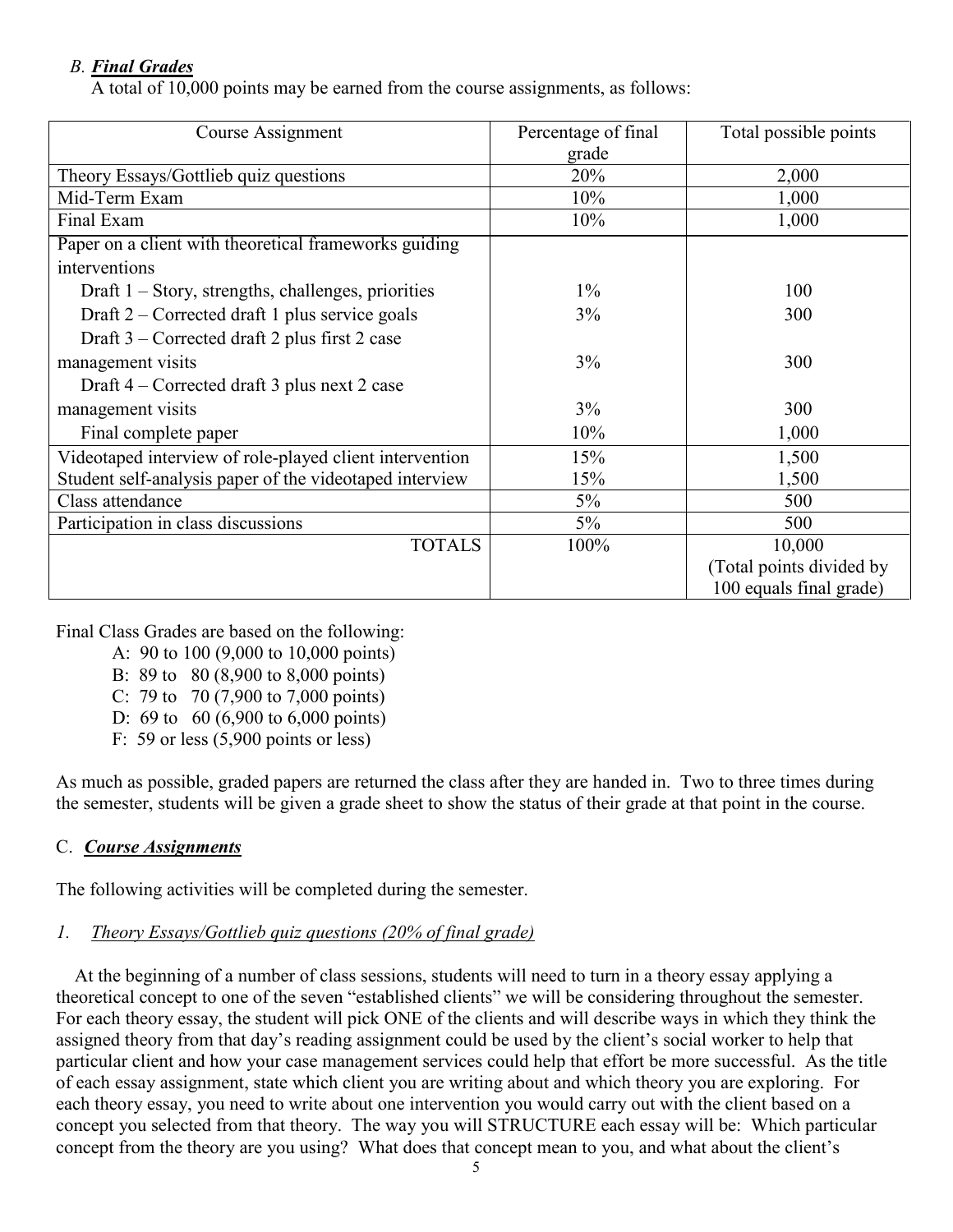### *B. **Final Grades***

A total of 10,000 points may be earned from the course assignments, as follows:

| Course Assignment | Percentage of final grade | Total possible points |
|---|---|---|
| Theory Essays/Gottlieb quiz questions | 20% | 2,000 |
| Mid-Term Exam | 10% | 1,000 |
| Final Exam | 10% | 1,000 |
| Paper on a client with theoretical frameworks guiding interventions | | |
| Draft 1 – Story, strengths, challenges, priorities | 1% | 100 |
| Draft 2 – Corrected draft 1 plus service goals | 3% | 300 |
| Draft 3 – Corrected draft 2 plus first 2 case management visits | 3% | 300 |
| Draft 4 – Corrected draft 3 plus next 2 case management visits | 3% | 300 |
| Final complete paper | 10% | 1,000 |
| Videotaped interview of role-played client intervention | 15% | 1,500 |
| Student self-analysis paper of the videotaped interview | 15% | 1,500 |
| Class attendance | 5% | 500 |
| Participation in class discussions | 5% | 500 |
| TOTALS | 100% | 10,000 (Total points divided by 100 equals final grade) |

Final Class Grades are based on the following:

- A: 90 to 100 (9,000 to 10,000 points)
- B: 89 to 80 (8,900 to 8,000 points)
- C: 79 to 70 (7,900 to 7,000 points)
- D: 69 to 60 (6,900 to 6,000 points)
- F: 59 or less (5,900 points or less)

As much as possible, graded papers are returned the class after they are handed in. Two to three times during the semester, students will be given a grade sheet to show the status of their grade at that point in the course.

### C. ***Course Assignments***

The following activities will be completed during the semester.

#### *1. Theory Essays/Gottlieb quiz questions (20% of final grade)*

At the beginning of a number of class sessions, students will need to turn in a theory essay applying a theoretical concept to one of the seven "established clients" we will be considering throughout the semester. For each theory essay, the student will pick ONE of the clients and will describe ways in which they think the assigned theory from that day's reading assignment could be used by the client's social worker to help that particular client and how your case management services could help that effort be more successful. As the title of each essay assignment, state which client you are writing about and which theory you are exploring. For each theory essay, you need to write about one intervention you would carry out with the client based on a concept you selected from that theory. The way you will STRUCTURE each essay will be: Which particular concept from the theory are you using? What does that concept mean to you, and what about the client's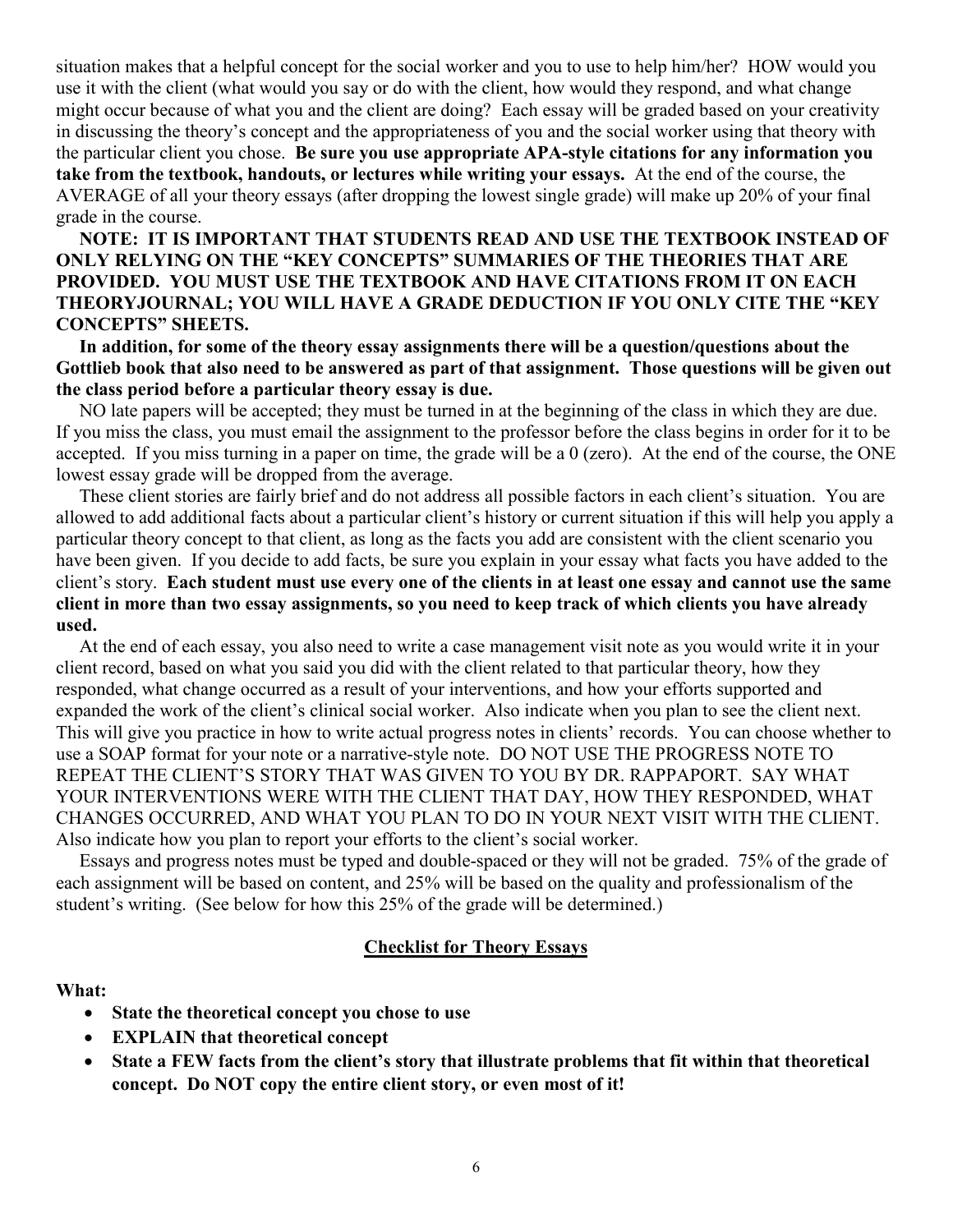situation makes that a helpful concept for the social worker and you to use to help him/her? HOW would you use it with the client (what would you say or do with the client, how would they respond, and what change might occur because of what you and the client are doing? Each essay will be graded based on your creativity in discussing the theory's concept and the appropriateness of you and the social worker using that theory with the particular client you chose. **Be sure you use appropriate APA-style citations for any information you take from the textbook, handouts, or lectures while writing your essays.** At the end of the course, the AVERAGE of all your theory essays (after dropping the lowest single grade) will make up 20% of your final grade in the course.

**NOTE: IT IS IMPORTANT THAT STUDENTS READ AND USE THE TEXTBOOK INSTEAD OF ONLY RELYING ON THE "KEY CONCEPTS" SUMMARIES OF THE THEORIES THAT ARE PROVIDED. YOU MUST USE THE TEXTBOOK AND HAVE CITATIONS FROM IT ON EACH THEORYJOURNAL; YOU WILL HAVE A GRADE DEDUCTION IF YOU ONLY CITE THE "KEY CONCEPTS" SHEETS.**

**In addition, for some of the theory essay assignments there will be a question/questions about the Gottlieb book that also need to be answered as part of that assignment. Those questions will be given out the class period before a particular theory essay is due.**

NO late papers will be accepted; they must be turned in at the beginning of the class in which they are due. If you miss the class, you must email the assignment to the professor before the class begins in order for it to be accepted. If you miss turning in a paper on time, the grade will be a 0 (zero). At the end of the course, the ONE lowest essay grade will be dropped from the average.

These client stories are fairly brief and do not address all possible factors in each client's situation. You are allowed to add additional facts about a particular client's history or current situation if this will help you apply a particular theory concept to that client, as long as the facts you add are consistent with the client scenario you have been given. If you decide to add facts, be sure you explain in your essay what facts you have added to the client's story. **Each student must use every one of the clients in at least one essay and cannot use the same client in more than two essay assignments, so you need to keep track of which clients you have already used.**

At the end of each essay, you also need to write a case management visit note as you would write it in your client record, based on what you said you did with the client related to that particular theory, how they responded, what change occurred as a result of your interventions, and how your efforts supported and expanded the work of the client's clinical social worker. Also indicate when you plan to see the client next. This will give you practice in how to write actual progress notes in clients' records. You can choose whether to use a SOAP format for your note or a narrative-style note. DO NOT USE THE PROGRESS NOTE TO REPEAT THE CLIENT'S STORY THAT WAS GIVEN TO YOU BY DR. RAPPAPORT. SAY WHAT YOUR INTERVENTIONS WERE WITH THE CLIENT THAT DAY, HOW THEY RESPONDED, WHAT CHANGES OCCURRED, AND WHAT YOU PLAN TO DO IN YOUR NEXT VISIT WITH THE CLIENT. Also indicate how you plan to report your efforts to the client's social worker.

Essays and progress notes must be typed and double-spaced or they will not be graded. 75% of the grade of each assignment will be based on content, and 25% will be based on the quality and professionalism of the student's writing. (See below for how this 25% of the grade will be determined.)

## Checklist for Theory Essays

**What:**

- **State the theoretical concept you chose to use**
- **EXPLAIN that theoretical concept**
- **State a FEW facts from the client's story that illustrate problems that fit within that theoretical concept. Do NOT copy the entire client story, or even most of it!**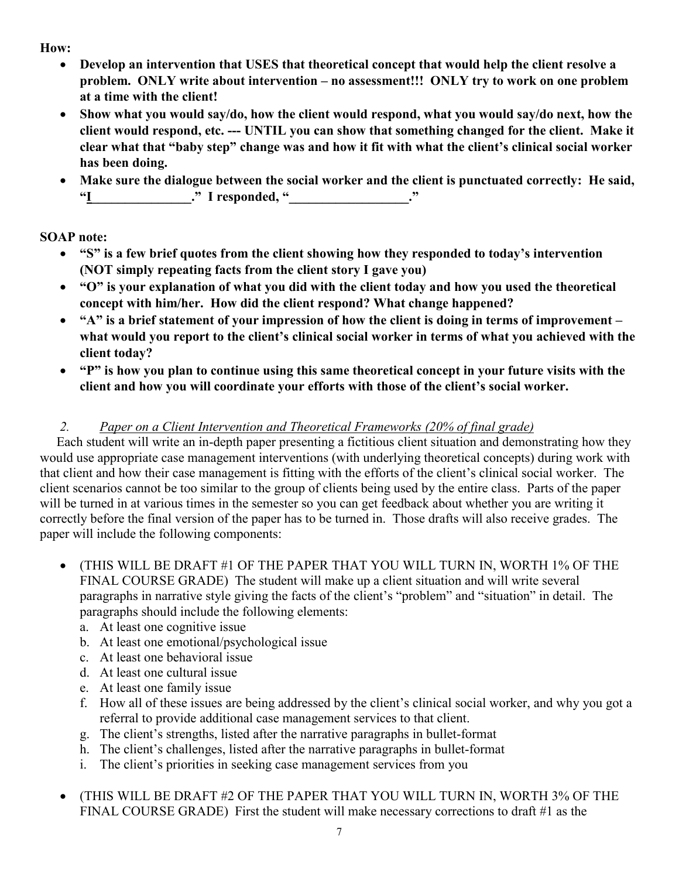**How:**

- **Develop an intervention that USES that theoretical concept that would help the client resolve a problem. ONLY write about intervention – no assessment!!! ONLY try to work on one problem at a time with the client!**
- **Show what you would say/do, how the client would respond, what you would say/do next, how the client would respond, etc. --- UNTIL you can show that something changed for the client. Make it clear what that "baby step" change was and how it fit with what the client's clinical social worker has been doing.**
- **Make sure the dialogue between the social worker and the client is punctuated correctly: He said, "I_______________." I responded, "_________________."**

**SOAP note:**

- **"S" is a few brief quotes from the client showing how they responded to today's intervention (NOT simply repeating facts from the client story I gave you)**
- **"O" is your explanation of what you did with the client today and how you used the theoretical concept with him/her. How did the client respond? What change happened?**
- **"A" is a brief statement of your impression of how the client is doing in terms of improvement – what would you report to the client's clinical social worker in terms of what you achieved with the client today?**
- **"P" is how you plan to continue using this same theoretical concept in your future visits with the client and how you will coordinate your efforts with those of the client's social worker.**

2. *Paper on a Client Intervention and Theoretical Frameworks (20% of final grade)*

Each student will write an in-depth paper presenting a fictitious client situation and demonstrating how they would use appropriate case management interventions (with underlying theoretical concepts) during work with that client and how their case management is fitting with the efforts of the client's clinical social worker. The client scenarios cannot be too similar to the group of clients being used by the entire class. Parts of the paper will be turned in at various times in the semester so you can get feedback about whether you are writing it correctly before the final version of the paper has to be turned in. Those drafts will also receive grades. The paper will include the following components:

- (THIS WILL BE DRAFT #1 OF THE PAPER THAT YOU WILL TURN IN, WORTH 1% OF THE FINAL COURSE GRADE) The student will make up a client situation and will write several paragraphs in narrative style giving the facts of the client's "problem" and "situation" in detail. The paragraphs should include the following elements:
  a. At least one cognitive issue
  b. At least one emotional/psychological issue
  c. At least one behavioral issue
  d. At least one cultural issue
  e. At least one family issue
  f. How all of these issues are being addressed by the client's clinical social worker, and why you got a referral to provide additional case management services to that client.
  g. The client's strengths, listed after the narrative paragraphs in bullet-format
  h. The client's challenges, listed after the narrative paragraphs in bullet-format
  i. The client's priorities in seeking case management services from you

- (THIS WILL BE DRAFT #2 OF THE PAPER THAT YOU WILL TURN IN, WORTH 3% OF THE FINAL COURSE GRADE) First the student will make necessary corrections to draft #1 as the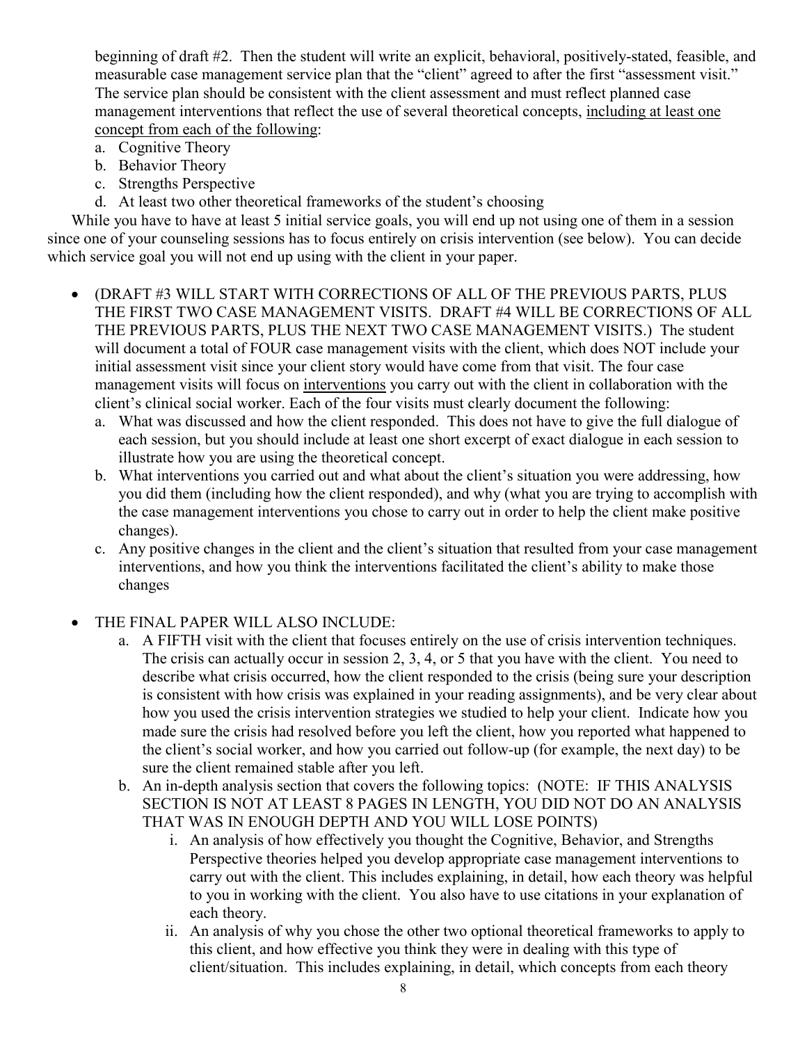beginning of draft #2. Then the student will write an explicit, behavioral, positively-stated, feasible, and measurable case management service plan that the "client" agreed to after the first "assessment visit." The service plan should be consistent with the client assessment and must reflect planned case management interventions that reflect the use of several theoretical concepts, <u>including at least one concept from each of the following</u>:

a. Cognitive Theory
b. Behavior Theory
c. Strengths Perspective
d. At least two other theoretical frameworks of the student's choosing

While you have to have at least 5 initial service goals, you will end up not using one of them in a session since one of your counseling sessions has to focus entirely on crisis intervention (see below). You can decide which service goal you will not end up using with the client in your paper.

- (DRAFT #3 WILL START WITH CORRECTIONS OF ALL OF THE PREVIOUS PARTS, PLUS THE FIRST TWO CASE MANAGEMENT VISITS. DRAFT #4 WILL BE CORRECTIONS OF ALL THE PREVIOUS PARTS, PLUS THE NEXT TWO CASE MANAGEMENT VISITS.) The student will document a total of FOUR case management visits with the client, which does NOT include your initial assessment visit since your client story would have come from that visit. The four case management visits will focus on <u>interventions</u> you carry out with the client in collaboration with the client's clinical social worker. Each of the four visits must clearly document the following:
  a. What was discussed and how the client responded. This does not have to give the full dialogue of each session, but you should include at least one short excerpt of exact dialogue in each session to illustrate how you are using the theoretical concept.
  b. What interventions you carried out and what about the client's situation you were addressing, how you did them (including how the client responded), and why (what you are trying to accomplish with the case management interventions you chose to carry out in order to help the client make positive changes).
  c. Any positive changes in the client and the client's situation that resulted from your case management interventions, and how you think the interventions facilitated the client's ability to make those changes

- THE FINAL PAPER WILL ALSO INCLUDE:
  a. A FIFTH visit with the client that focuses entirely on the use of crisis intervention techniques. The crisis can actually occur in session 2, 3, 4, or 5 that you have with the client. You need to describe what crisis occurred, how the client responded to the crisis (being sure your description is consistent with how crisis was explained in your reading assignments), and be very clear about how you used the crisis intervention strategies we studied to help your client. Indicate how you made sure the crisis had resolved before you left the client, how you reported what happened to the client's social worker, and how you carried out follow-up (for example, the next day) to be sure the client remained stable after you left.
  b. An in-depth analysis section that covers the following topics: (NOTE: IF THIS ANALYSIS SECTION IS NOT AT LEAST 8 PAGES IN LENGTH, YOU DID NOT DO AN ANALYSIS THAT WAS IN ENOUGH DEPTH AND YOU WILL LOSE POINTS)
     i. An analysis of how effectively you thought the Cognitive, Behavior, and Strengths Perspective theories helped you develop appropriate case management interventions to carry out with the client. This includes explaining, in detail, how each theory was helpful to you in working with the client. You also have to use citations in your explanation of each theory.
     ii. An analysis of why you chose the other two optional theoretical frameworks to apply to this client, and how effective you think they were in dealing with this type of client/situation. This includes explaining, in detail, which concepts from each theory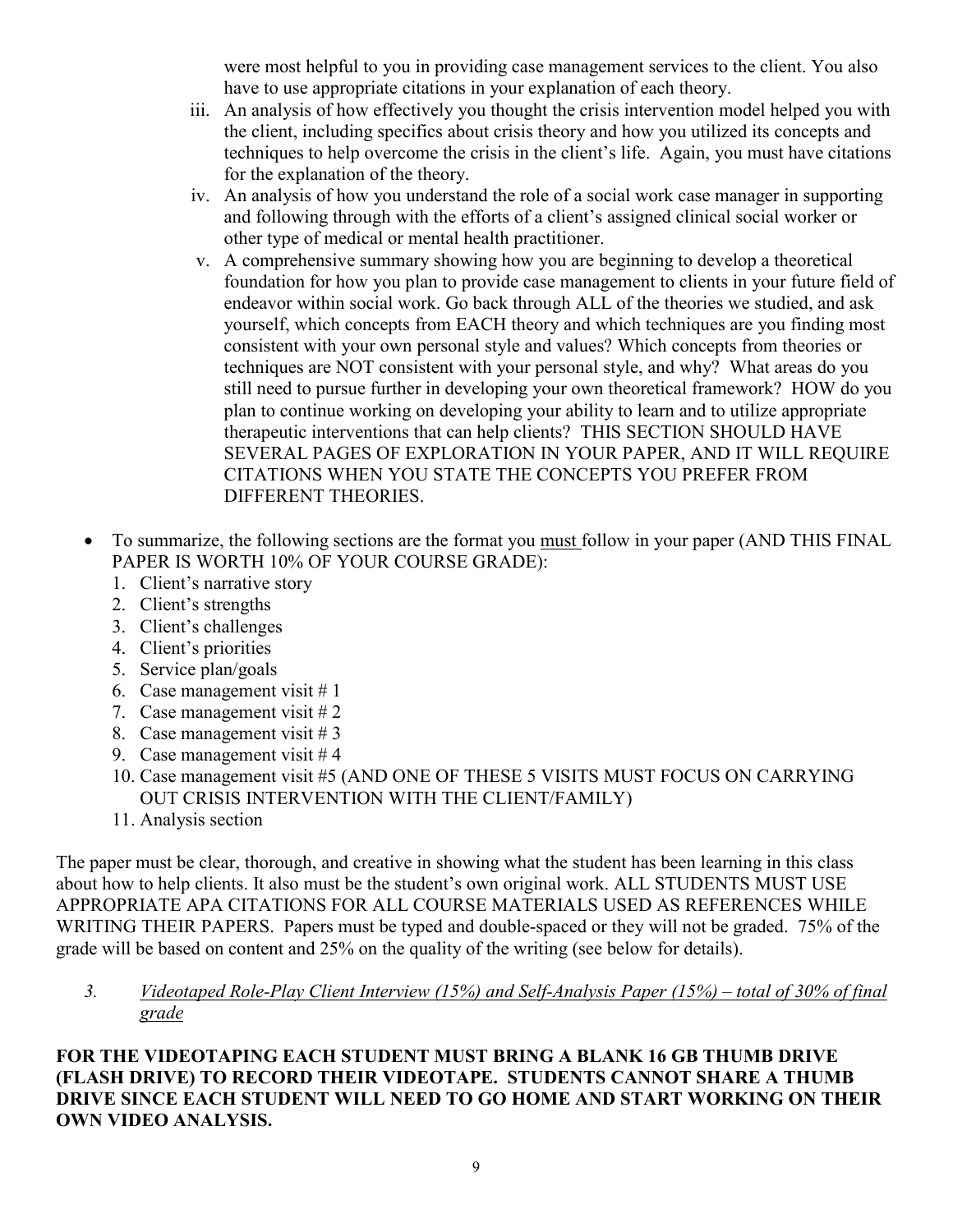were most helpful to you in providing case management services to the client. You also have to use appropriate citations in your explanation of each theory.

iii. An analysis of how effectively you thought the crisis intervention model helped you with the client, including specifics about crisis theory and how you utilized its concepts and techniques to help overcome the crisis in the client's life. Again, you must have citations for the explanation of the theory.

iv. An analysis of how you understand the role of a social work case manager in supporting and following through with the efforts of a client's assigned clinical social worker or other type of medical or mental health practitioner.

v. A comprehensive summary showing how you are beginning to develop a theoretical foundation for how you plan to provide case management to clients in your future field of endeavor within social work. Go back through ALL of the theories we studied, and ask yourself, which concepts from EACH theory and which techniques are you finding most consistent with your own personal style and values? Which concepts from theories or techniques are NOT consistent with your personal style, and why? What areas do you still need to pursue further in developing your own theoretical framework? HOW do you plan to continue working on developing your ability to learn and to utilize appropriate therapeutic interventions that can help clients? THIS SECTION SHOULD HAVE SEVERAL PAGES OF EXPLORATION IN YOUR PAPER, AND IT WILL REQUIRE CITATIONS WHEN YOU STATE THE CONCEPTS YOU PREFER FROM DIFFERENT THEORIES.

- To summarize, the following sections are the format you must follow in your paper (AND THIS FINAL PAPER IS WORTH 10% OF YOUR COURSE GRADE):
  1. Client's narrative story
  2. Client's strengths
  3. Client's challenges
  4. Client's priorities
  5. Service plan/goals
  6. Case management visit # 1
  7. Case management visit # 2
  8. Case management visit # 3
  9. Case management visit # 4
  10. Case management visit #5 (AND ONE OF THESE 5 VISITS MUST FOCUS ON CARRYING OUT CRISIS INTERVENTION WITH THE CLIENT/FAMILY)
  11. Analysis section

The paper must be clear, thorough, and creative in showing what the student has been learning in this class about how to help clients. It also must be the student's own original work. ALL STUDENTS MUST USE APPROPRIATE APA CITATIONS FOR ALL COURSE MATERIALS USED AS REFERENCES WHILE WRITING THEIR PAPERS. Papers must be typed and double-spaced or they will not be graded. 75% of the grade will be based on content and 25% on the quality of the writing (see below for details).

3. *Videotaped Role-Play Client Interview (15%) and Self-Analysis Paper (15%) – total of 30% of final grade*

**FOR THE VIDEOTAPING EACH STUDENT MUST BRING A BLANK 16 GB THUMB DRIVE (FLASH DRIVE) TO RECORD THEIR VIDEOTAPE. STUDENTS CANNOT SHARE A THUMB DRIVE SINCE EACH STUDENT WILL NEED TO GO HOME AND START WORKING ON THEIR OWN VIDEO ANALYSIS.**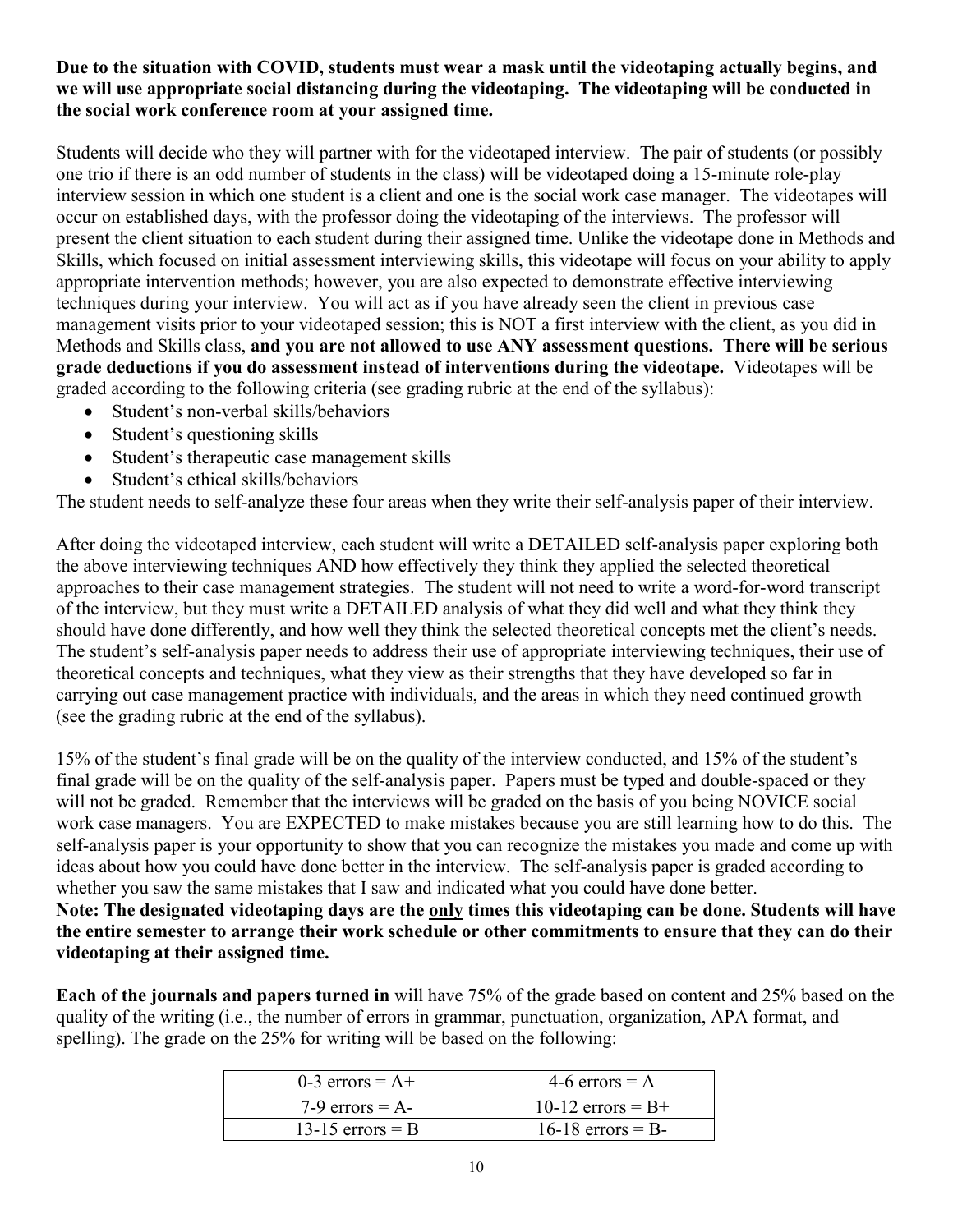**Due to the situation with COVID, students must wear a mask until the videotaping actually begins, and we will use appropriate social distancing during the videotaping. The videotaping will be conducted in the social work conference room at your assigned time.**

Students will decide who they will partner with for the videotaped interview. The pair of students (or possibly one trio if there is an odd number of students in the class) will be videotaped doing a 15-minute role-play interview session in which one student is a client and one is the social work case manager. The videotapes will occur on established days, with the professor doing the videotaping of the interviews. The professor will present the client situation to each student during their assigned time. Unlike the videotape done in Methods and Skills, which focused on initial assessment interviewing skills, this videotape will focus on your ability to apply appropriate intervention methods; however, you are also expected to demonstrate effective interviewing techniques during your interview. You will act as if you have already seen the client in previous case management visits prior to your videotaped session; this is NOT a first interview with the client, as you did in Methods and Skills class, **and you are not allowed to use ANY assessment questions. There will be serious grade deductions if you do assessment instead of interventions during the videotape.** Videotapes will be graded according to the following criteria (see grading rubric at the end of the syllabus):

- Student's non-verbal skills/behaviors
- Student's questioning skills
- Student's therapeutic case management skills
- Student's ethical skills/behaviors

The student needs to self-analyze these four areas when they write their self-analysis paper of their interview.

After doing the videotaped interview, each student will write a DETAILED self-analysis paper exploring both the above interviewing techniques AND how effectively they think they applied the selected theoretical approaches to their case management strategies. The student will not need to write a word-for-word transcript of the interview, but they must write a DETAILED analysis of what they did well and what they think they should have done differently, and how well they think the selected theoretical concepts met the client's needs. The student's self-analysis paper needs to address their use of appropriate interviewing techniques, their use of theoretical concepts and techniques, what they view as their strengths that they have developed so far in carrying out case management practice with individuals, and the areas in which they need continued growth (see the grading rubric at the end of the syllabus).

15% of the student's final grade will be on the quality of the interview conducted, and 15% of the student's final grade will be on the quality of the self-analysis paper. Papers must be typed and double-spaced or they will not be graded. Remember that the interviews will be graded on the basis of you being NOVICE social work case managers. You are EXPECTED to make mistakes because you are still learning how to do this. The self-analysis paper is your opportunity to show that you can recognize the mistakes you made and come up with ideas about how you could have done better in the interview. The self-analysis paper is graded according to whether you saw the same mistakes that I saw and indicated what you could have done better.

**Note: The designated videotaping days are the <u>only</u> times this videotaping can be done. Students will have the entire semester to arrange their work schedule or other commitments to ensure that they can do their videotaping at their assigned time.**

**Each of the journals and papers turned in** will have 75% of the grade based on content and 25% based on the quality of the writing (i.e., the number of errors in grammar, punctuation, organization, APA format, and spelling). The grade on the 25% for writing will be based on the following:

| | |
|---|---|
| 0-3 errors = A+ | 4-6 errors = A |
| 7-9 errors = A- | 10-12 errors = B+ |
| 13-15 errors = B | 16-18 errors = B- |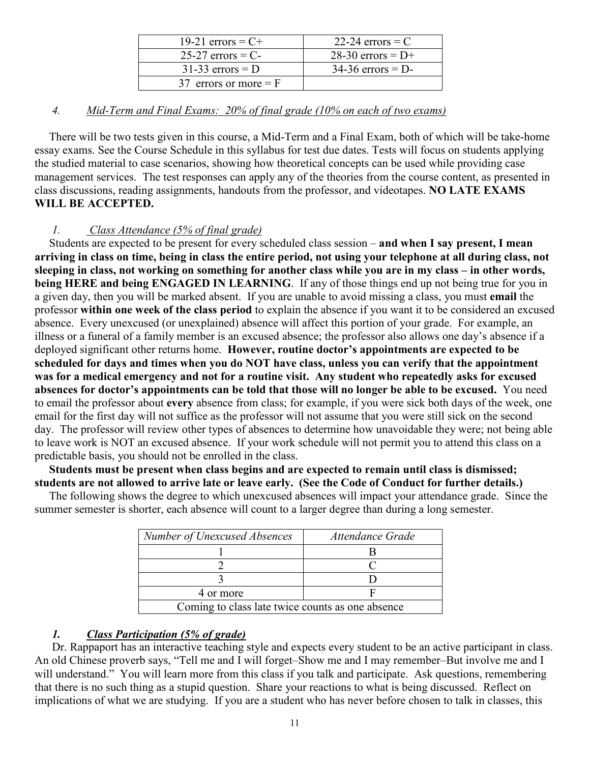| 19-21 errors = C+ | 22-24 errors = C |
|---|---|
| 25-27 errors = C- | 28-30 errors = D+ |
| 31-33 errors = D | 34-36 errors = D- |
| 37 errors or more = F | |

*4. Mid-Term and Final Exams: 20% of final grade (10% on each of two exams)*

There will be two tests given in this course, a Mid-Term and a Final Exam, both of which will be take-home essay exams. See the Course Schedule in this syllabus for test due dates. Tests will focus on students applying the studied material to case scenarios, showing how theoretical concepts can be used while providing case management services. The test responses can apply any of the theories from the course content, as presented in class discussions, reading assignments, handouts from the professor, and videotapes. **NO LATE EXAMS WILL BE ACCEPTED.**

*1. Class Attendance (5% of final grade)*

Students are expected to be present for every scheduled class session – **and when I say present, I mean arriving in class on time, being in class the entire period, not using your telephone at all during class, not sleeping in class, not working on something for another class while you are in my class – in other words, being HERE and being ENGAGED IN LEARNING**. If any of those things end up not being true for you in a given day, then you will be marked absent. If you are unable to avoid missing a class, you must **email** the professor **within one week of the class period** to explain the absence if you want it to be considered an excused absence. Every unexcused (or unexplained) absence will affect this portion of your grade. For example, an illness or a funeral of a family member is an excused absence; the professor also allows one day's absence if a deployed significant other returns home. **However, routine doctor's appointments are expected to be scheduled for days and times when you do NOT have class, unless you can verify that the appointment was for a medical emergency and not for a routine visit. Any student who repeatedly asks for excused absences for doctor's appointments can be told that those will no longer be able to be excused.** You need to email the professor about **every** absence from class; for example, if you were sick both days of the week, one email for the first day will not suffice as the professor will not assume that you were still sick on the second day. The professor will review other types of absences to determine how unavoidable they were; not being able to leave work is NOT an excused absence. If your work schedule will not permit you to attend this class on a predictable basis, you should not be enrolled in the class.

**Students must be present when class begins and are expected to remain until class is dismissed; students are not allowed to arrive late or leave early. (See the Code of Conduct for further details.)**

The following shows the degree to which unexcused absences will impact your attendance grade. Since the summer semester is shorter, each absence will count to a larger degree than during a long semester.

| *Number of Unexcused Absences* | *Attendance Grade* |
|---|---|
| 1 | B |
| 2 | C |
| 3 | D |
| 4 or more | F |
| Coming to class late twice counts as one absence | |

***1. Class Participation (5% of grade)***

Dr. Rappaport has an interactive teaching style and expects every student to be an active participant in class. An old Chinese proverb says, "Tell me and I will forget–Show me and I may remember–But involve me and I will understand." You will learn more from this class if you talk and participate. Ask questions, remembering that there is no such thing as a stupid question. Share your reactions to what is being discussed. Reflect on implications of what we are studying. If you are a student who has never before chosen to talk in classes, this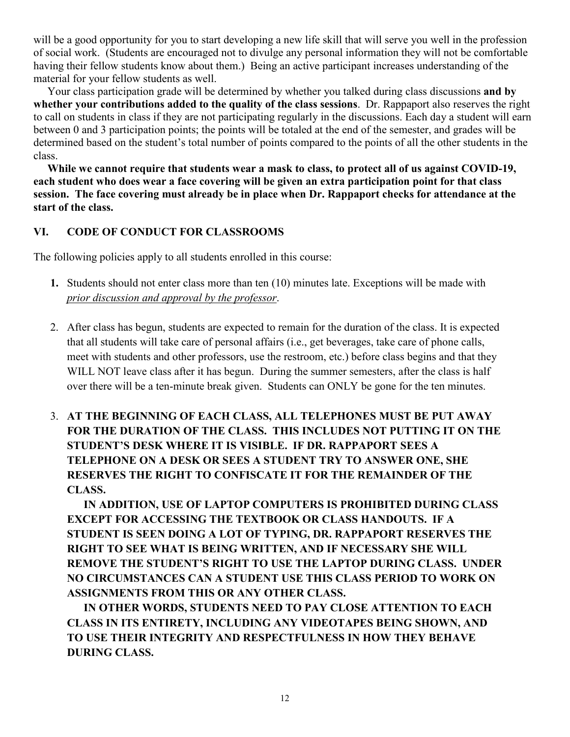will be a good opportunity for you to start developing a new life skill that will serve you well in the profession of social work. (Students are encouraged not to divulge any personal information they will not be comfortable having their fellow students know about them.) Being an active participant increases understanding of the material for your fellow students as well.

Your class participation grade will be determined by whether you talked during class discussions **and by whether your contributions added to the quality of the class sessions**. Dr. Rappaport also reserves the right to call on students in class if they are not participating regularly in the discussions. Each day a student will earn between 0 and 3 participation points; the points will be totaled at the end of the semester, and grades will be determined based on the student's total number of points compared to the points of all the other students in the class.

**While we cannot require that students wear a mask to class, to protect all of us against COVID-19, each student who does wear a face covering will be given an extra participation point for that class session. The face covering must already be in place when Dr. Rappaport checks for attendance at the start of the class.**

## VI. CODE OF CONDUCT FOR CLASSROOMS

The following policies apply to all students enrolled in this course:

1. Students should not enter class more than ten (10) minutes late. Exceptions will be made with *prior discussion and approval by the professor*.

2. After class has begun, students are expected to remain for the duration of the class. It is expected that all students will take care of personal affairs (i.e., get beverages, take care of phone calls, meet with students and other professors, use the restroom, etc.) before class begins and that they WILL NOT leave class after it has begun. During the summer semesters, after the class is half over there will be a ten-minute break given. Students can ONLY be gone for the ten minutes.

3. **AT THE BEGINNING OF EACH CLASS, ALL TELEPHONES MUST BE PUT AWAY FOR THE DURATION OF THE CLASS. THIS INCLUDES NOT PUTTING IT ON THE STUDENT'S DESK WHERE IT IS VISIBLE. IF DR. RAPPAPORT SEES A TELEPHONE ON A DESK OR SEES A STUDENT TRY TO ANSWER ONE, SHE RESERVES THE RIGHT TO CONFISCATE IT FOR THE REMAINDER OF THE CLASS.**

   **IN ADDITION, USE OF LAPTOP COMPUTERS IS PROHIBITED DURING CLASS EXCEPT FOR ACCESSING THE TEXTBOOK OR CLASS HANDOUTS. IF A STUDENT IS SEEN DOING A LOT OF TYPING, DR. RAPPAPORT RESERVES THE RIGHT TO SEE WHAT IS BEING WRITTEN, AND IF NECESSARY SHE WILL REMOVE THE STUDENT'S RIGHT TO USE THE LAPTOP DURING CLASS. UNDER NO CIRCUMSTANCES CAN A STUDENT USE THIS CLASS PERIOD TO WORK ON ASSIGNMENTS FROM THIS OR ANY OTHER CLASS.**

   **IN OTHER WORDS, STUDENTS NEED TO PAY CLOSE ATTENTION TO EACH CLASS IN ITS ENTIRETY, INCLUDING ANY VIDEOTAPES BEING SHOWN, AND TO USE THEIR INTEGRITY AND RESPECTFULNESS IN HOW THEY BEHAVE DURING CLASS.**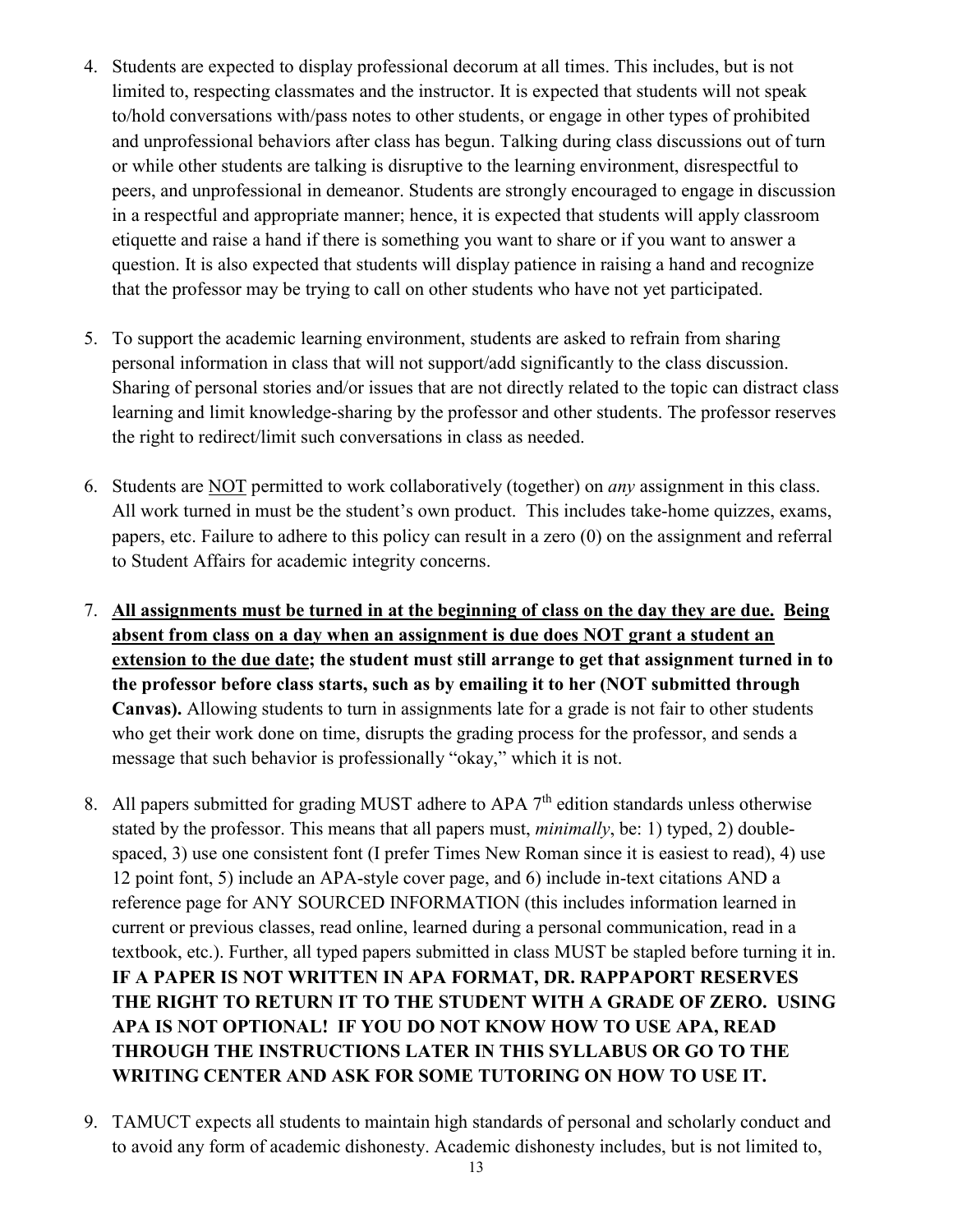4. Students are expected to display professional decorum at all times. This includes, but is not limited to, respecting classmates and the instructor. It is expected that students will not speak to/hold conversations with/pass notes to other students, or engage in other types of prohibited and unprofessional behaviors after class has begun. Talking during class discussions out of turn or while other students are talking is disruptive to the learning environment, disrespectful to peers, and unprofessional in demeanor. Students are strongly encouraged to engage in discussion in a respectful and appropriate manner; hence, it is expected that students will apply classroom etiquette and raise a hand if there is something you want to share or if you want to answer a question. It is also expected that students will display patience in raising a hand and recognize that the professor may be trying to call on other students who have not yet participated.

5. To support the academic learning environment, students are asked to refrain from sharing personal information in class that will not support/add significantly to the class discussion. Sharing of personal stories and/or issues that are not directly related to the topic can distract class learning and limit knowledge-sharing by the professor and other students. The professor reserves the right to redirect/limit such conversations in class as needed.

6. Students are <u>NOT</u> permitted to work collaboratively (together) on *any* assignment in this class. All work turned in must be the student's own product. This includes take-home quizzes, exams, papers, etc. Failure to adhere to this policy can result in a zero (0) on the assignment and referral to Student Affairs for academic integrity concerns.

7. **<u>All assignments must be turned in at the beginning of class on the day they are due.</u> <u>Being absent from class on a day when an assignment is due does NOT grant a student an extension to the due date</u>; the student must still arrange to get that assignment turned in to the professor before class starts, such as by emailing it to her (NOT submitted through Canvas).** Allowing students to turn in assignments late for a grade is not fair to other students who get their work done on time, disrupts the grading process for the professor, and sends a message that such behavior is professionally "okay," which it is not.

8. All papers submitted for grading MUST adhere to APA 7th edition standards unless otherwise stated by the professor. This means that all papers must, *minimally*, be: 1) typed, 2) double-spaced, 3) use one consistent font (I prefer Times New Roman since it is easiest to read), 4) use 12 point font, 5) include an APA-style cover page, and 6) include in-text citations AND a reference page for ANY SOURCED INFORMATION (this includes information learned in current or previous classes, read online, learned during a personal communication, read in a textbook, etc.). Further, all typed papers submitted in class MUST be stapled before turning it in. **IF A PAPER IS NOT WRITTEN IN APA FORMAT, DR. RAPPAPORT RESERVES THE RIGHT TO RETURN IT TO THE STUDENT WITH A GRADE OF ZERO. USING APA IS NOT OPTIONAL! IF YOU DO NOT KNOW HOW TO USE APA, READ THROUGH THE INSTRUCTIONS LATER IN THIS SYLLABUS OR GO TO THE WRITING CENTER AND ASK FOR SOME TUTORING ON HOW TO USE IT.**

9. TAMUCT expects all students to maintain high standards of personal and scholarly conduct and to avoid any form of academic dishonesty. Academic dishonesty includes, but is not limited to,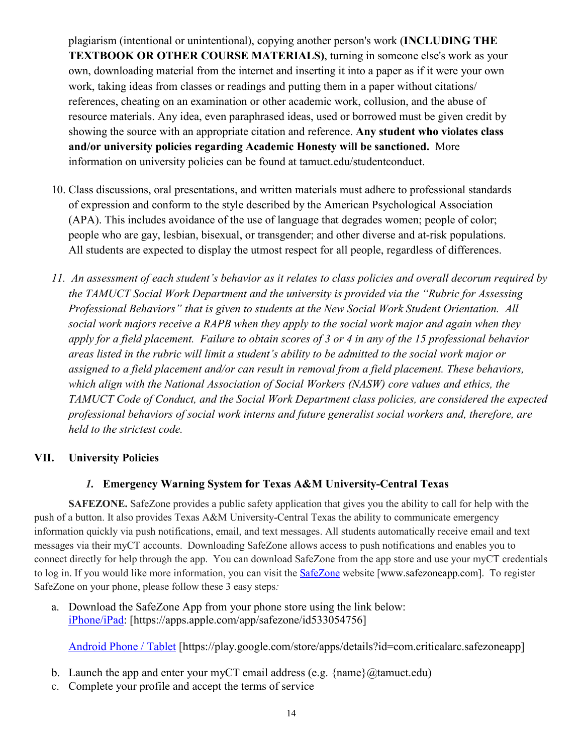plagiarism (intentional or unintentional), copying another person's work (**INCLUDING THE TEXTBOOK OR OTHER COURSE MATERIALS)**, turning in someone else's work as your own, downloading material from the internet and inserting it into a paper as if it were your own work, taking ideas from classes or readings and putting them in a paper without citations/ references, cheating on an examination or other academic work, collusion, and the abuse of resource materials. Any idea, even paraphrased ideas, used or borrowed must be given credit by showing the source with an appropriate citation and reference. **Any student who violates class and/or university policies regarding Academic Honesty will be sanctioned.** More information on university policies can be found at tamuct.edu/studentconduct.

10. Class discussions, oral presentations, and written materials must adhere to professional standards of expression and conform to the style described by the American Psychological Association (APA). This includes avoidance of the use of language that degrades women; people of color; people who are gay, lesbian, bisexual, or transgender; and other diverse and at-risk populations. All students are expected to display the utmost respect for all people, regardless of differences.

11. *An assessment of each student's behavior as it relates to class policies and overall decorum required by the TAMUCT Social Work Department and the university is provided via the "Rubric for Assessing Professional Behaviors" that is given to students at the New Social Work Student Orientation. All social work majors receive a RAPB when they apply to the social work major and again when they apply for a field placement. Failure to obtain scores of 3 or 4 in any of the 15 professional behavior areas listed in the rubric will limit a student's ability to be admitted to the social work major or assigned to a field placement and/or can result in removal from a field placement. These behaviors, which align with the National Association of Social Workers (NASW) core values and ethics, the TAMUCT Code of Conduct, and the Social Work Department class policies, are considered the expected professional behaviors of social work interns and future generalist social workers and, therefore, are held to the strictest code.*

## VII. University Policies

### *1.* Emergency Warning System for Texas A&M University-Central Texas

**SAFEZONE.** SafeZone provides a public safety application that gives you the ability to call for help with the push of a button. It also provides Texas A&M University-Central Texas the ability to communicate emergency information quickly via push notifications, email, and text messages. All students automatically receive email and text messages via their myCT accounts. Downloading SafeZone allows access to push notifications and enables you to connect directly for help through the app. You can download SafeZone from the app store and use your myCT credentials to log in. If you would like more information, you can visit the SafeZone website [www.safezoneapp.com]. To register SafeZone on your phone, please follow these 3 easy steps*:*

a. Download the SafeZone App from your phone store using the link below:
   iPhone/iPad: [https://apps.apple.com/app/safezone/id533054756]

   Android Phone / Tablet [https://play.google.com/store/apps/details?id=com.criticalarc.safezoneapp]

b. Launch the app and enter your myCT email address (e.g. {name}@tamuct.edu)
c. Complete your profile and accept the terms of service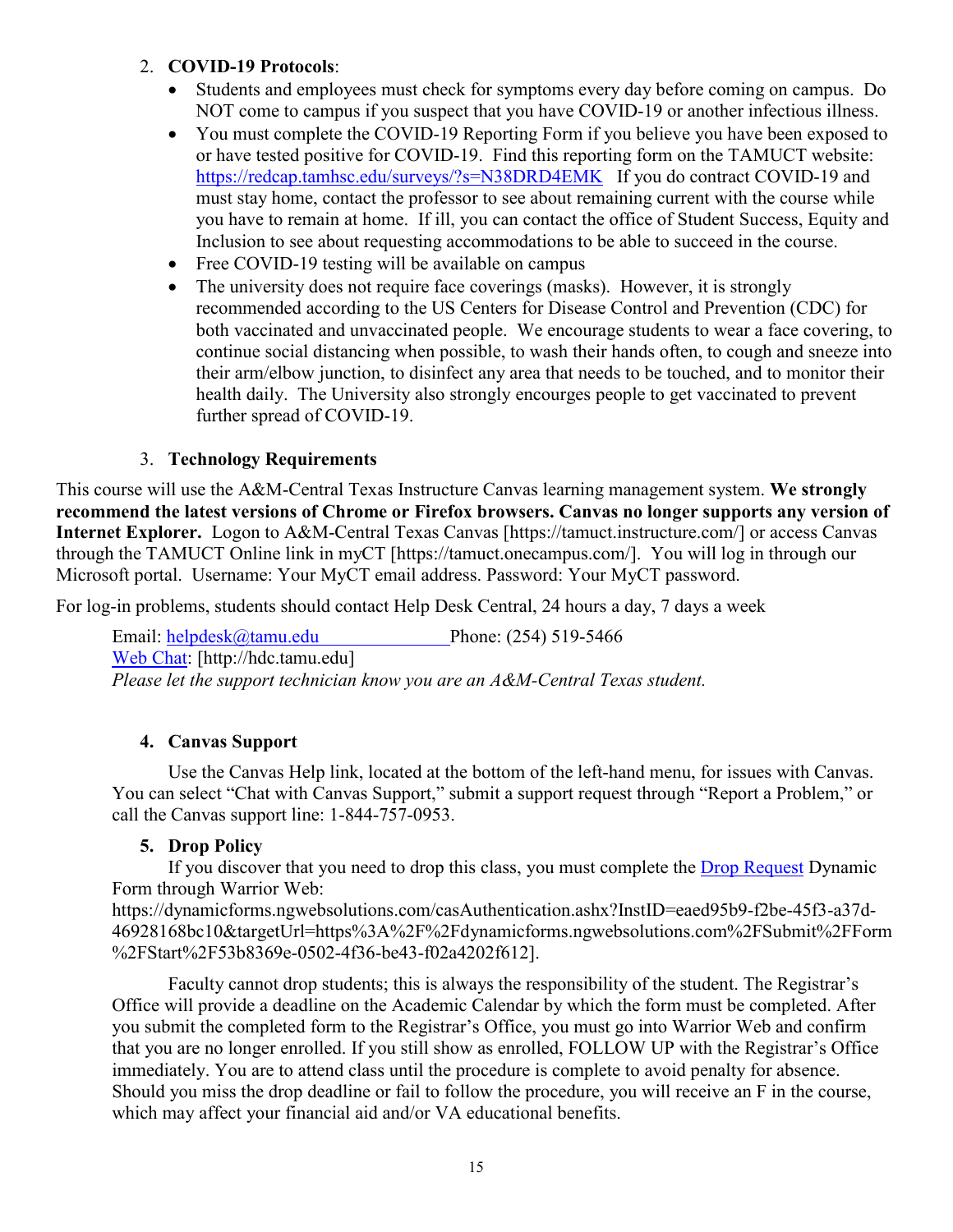2. **COVID-19 Protocols**:
   - Students and employees must check for symptoms every day before coming on campus. Do NOT come to campus if you suspect that you have COVID-19 or another infectious illness.
   - You must complete the COVID-19 Reporting Form if you believe you have been exposed to or have tested positive for COVID-19. Find this reporting form on the TAMUCT website: [https://redcap.tamhsc.edu/surveys/?s=N38DRD4EMK](https://redcap.tamhsc.edu/surveys/?s=N38DRD4EMK) If you do contract COVID-19 and must stay home, contact the professor to see about remaining current with the course while you have to remain at home. If ill, you can contact the office of Student Success, Equity and Inclusion to see about requesting accommodations to be able to succeed in the course.
   - Free COVID-19 testing will be available on campus
   - The university does not require face coverings (masks). However, it is strongly recommended according to the US Centers for Disease Control and Prevention (CDC) for both vaccinated and unvaccinated people. We encourage students to wear a face covering, to continue social distancing when possible, to wash their hands often, to cough and sneeze into their arm/elbow junction, to disinfect any area that needs to be touched, and to monitor their health daily. The University also strongly encourges people to get vaccinated to prevent further spread of COVID-19.

3. **Technology Requirements**

This course will use the A&M-Central Texas Instructure Canvas learning management system. **We strongly recommend the latest versions of Chrome or Firefox browsers. Canvas no longer supports any version of Internet Explorer.** Logon to A&M-Central Texas Canvas [https://tamuct.instructure.com/] or access Canvas through the TAMUCT Online link in myCT [https://tamuct.onecampus.com/]. You will log in through our Microsoft portal. Username: Your MyCT email address. Password: Your MyCT password.

For log-in problems, students should contact Help Desk Central, 24 hours a day, 7 days a week

Email: [helpdesk@tamu.edu](mailto:helpdesk@tamu.edu) Phone: (254) 519-5466
[Web Chat](http://hdc.tamu.edu): [http://hdc.tamu.edu]
*Please let the support technician know you are an A&M-Central Texas student.*

4. **Canvas Support**

Use the Canvas Help link, located at the bottom of the left-hand menu, for issues with Canvas. You can select "Chat with Canvas Support," submit a support request through "Report a Problem," or call the Canvas support line: 1-844-757-0953.

5. **Drop Policy**

If you discover that you need to drop this class, you must complete the [Drop Request](https://dynamicforms.ngwebsolutions.com/casAuthentication.ashx?InstID=eaed95b9-f2be-45f3-a37d-46928168bc10&targetUrl=https%3A%2F%2Fdynamicforms.ngwebsolutions.com%2FSubmit%2FForm%2FStart%2F53b8369e-0502-4f36-be43-f02a4202f612) Dynamic Form through Warrior Web:
https://dynamicforms.ngwebsolutions.com/casAuthentication.ashx?InstID=eaed95b9-f2be-45f3-a37d-46928168bc10&targetUrl=https%3A%2F%2Fdynamicforms.ngwebsolutions.com%2FSubmit%2FForm%2FStart%2F53b8369e-0502-4f36-be43-f02a4202f612].

Faculty cannot drop students; this is always the responsibility of the student. The Registrar's Office will provide a deadline on the Academic Calendar by which the form must be completed. After you submit the completed form to the Registrar's Office, you must go into Warrior Web and confirm that you are no longer enrolled. If you still show as enrolled, FOLLOW UP with the Registrar's Office immediately. You are to attend class until the procedure is complete to avoid penalty for absence. Should you miss the drop deadline or fail to follow the procedure, you will receive an F in the course, which may affect your financial aid and/or VA educational benefits.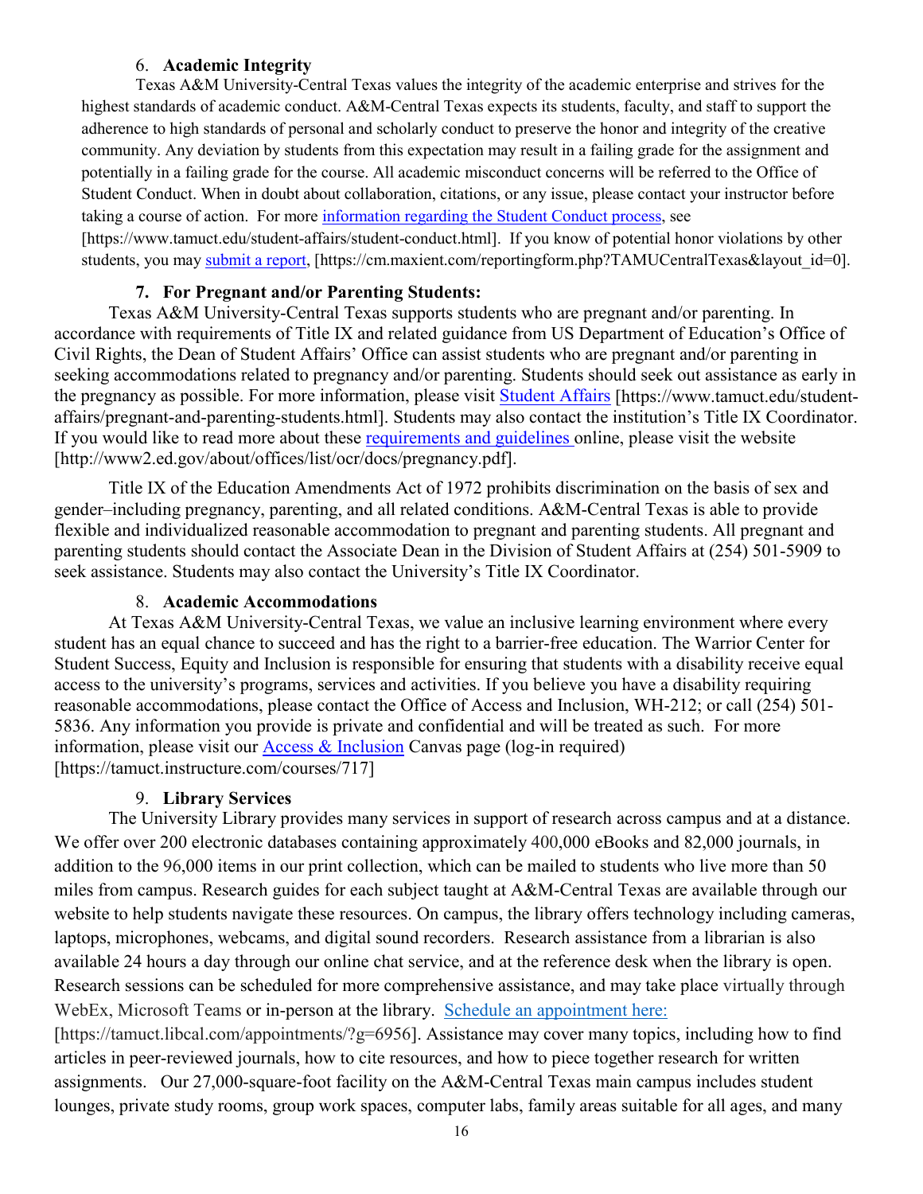### 6. **Academic Integrity**

Texas A&M University-Central Texas values the integrity of the academic enterprise and strives for the highest standards of academic conduct. A&M-Central Texas expects its students, faculty, and staff to support the adherence to high standards of personal and scholarly conduct to preserve the honor and integrity of the creative community. Any deviation by students from this expectation may result in a failing grade for the assignment and potentially in a failing grade for the course. All academic misconduct concerns will be referred to the Office of Student Conduct. When in doubt about collaboration, citations, or any issue, please contact your instructor before taking a course of action. For more information regarding the Student Conduct process, see [https://www.tamuct.edu/student-affairs/student-conduct.html]. If you know of potential honor violations by other students, you may submit a report, [https://cm.maxient.com/reportingform.php?TAMUCentralTexas&layout_id=0].

### 7. **For Pregnant and/or Parenting Students:**

Texas A&M University-Central Texas supports students who are pregnant and/or parenting. In accordance with requirements of Title IX and related guidance from US Department of Education's Office of Civil Rights, the Dean of Student Affairs' Office can assist students who are pregnant and/or parenting in seeking accommodations related to pregnancy and/or parenting. Students should seek out assistance as early in the pregnancy as possible. For more information, please visit Student Affairs [https://www.tamuct.edu/student-affairs/pregnant-and-parenting-students.html]. Students may also contact the institution's Title IX Coordinator. If you would like to read more about these requirements and guidelines online, please visit the website [http://www2.ed.gov/about/offices/list/ocr/docs/pregnancy.pdf].

Title IX of the Education Amendments Act of 1972 prohibits discrimination on the basis of sex and gender–including pregnancy, parenting, and all related conditions. A&M-Central Texas is able to provide flexible and individualized reasonable accommodation to pregnant and parenting students. All pregnant and parenting students should contact the Associate Dean in the Division of Student Affairs at (254) 501-5909 to seek assistance. Students may also contact the University's Title IX Coordinator.

### 8. **Academic Accommodations**

At Texas A&M University-Central Texas, we value an inclusive learning environment where every student has an equal chance to succeed and has the right to a barrier-free education. The Warrior Center for Student Success, Equity and Inclusion is responsible for ensuring that students with a disability receive equal access to the university's programs, services and activities. If you believe you have a disability requiring reasonable accommodations, please contact the Office of Access and Inclusion, WH-212; or call (254) 501-5836. Any information you provide is private and confidential and will be treated as such. For more information, please visit our Access & Inclusion Canvas page (log-in required) [https://tamuct.instructure.com/courses/717]

### 9. **Library Services**

The University Library provides many services in support of research across campus and at a distance. We offer over 200 electronic databases containing approximately 400,000 eBooks and 82,000 journals, in addition to the 96,000 items in our print collection, which can be mailed to students who live more than 50 miles from campus. Research guides for each subject taught at A&M-Central Texas are available through our website to help students navigate these resources. On campus, the library offers technology including cameras, laptops, microphones, webcams, and digital sound recorders. Research assistance from a librarian is also available 24 hours a day through our online chat service, and at the reference desk when the library is open. Research sessions can be scheduled for more comprehensive assistance, and may take place virtually through WebEx, Microsoft Teams or in-person at the library. Schedule an appointment here: [https://tamuct.libcal.com/appointments/?g=6956]. Assistance may cover many topics, including how to find articles in peer-reviewed journals, how to cite resources, and how to piece together research for written assignments. Our 27,000-square-foot facility on the A&M-Central Texas main campus includes student lounges, private study rooms, group work spaces, computer labs, family areas suitable for all ages, and many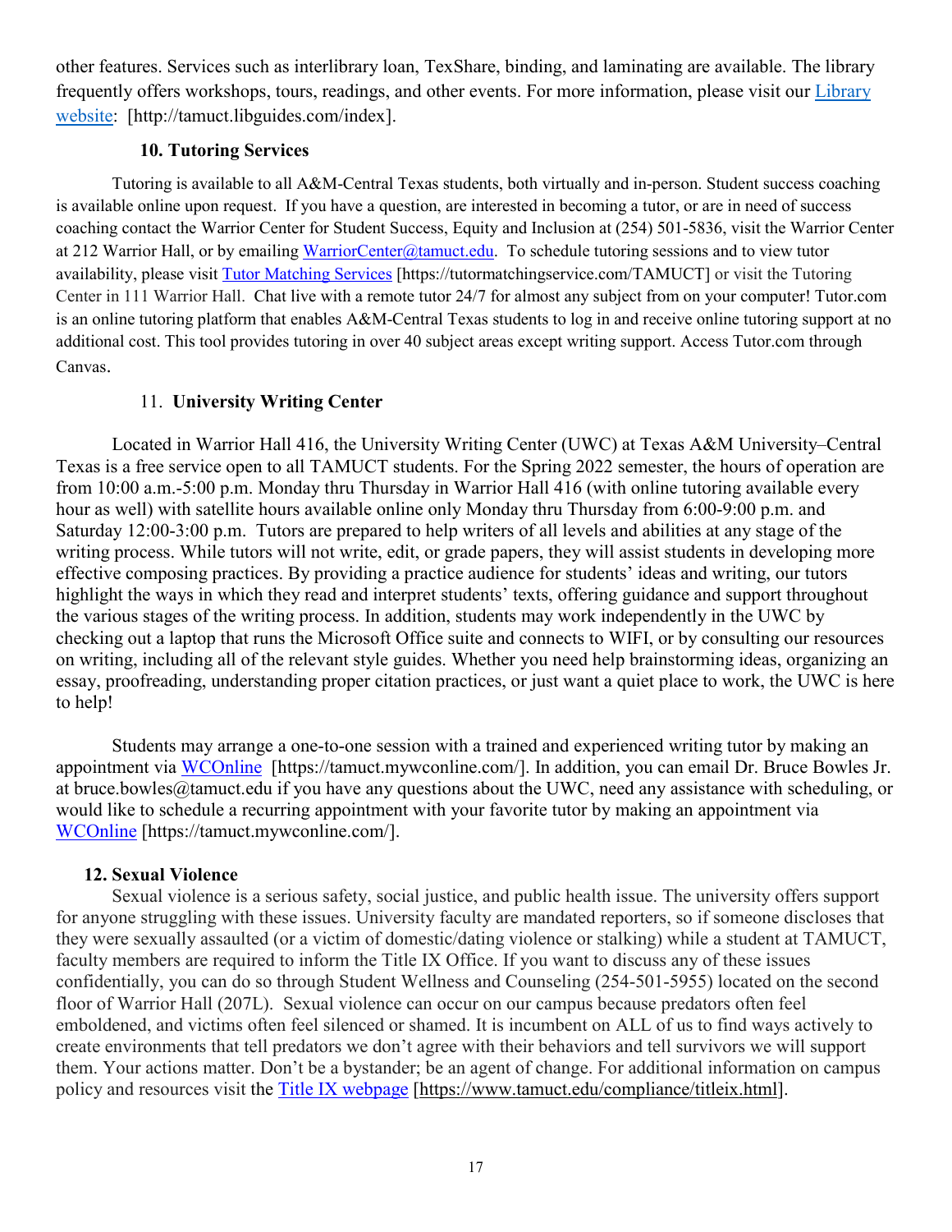other features. Services such as interlibrary loan, TexShare, binding, and laminating are available. The library frequently offers workshops, tours, readings, and other events. For more information, please visit our Library website: [http://tamuct.libguides.com/index].

#### 10. Tutoring Services

Tutoring is available to all A&M-Central Texas students, both virtually and in-person. Student success coaching is available online upon request. If you have a question, are interested in becoming a tutor, or are in need of success coaching contact the Warrior Center for Student Success, Equity and Inclusion at (254) 501-5836, visit the Warrior Center at 212 Warrior Hall, or by emailing WarriorCenter@tamuct.edu. To schedule tutoring sessions and to view tutor availability, please visit Tutor Matching Services [https://tutormatchingservice.com/TAMUCT] or visit the Tutoring Center in 111 Warrior Hall. Chat live with a remote tutor 24/7 for almost any subject from on your computer! Tutor.com is an online tutoring platform that enables A&M-Central Texas students to log in and receive online tutoring support at no additional cost. This tool provides tutoring in over 40 subject areas except writing support. Access Tutor.com through Canvas.

#### 11. University Writing Center

Located in Warrior Hall 416, the University Writing Center (UWC) at Texas A&M University–Central Texas is a free service open to all TAMUCT students. For the Spring 2022 semester, the hours of operation are from 10:00 a.m.-5:00 p.m. Monday thru Thursday in Warrior Hall 416 (with online tutoring available every hour as well) with satellite hours available online only Monday thru Thursday from 6:00-9:00 p.m. and Saturday 12:00-3:00 p.m. Tutors are prepared to help writers of all levels and abilities at any stage of the writing process. While tutors will not write, edit, or grade papers, they will assist students in developing more effective composing practices. By providing a practice audience for students' ideas and writing, our tutors highlight the ways in which they read and interpret students' texts, offering guidance and support throughout the various stages of the writing process. In addition, students may work independently in the UWC by checking out a laptop that runs the Microsoft Office suite and connects to WIFI, or by consulting our resources on writing, including all of the relevant style guides. Whether you need help brainstorming ideas, organizing an essay, proofreading, understanding proper citation practices, or just want a quiet place to work, the UWC is here to help!

Students may arrange a one-to-one session with a trained and experienced writing tutor by making an appointment via WCOnline [https://tamuct.mywconline.com/]. In addition, you can email Dr. Bruce Bowles Jr. at bruce.bowles@tamuct.edu if you have any questions about the UWC, need any assistance with scheduling, or would like to schedule a recurring appointment with your favorite tutor by making an appointment via WCOnline [https://tamuct.mywconline.com/].

#### 12. Sexual Violence

Sexual violence is a serious safety, social justice, and public health issue. The university offers support for anyone struggling with these issues. University faculty are mandated reporters, so if someone discloses that they were sexually assaulted (or a victim of domestic/dating violence or stalking) while a student at TAMUCT, faculty members are required to inform the Title IX Office. If you want to discuss any of these issues confidentially, you can do so through Student Wellness and Counseling (254-501-5955) located on the second floor of Warrior Hall (207L). Sexual violence can occur on our campus because predators often feel emboldened, and victims often feel silenced or shamed. It is incumbent on ALL of us to find ways actively to create environments that tell predators we don't agree with their behaviors and tell survivors we will support them. Your actions matter. Don't be a bystander; be an agent of change. For additional information on campus policy and resources visit the Title IX webpage [https://www.tamuct.edu/compliance/titleix.html].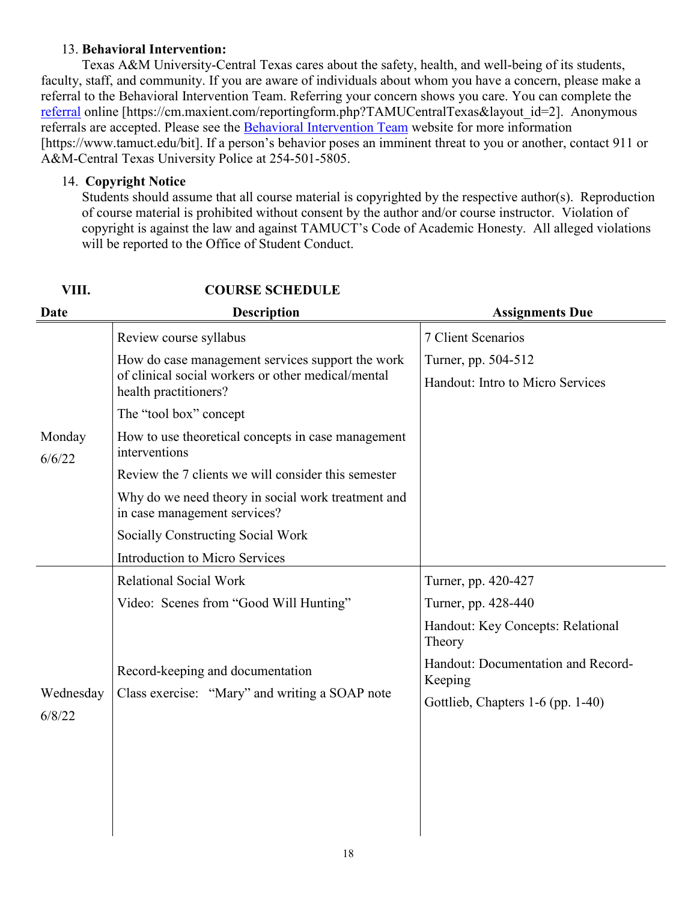13. **Behavioral Intervention:**

Texas A&M University-Central Texas cares about the safety, health, and well-being of its students, faculty, staff, and community. If you are aware of individuals about whom you have a concern, please make a referral to the Behavioral Intervention Team. Referring your concern shows you care. You can complete the referral online [https://cm.maxient.com/reportingform.php?TAMUCentralTexas&layout_id=2]. Anonymous referrals are accepted. Please see the Behavioral Intervention Team website for more information [https://www.tamuct.edu/bit]. If a person's behavior poses an imminent threat to you or another, contact 911 or A&M-Central Texas University Police at 254-501-5805.

14. **Copyright Notice**

Students should assume that all course material is copyrighted by the respective author(s). Reproduction of course material is prohibited without consent by the author and/or course instructor. Violation of copyright is against the law and against TAMUCT's Code of Academic Honesty. All alleged violations will be reported to the Office of Student Conduct.

## VIII. COURSE SCHEDULE

| Date | Description | Assignments Due |
|---|---|---|
| Monday 6/6/22 | Review course syllabus<br>How do case management services support the work of clinical social workers or other medical/mental health practitioners?<br>The "tool box" concept<br>How to use theoretical concepts in case management interventions<br>Review the 7 clients we will consider this semester<br>Why do we need theory in social work treatment and in case management services?<br>Socially Constructing Social Work<br>Introduction to Micro Services | 7 Client Scenarios<br>Turner, pp. 504-512<br>Handout: Intro to Micro Services |
| Wednesday 6/8/22 | Relational Social Work<br>Video: Scenes from "Good Will Hunting"<br>Record-keeping and documentation<br>Class exercise: "Mary" and writing a SOAP note | Turner, pp. 420-427<br>Turner, pp. 428-440<br>Handout: Key Concepts: Relational Theory<br>Handout: Documentation and Record-Keeping<br>Gottlieb, Chapters 1-6 (pp. 1-40) |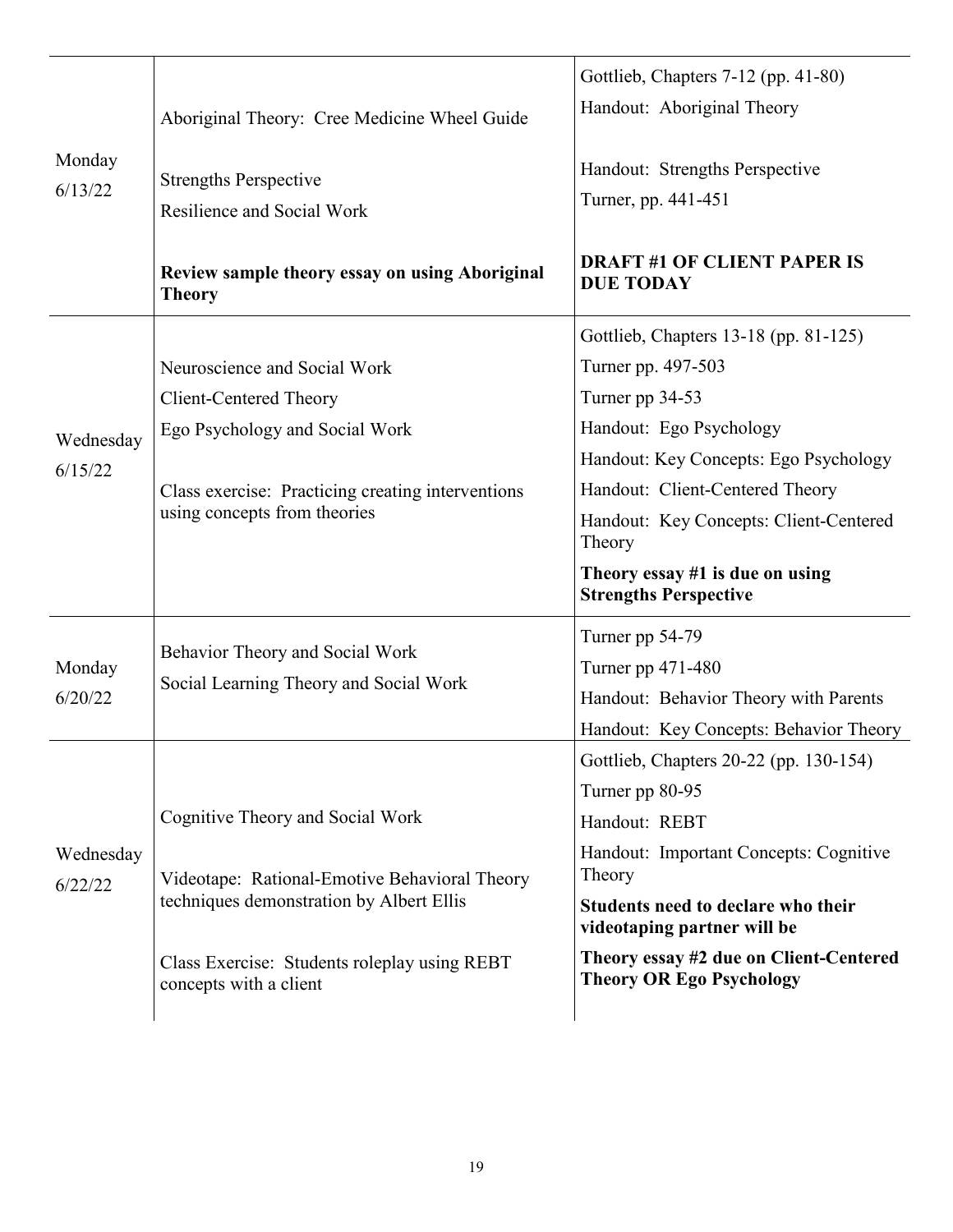| | | |
|---|---|---|
| Monday 6/13/22 | Aboriginal Theory: Cree Medicine Wheel Guide<br><br>Strengths Perspective<br>Resilience and Social Work<br><br>**Review sample theory essay on using Aboriginal Theory** | Gottlieb, Chapters 7-12 (pp. 41-80)<br>Handout: Aboriginal Theory<br><br>Handout: Strengths Perspective<br>Turner, pp. 441-451<br><br>**DRAFT #1 OF CLIENT PAPER IS DUE TODAY** |
| Wednesday 6/15/22 | Neuroscience and Social Work<br>Client-Centered Theory<br>Ego Psychology and Social Work<br><br>Class exercise: Practicing creating interventions using concepts from theories | Gottlieb, Chapters 13-18 (pp. 81-125)<br>Turner pp. 497-503<br>Turner pp 34-53<br>Handout: Ego Psychology<br>Handout: Key Concepts: Ego Psychology<br>Handout: Client-Centered Theory<br>Handout: Key Concepts: Client-Centered Theory<br>**Theory essay #1 is due on using Strengths Perspective** |
| Monday 6/20/22 | Behavior Theory and Social Work<br>Social Learning Theory and Social Work | Turner pp 54-79<br>Turner pp 471-480<br>Handout: Behavior Theory with Parents<br>Handout: Key Concepts: Behavior Theory |
| Wednesday 6/22/22 | Cognitive Theory and Social Work<br><br>Videotape: Rational-Emotive Behavioral Theory techniques demonstration by Albert Ellis<br><br>Class Exercise: Students roleplay using REBT concepts with a client | Gottlieb, Chapters 20-22 (pp. 130-154)<br>Turner pp 80-95<br>Handout: REBT<br>Handout: Important Concepts: Cognitive Theory<br>**Students need to declare who their videotaping partner will be**<br>**Theory essay #2 due on Client-Centered Theory OR Ego Psychology** |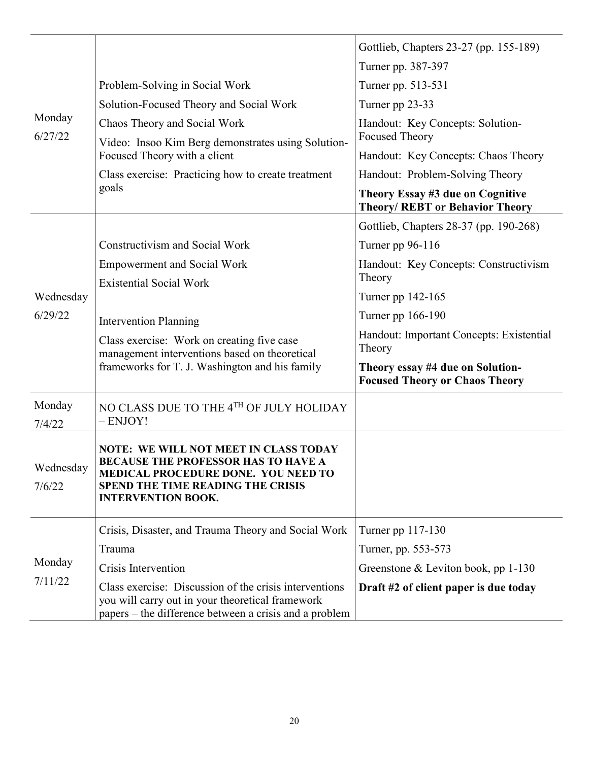| | | |
|---|---|---|
| Monday 6/27/22 | Problem-Solving in Social Work<br>Solution-Focused Theory and Social Work<br>Chaos Theory and Social Work<br>Video: Insoo Kim Berg demonstrates using Solution-Focused Theory with a client<br>Class exercise: Practicing how to create treatment goals | Gottlieb, Chapters 23-27 (pp. 155-189)<br>Turner pp. 387-397<br>Turner pp. 513-531<br>Turner pp 23-33<br>Handout: Key Concepts: Solution-Focused Theory<br>Handout: Key Concepts: Chaos Theory<br>Handout: Problem-Solving Theory<br>**Theory Essay #3 due on Cognitive Theory/ REBT or Behavior Theory** |
| Wednesday 6/29/22 | Constructivism and Social Work<br>Empowerment and Social Work<br>Existential Social Work<br><br>Intervention Planning<br>Class exercise: Work on creating five case management interventions based on theoretical frameworks for T. J. Washington and his family | Gottlieb, Chapters 28-37 (pp. 190-268)<br>Turner pp 96-116<br>Handout: Key Concepts: Constructivism Theory<br>Turner pp 142-165<br>Turner pp 166-190<br>Handout: Important Concepts: Existential Theory<br>**Theory essay #4 due on Solution-Focused Theory or Chaos Theory** |
| Monday 7/4/22 | NO CLASS DUE TO THE 4TH OF JULY HOLIDAY – ENJOY! | |
| Wednesday 7/6/22 | **NOTE: WE WILL NOT MEET IN CLASS TODAY BECAUSE THE PROFESSOR HAS TO HAVE A MEDICAL PROCEDURE DONE. YOU NEED TO SPEND THE TIME READING THE CRISIS INTERVENTION BOOK.** | |
| Monday 7/11/22 | Crisis, Disaster, and Trauma Theory and Social Work<br>Trauma<br>Crisis Intervention<br>Class exercise: Discussion of the crisis interventions you will carry out in your theoretical framework papers – the difference between a crisis and a problem | Turner pp 117-130<br>Turner, pp. 553-573<br>Greenstone & Leviton book, pp 1-130<br>**Draft #2 of client paper is due today** |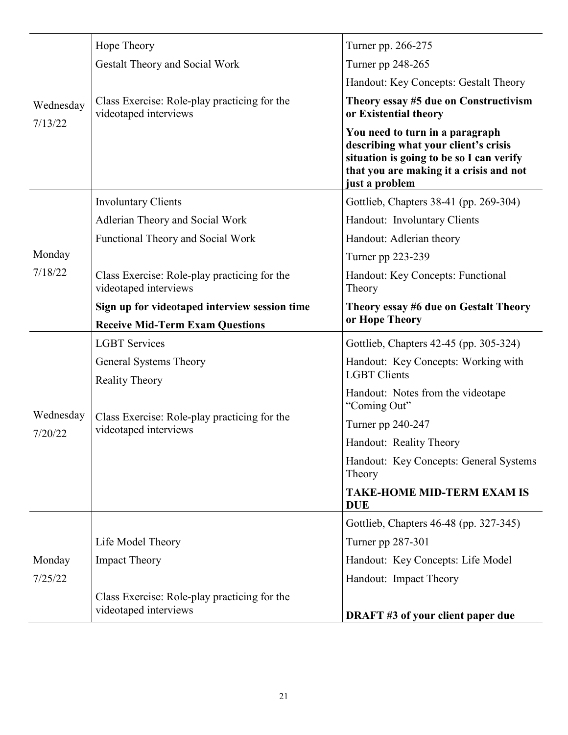| | | |
|---|---|---|
| Wednesday 7/13/22 | Hope Theory<br>Gestalt Theory and Social Work<br><br>Class Exercise: Role-play practicing for the videotaped interviews | Turner pp. 266-275<br>Turner pp 248-265<br>Handout: Key Concepts: Gestalt Theory<br>**Theory essay #5 due on Constructivism or Existential theory**<br>**You need to turn in a paragraph describing what your client's crisis situation is going to be so I can verify that you are making it a crisis and not just a problem** |
| Monday 7/18/22 | Involuntary Clients<br>Adlerian Theory and Social Work<br>Functional Theory and Social Work<br><br>Class Exercise: Role-play practicing for the videotaped interviews<br>**Sign up for videotaped interview session time**<br>**Receive Mid-Term Exam Questions** | Gottlieb, Chapters 38-41 (pp. 269-304)<br>Handout: Involuntary Clients<br>Handout: Adlerian theory<br>Turner pp 223-239<br>Handout: Key Concepts: Functional Theory<br>**Theory essay #6 due on Gestalt Theory or Hope Theory** |
| Wednesday 7/20/22 | LGBT Services<br>General Systems Theory<br>Reality Theory<br><br>Class Exercise: Role-play practicing for the videotaped interviews | Gottlieb, Chapters 42-45 (pp. 305-324)<br>Handout: Key Concepts: Working with LGBT Clients<br>Handout: Notes from the videotape "Coming Out"<br>Turner pp 240-247<br>Handout: Reality Theory<br>Handout: Key Concepts: General Systems Theory<br>**TAKE-HOME MID-TERM EXAM IS DUE** |
| Monday 7/25/22 | Life Model Theory<br>Impact Theory<br><br>Class Exercise: Role-play practicing for the videotaped interviews | Gottlieb, Chapters 46-48 (pp. 327-345)<br>Turner pp 287-301<br>Handout: Key Concepts: Life Model<br>Handout: Impact Theory<br><br>**DRAFT #3 of your client paper due** |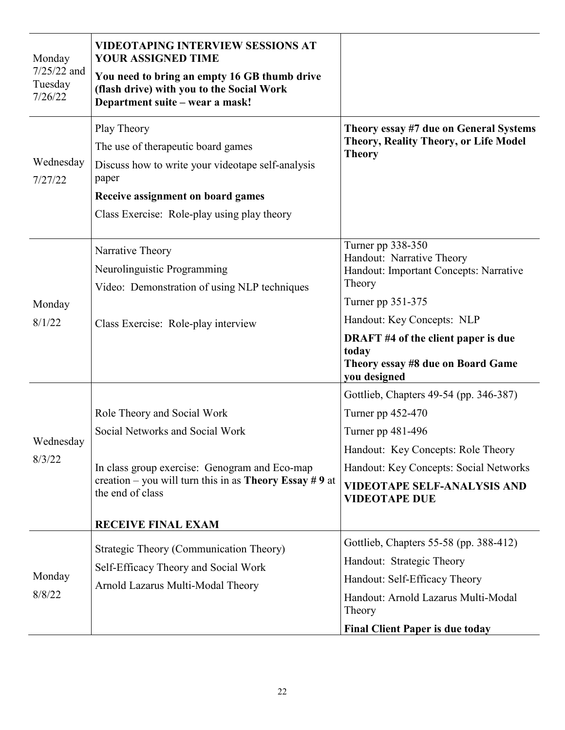| | | |
|---|---|---|
| Monday 7/25/22 and Tuesday 7/26/22 | **VIDEOTAPING INTERVIEW SESSIONS AT YOUR ASSIGNED TIME**<br>**You need to bring an empty 16 GB thumb drive (flash drive) with you to the Social Work Department suite – wear a mask!** | |
| Wednesday 7/27/22 | Play Theory<br>The use of therapeutic board games<br>Discuss how to write your videotape self-analysis paper<br>**Receive assignment on board games**<br>Class Exercise: Role-play using play theory | **Theory essay #7 due on General Systems Theory, Reality Theory, or Life Model Theory** |
| Monday 8/1/22 | Narrative Theory<br>Neurolinguistic Programming<br>Video: Demonstration of using NLP techniques<br><br>Class Exercise: Role-play interview | Turner pp 338-350<br>Handout: Narrative Theory<br>Handout: Important Concepts: Narrative Theory<br>Turner pp 351-375<br>Handout: Key Concepts: NLP<br>**DRAFT #4 of the client paper is due today**<br>**Theory essay #8 due on Board Game you designed** |
| Wednesday 8/3/22 | Role Theory and Social Work<br>Social Networks and Social Work<br><br>In class group exercise: Genogram and Eco-map creation – you will turn this in as **Theory Essay # 9** at the end of class<br><br>**RECEIVE FINAL EXAM** | Gottlieb, Chapters 49-54 (pp. 346-387)<br>Turner pp 452-470<br>Turner pp 481-496<br>Handout: Key Concepts: Role Theory<br>Handout: Key Concepts: Social Networks<br>**VIDEOTAPE SELF-ANALYSIS AND VIDEOTAPE DUE** |
| Monday 8/8/22 | Strategic Theory (Communication Theory)<br>Self-Efficacy Theory and Social Work<br>Arnold Lazarus Multi-Modal Theory | Gottlieb, Chapters 55-58 (pp. 388-412)<br>Handout: Strategic Theory<br>Handout: Self-Efficacy Theory<br>Handout: Arnold Lazarus Multi-Modal Theory<br>**Final Client Paper is due today** |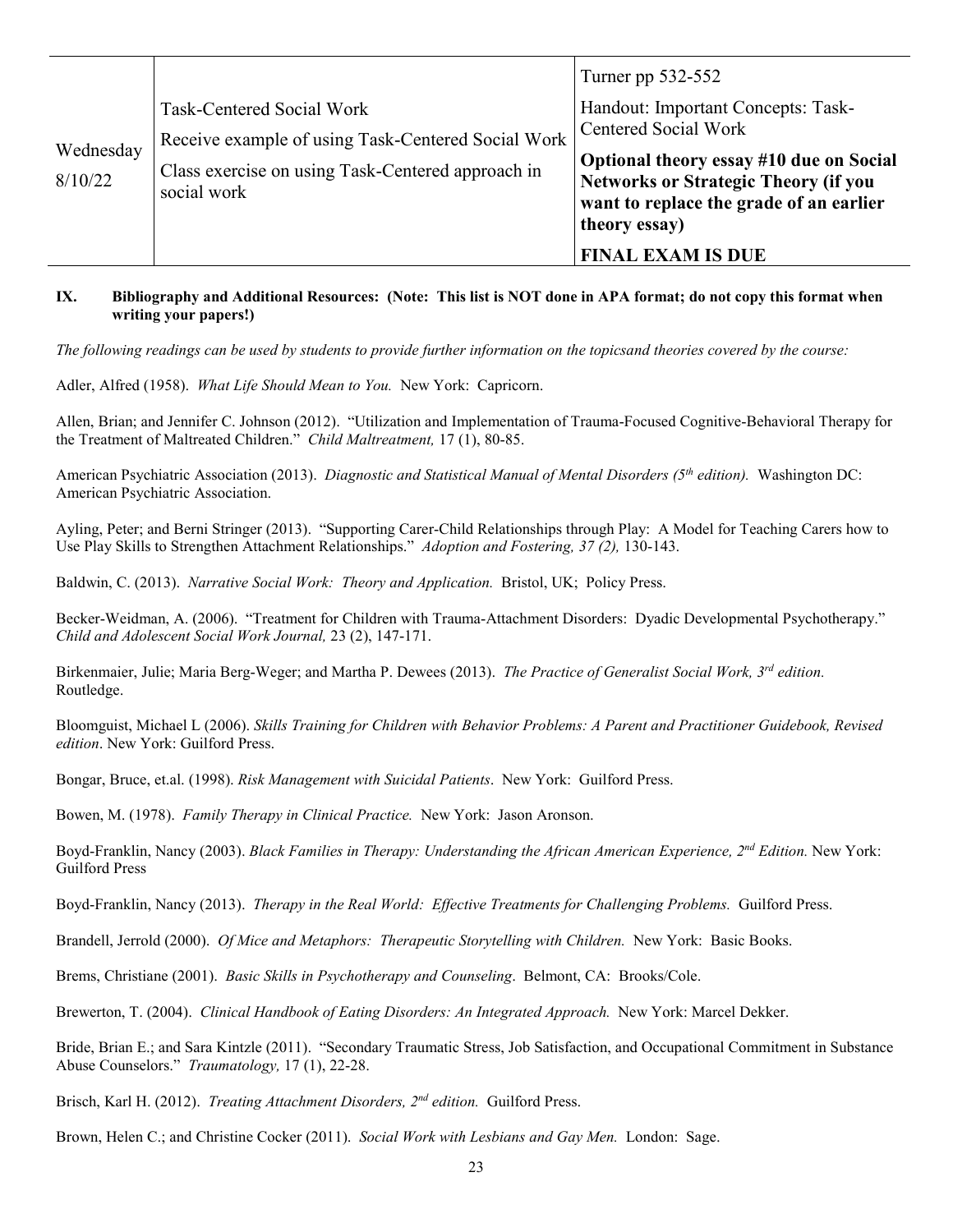| | | |
|---|---|---|
| Wednesday 8/10/22 | Task-Centered Social Work<br>Receive example of using Task-Centered Social Work<br>Class exercise on using Task-Centered approach in social work | Turner pp 532-552<br>Handout: Important Concepts: Task-Centered Social Work<br>**Optional theory essay #10 due on Social Networks or Strategic Theory (if you want to replace the grade of an earlier theory essay)**<br>**FINAL EXAM IS DUE** |

## IX. Bibliography and Additional Resources: (Note: This list is NOT done in APA format; do not copy this format when writing your papers!)

*The following readings can be used by students to provide further information on the topicsand theories covered by the course:*

Adler, Alfred (1958). *What Life Should Mean to You.* New York: Capricorn.

Allen, Brian; and Jennifer C. Johnson (2012). "Utilization and Implementation of Trauma-Focused Cognitive-Behavioral Therapy for the Treatment of Maltreated Children." *Child Maltreatment,* 17 (1), 80-85.

American Psychiatric Association (2013). *Diagnostic and Statistical Manual of Mental Disorders (5th edition).* Washington DC: American Psychiatric Association.

Ayling, Peter; and Berni Stringer (2013). "Supporting Carer-Child Relationships through Play: A Model for Teaching Carers how to Use Play Skills to Strengthen Attachment Relationships." *Adoption and Fostering, 37 (2),* 130-143.

Baldwin, C. (2013). *Narrative Social Work: Theory and Application.* Bristol, UK; Policy Press.

Becker-Weidman, A. (2006). "Treatment for Children with Trauma-Attachment Disorders: Dyadic Developmental Psychotherapy." *Child and Adolescent Social Work Journal,* 23 (2), 147-171.

Birkenmaier, Julie; Maria Berg-Weger; and Martha P. Dewees (2013). *The Practice of Generalist Social Work, 3rd edition.* Routledge.

Bloomguist, Michael L (2006). *Skills Training for Children with Behavior Problems: A Parent and Practitioner Guidebook, Revised edition*. New York: Guilford Press.

Bongar, Bruce, et.al. (1998). *Risk Management with Suicidal Patients*. New York: Guilford Press.

Bowen, M. (1978). *Family Therapy in Clinical Practice.* New York: Jason Aronson.

Boyd-Franklin, Nancy (2003). *Black Families in Therapy: Understanding the African American Experience, 2nd Edition.* New York: Guilford Press

Boyd-Franklin, Nancy (2013). *Therapy in the Real World: Effective Treatments for Challenging Problems.* Guilford Press.

Brandell, Jerrold (2000). *Of Mice and Metaphors: Therapeutic Storytelling with Children.* New York: Basic Books.

Brems, Christiane (2001). *Basic Skills in Psychotherapy and Counseling*. Belmont, CA: Brooks/Cole.

Brewerton, T. (2004). *Clinical Handbook of Eating Disorders: An Integrated Approach.* New York: Marcel Dekker.

Bride, Brian E.; and Sara Kintzle (2011). "Secondary Traumatic Stress, Job Satisfaction, and Occupational Commitment in Substance Abuse Counselors." *Traumatology,* 17 (1), 22-28.

Brisch, Karl H. (2012). *Treating Attachment Disorders, 2nd edition.* Guilford Press.

Brown, Helen C.; and Christine Cocker (2011). *Social Work with Lesbians and Gay Men.* London: Sage.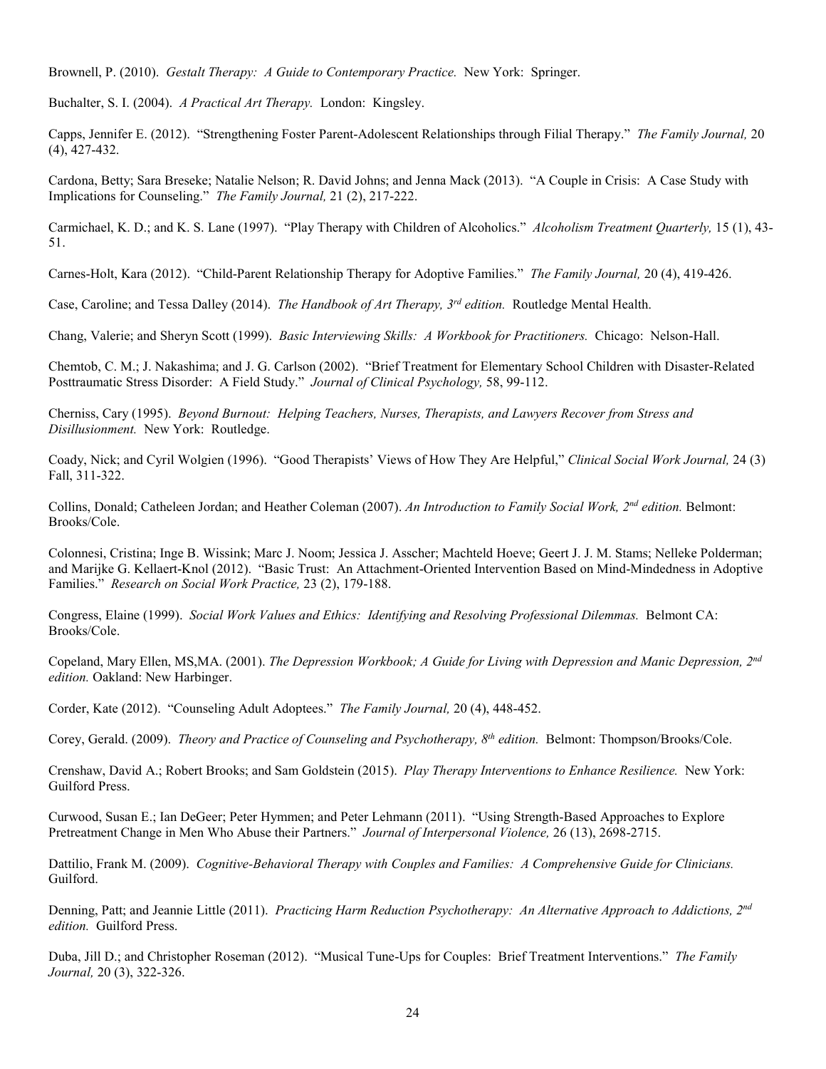Brownell, P. (2010). *Gestalt Therapy: A Guide to Contemporary Practice.* New York: Springer.

Buchalter, S. I. (2004). *A Practical Art Therapy.* London: Kingsley.

Capps, Jennifer E. (2012). "Strengthening Foster Parent-Adolescent Relationships through Filial Therapy." *The Family Journal,* 20 (4), 427-432.

Cardona, Betty; Sara Breseke; Natalie Nelson; R. David Johns; and Jenna Mack (2013). "A Couple in Crisis: A Case Study with Implications for Counseling." *The Family Journal,* 21 (2), 217-222.

Carmichael, K. D.; and K. S. Lane (1997). "Play Therapy with Children of Alcoholics." *Alcoholism Treatment Quarterly,* 15 (1), 43-51.

Carnes-Holt, Kara (2012). "Child-Parent Relationship Therapy for Adoptive Families." *The Family Journal,* 20 (4), 419-426.

Case, Caroline; and Tessa Dalley (2014). *The Handbook of Art Therapy, 3rd edition.* Routledge Mental Health.

Chang, Valerie; and Sheryn Scott (1999). *Basic Interviewing Skills: A Workbook for Practitioners.* Chicago: Nelson-Hall.

Chemtob, C. M.; J. Nakashima; and J. G. Carlson (2002). "Brief Treatment for Elementary School Children with Disaster-Related Posttraumatic Stress Disorder: A Field Study." *Journal of Clinical Psychology,* 58, 99-112.

Cherniss, Cary (1995). *Beyond Burnout: Helping Teachers, Nurses, Therapists, and Lawyers Recover from Stress and Disillusionment.* New York: Routledge.

Coady, Nick; and Cyril Wolgien (1996). "Good Therapists' Views of How They Are Helpful," *Clinical Social Work Journal,* 24 (3) Fall, 311-322.

Collins, Donald; Catheleen Jordan; and Heather Coleman (2007). *An Introduction to Family Social Work, 2nd edition.* Belmont: Brooks/Cole.

Colonnesi, Cristina; Inge B. Wissink; Marc J. Noom; Jessica J. Asscher; Machteld Hoeve; Geert J. J. M. Stams; Nelleke Polderman; and Marijke G. Kellaert-Knol (2012). "Basic Trust: An Attachment-Oriented Intervention Based on Mind-Mindedness in Adoptive Families." *Research on Social Work Practice,* 23 (2), 179-188.

Congress, Elaine (1999). *Social Work Values and Ethics: Identifying and Resolving Professional Dilemmas.* Belmont CA: Brooks/Cole.

Copeland, Mary Ellen, MS,MA. (2001). *The Depression Workbook; A Guide for Living with Depression and Manic Depression, 2nd edition.* Oakland: New Harbinger.

Corder, Kate (2012). "Counseling Adult Adoptees." *The Family Journal,* 20 (4), 448-452.

Corey, Gerald. (2009). *Theory and Practice of Counseling and Psychotherapy, 8th edition.* Belmont: Thompson/Brooks/Cole.

Crenshaw, David A.; Robert Brooks; and Sam Goldstein (2015). *Play Therapy Interventions to Enhance Resilience.* New York: Guilford Press.

Curwood, Susan E.; Ian DeGeer; Peter Hymmen; and Peter Lehmann (2011). "Using Strength-Based Approaches to Explore Pretreatment Change in Men Who Abuse their Partners." *Journal of Interpersonal Violence,* 26 (13), 2698-2715.

Dattilio, Frank M. (2009). *Cognitive-Behavioral Therapy with Couples and Families: A Comprehensive Guide for Clinicians.* Guilford.

Denning, Patt; and Jeannie Little (2011). *Practicing Harm Reduction Psychotherapy: An Alternative Approach to Addictions, 2nd edition.* Guilford Press.

Duba, Jill D.; and Christopher Roseman (2012). "Musical Tune-Ups for Couples: Brief Treatment Interventions." *The Family Journal,* 20 (3), 322-326.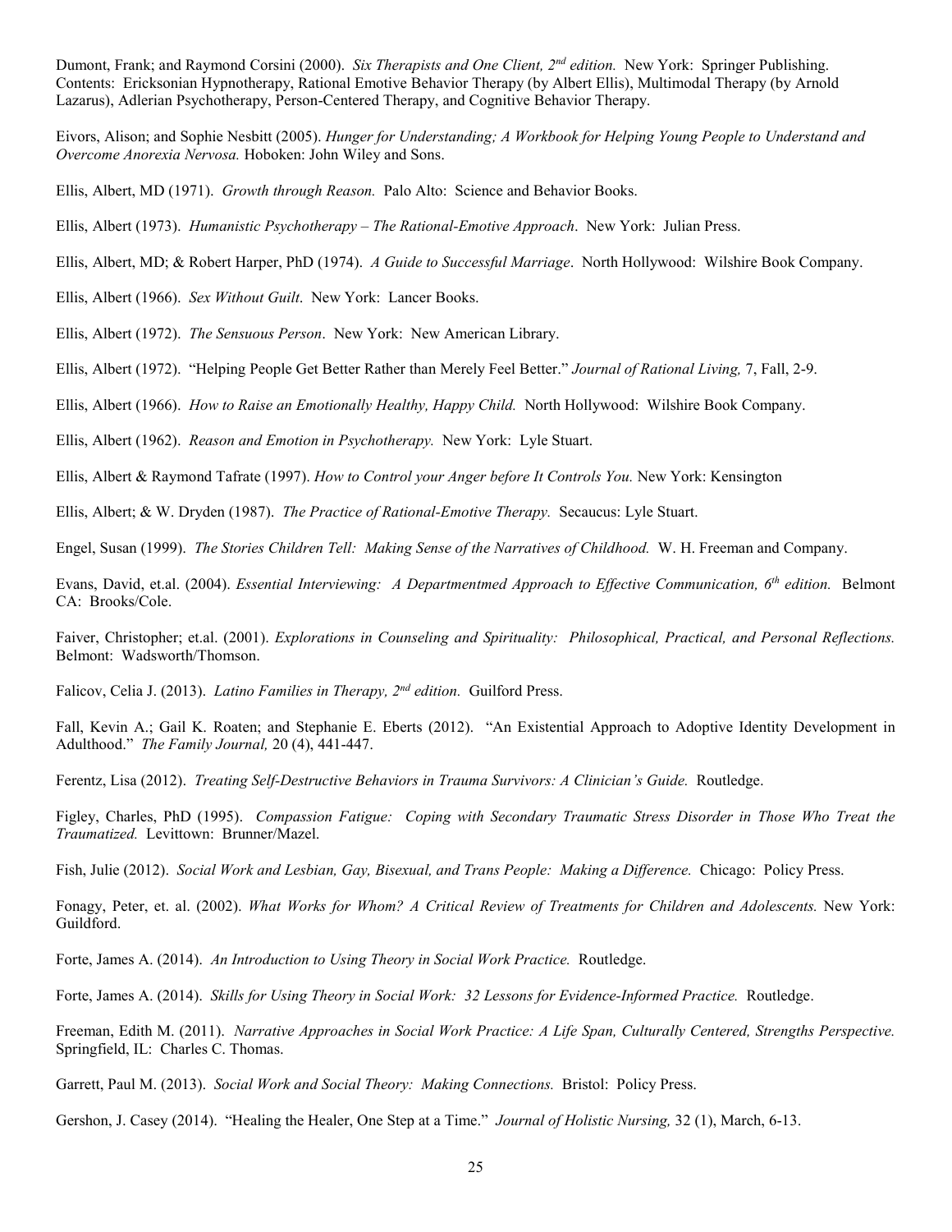Dumont, Frank; and Raymond Corsini (2000). *Six Therapists and One Client, 2nd edition.* New York: Springer Publishing. Contents: Ericksonian Hypnotherapy, Rational Emotive Behavior Therapy (by Albert Ellis), Multimodal Therapy (by Arnold Lazarus), Adlerian Psychotherapy, Person-Centered Therapy, and Cognitive Behavior Therapy.

Eivors, Alison; and Sophie Nesbitt (2005). *Hunger for Understanding; A Workbook for Helping Young People to Understand and Overcome Anorexia Nervosa.* Hoboken: John Wiley and Sons.

Ellis, Albert, MD (1971). *Growth through Reason.* Palo Alto: Science and Behavior Books.

Ellis, Albert (1973). *Humanistic Psychotherapy – The Rational-Emotive Approach*. New York: Julian Press.

Ellis, Albert, MD; & Robert Harper, PhD (1974). *A Guide to Successful Marriage*. North Hollywood: Wilshire Book Company.

Ellis, Albert (1966). *Sex Without Guilt*. New York: Lancer Books.

Ellis, Albert (1972). *The Sensuous Person*. New York: New American Library.

Ellis, Albert (1972). "Helping People Get Better Rather than Merely Feel Better." *Journal of Rational Living,* 7, Fall, 2-9.

Ellis, Albert (1966). *How to Raise an Emotionally Healthy, Happy Child.* North Hollywood: Wilshire Book Company.

Ellis, Albert (1962). *Reason and Emotion in Psychotherapy.* New York: Lyle Stuart.

Ellis, Albert & Raymond Tafrate (1997). *How to Control your Anger before It Controls You.* New York: Kensington

Ellis, Albert; & W. Dryden (1987). *The Practice of Rational-Emotive Therapy.* Secaucus: Lyle Stuart.

Engel, Susan (1999). *The Stories Children Tell: Making Sense of the Narratives of Childhood.* W. H. Freeman and Company.

Evans, David, et.al. (2004). *Essential Interviewing: A Departmentmed Approach to Effective Communication, 6th edition.* Belmont CA: Brooks/Cole.

Faiver, Christopher; et.al. (2001). *Explorations in Counseling and Spirituality: Philosophical, Practical, and Personal Reflections.* Belmont: Wadsworth/Thomson.

Falicov, Celia J. (2013). *Latino Families in Therapy, 2nd edition.* Guilford Press.

Fall, Kevin A.; Gail K. Roaten; and Stephanie E. Eberts (2012). "An Existential Approach to Adoptive Identity Development in Adulthood." *The Family Journal,* 20 (4), 441-447.

Ferentz, Lisa (2012). *Treating Self-Destructive Behaviors in Trauma Survivors: A Clinician's Guide.* Routledge.

Figley, Charles, PhD (1995). *Compassion Fatigue: Coping with Secondary Traumatic Stress Disorder in Those Who Treat the Traumatized.* Levittown: Brunner/Mazel.

Fish, Julie (2012). *Social Work and Lesbian, Gay, Bisexual, and Trans People: Making a Difference.* Chicago: Policy Press.

Fonagy, Peter, et. al. (2002). *What Works for Whom? A Critical Review of Treatments for Children and Adolescents.* New York: Guildford.

Forte, James A. (2014). *An Introduction to Using Theory in Social Work Practice.* Routledge.

Forte, James A. (2014). *Skills for Using Theory in Social Work: 32 Lessons for Evidence-Informed Practice.* Routledge.

Freeman, Edith M. (2011). *Narrative Approaches in Social Work Practice: A Life Span, Culturally Centered, Strengths Perspective.* Springfield, IL: Charles C. Thomas.

Garrett, Paul M. (2013). *Social Work and Social Theory: Making Connections.* Bristol: Policy Press.

Gershon, J. Casey (2014). "Healing the Healer, One Step at a Time." *Journal of Holistic Nursing,* 32 (1), March, 6-13.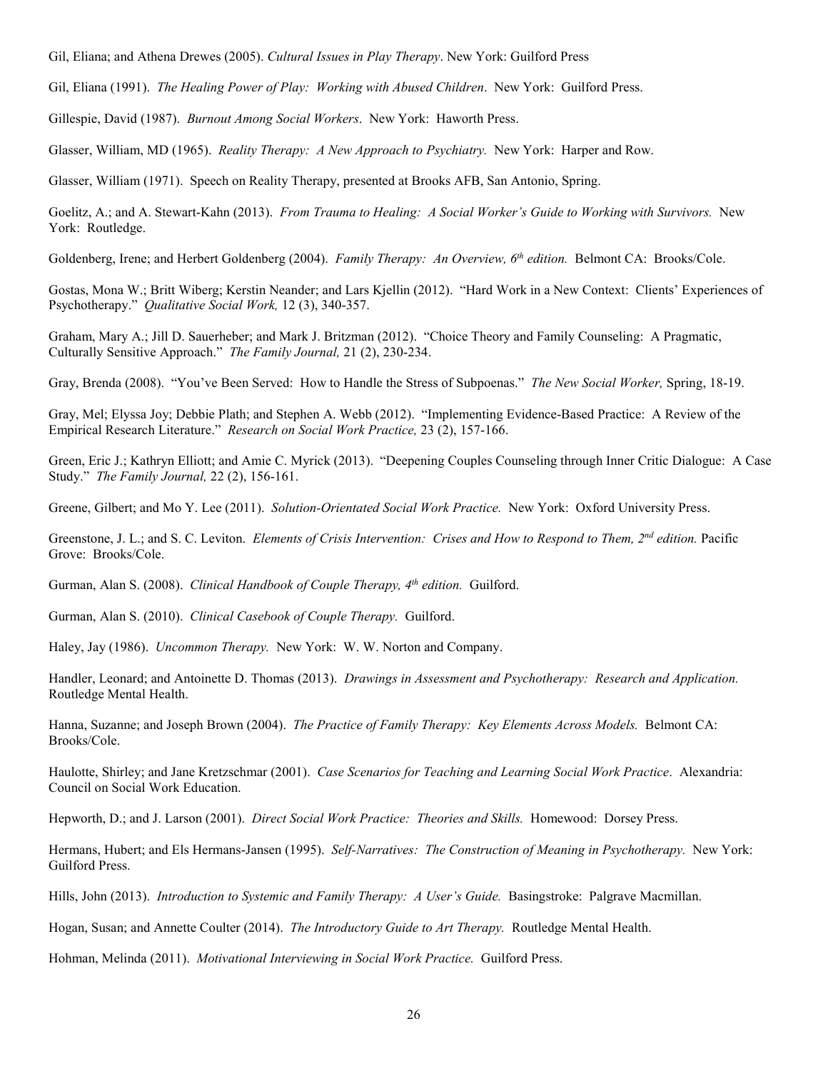Gil, Eliana; and Athena Drewes (2005). *Cultural Issues in Play Therapy*. New York: Guilford Press

Gil, Eliana (1991). *The Healing Power of Play: Working with Abused Children*. New York: Guilford Press.

Gillespie, David (1987). *Burnout Among Social Workers*. New York: Haworth Press.

Glasser, William, MD (1965). *Reality Therapy: A New Approach to Psychiatry.* New York: Harper and Row.

Glasser, William (1971). Speech on Reality Therapy, presented at Brooks AFB, San Antonio, Spring.

Goelitz, A.; and A. Stewart-Kahn (2013). *From Trauma to Healing: A Social Worker's Guide to Working with Survivors.* New York: Routledge.

Goldenberg, Irene; and Herbert Goldenberg (2004). *Family Therapy: An Overview, 6th edition.* Belmont CA: Brooks/Cole.

Gostas, Mona W.; Britt Wiberg; Kerstin Neander; and Lars Kjellin (2012). "Hard Work in a New Context: Clients' Experiences of Psychotherapy." *Qualitative Social Work,* 12 (3), 340-357.

Graham, Mary A.; Jill D. Sauerheber; and Mark J. Britzman (2012). "Choice Theory and Family Counseling: A Pragmatic, Culturally Sensitive Approach." *The Family Journal,* 21 (2), 230-234.

Gray, Brenda (2008). "You've Been Served: How to Handle the Stress of Subpoenas." *The New Social Worker,* Spring, 18-19.

Gray, Mel; Elyssa Joy; Debbie Plath; and Stephen A. Webb (2012). "Implementing Evidence-Based Practice: A Review of the Empirical Research Literature." *Research on Social Work Practice,* 23 (2), 157-166.

Green, Eric J.; Kathryn Elliott; and Amie C. Myrick (2013). "Deepening Couples Counseling through Inner Critic Dialogue: A Case Study." *The Family Journal,* 22 (2), 156-161.

Greene, Gilbert; and Mo Y. Lee (2011). *Solution-Orientated Social Work Practice.* New York: Oxford University Press.

Greenstone, J. L.; and S. C. Leviton. *Elements of Crisis Intervention: Crises and How to Respond to Them, 2nd edition.* Pacific Grove: Brooks/Cole.

Gurman, Alan S. (2008). *Clinical Handbook of Couple Therapy, 4th edition.* Guilford.

Gurman, Alan S. (2010). *Clinical Casebook of Couple Therapy.* Guilford.

Haley, Jay (1986). *Uncommon Therapy.* New York: W. W. Norton and Company.

Handler, Leonard; and Antoinette D. Thomas (2013). *Drawings in Assessment and Psychotherapy: Research and Application.* Routledge Mental Health.

Hanna, Suzanne; and Joseph Brown (2004). *The Practice of Family Therapy: Key Elements Across Models.* Belmont CA: Brooks/Cole.

Haulotte, Shirley; and Jane Kretzschmar (2001). *Case Scenarios for Teaching and Learning Social Work Practice*. Alexandria: Council on Social Work Education.

Hepworth, D.; and J. Larson (2001). *Direct Social Work Practice: Theories and Skills.* Homewood: Dorsey Press.

Hermans, Hubert; and Els Hermans-Jansen (1995). *Self-Narratives: The Construction of Meaning in Psychotherapy.* New York: Guilford Press.

Hills, John (2013). *Introduction to Systemic and Family Therapy: A User's Guide.* Basingstroke: Palgrave Macmillan.

Hogan, Susan; and Annette Coulter (2014). *The Introductory Guide to Art Therapy.* Routledge Mental Health.

Hohman, Melinda (2011). *Motivational Interviewing in Social Work Practice.* Guilford Press.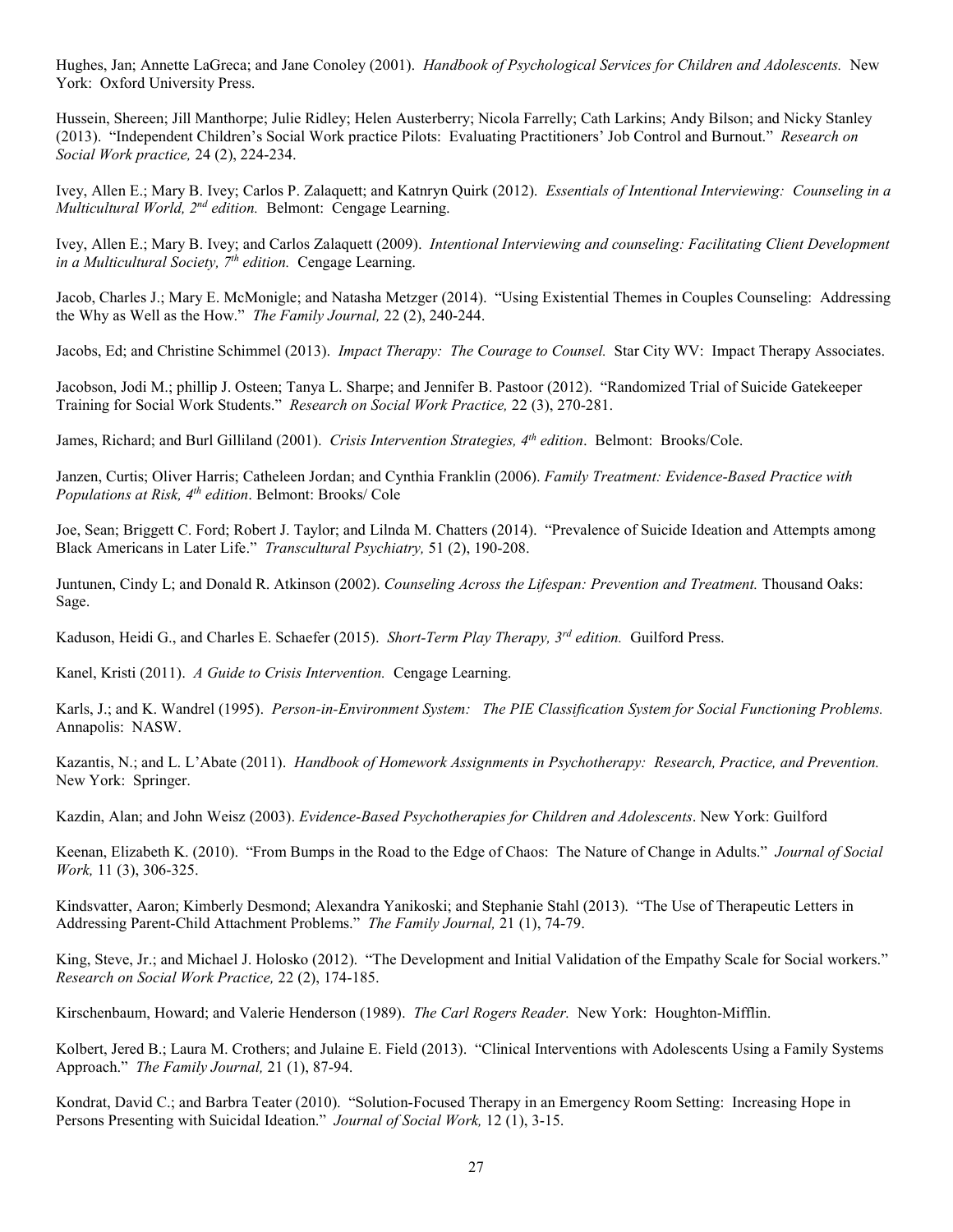Hughes, Jan; Annette LaGreca; and Jane Conoley (2001). *Handbook of Psychological Services for Children and Adolescents.* New York: Oxford University Press.

Hussein, Shereen; Jill Manthorpe; Julie Ridley; Helen Austerberry; Nicola Farrelly; Cath Larkins; Andy Bilson; and Nicky Stanley (2013). "Independent Children's Social Work practice Pilots: Evaluating Practitioners' Job Control and Burnout." *Research on Social Work practice,* 24 (2), 224-234.

Ivey, Allen E.; Mary B. Ivey; Carlos P. Zalaquett; and Katnryn Quirk (2012). *Essentials of Intentional Interviewing: Counseling in a Multicultural World, 2nd edition.* Belmont: Cengage Learning.

Ivey, Allen E.; Mary B. Ivey; and Carlos Zalaquett (2009). *Intentional Interviewing and counseling: Facilitating Client Development in a Multicultural Society, 7th edition.* Cengage Learning.

Jacob, Charles J.; Mary E. McMonigle; and Natasha Metzger (2014). "Using Existential Themes in Couples Counseling: Addressing the Why as Well as the How." *The Family Journal,* 22 (2), 240-244.

Jacobs, Ed; and Christine Schimmel (2013). *Impact Therapy: The Courage to Counsel.* Star City WV: Impact Therapy Associates.

Jacobson, Jodi M.; phillip J. Osteen; Tanya L. Sharpe; and Jennifer B. Pastoor (2012). "Randomized Trial of Suicide Gatekeeper Training for Social Work Students." *Research on Social Work Practice,* 22 (3), 270-281.

James, Richard; and Burl Gilliland (2001). *Crisis Intervention Strategies, 4th edition*. Belmont: Brooks/Cole.

Janzen, Curtis; Oliver Harris; Catheleen Jordan; and Cynthia Franklin (2006). *Family Treatment: Evidence-Based Practice with Populations at Risk, 4th edition*. Belmont: Brooks/ Cole

Joe, Sean; Briggett C. Ford; Robert J. Taylor; and Lilnda M. Chatters (2014). "Prevalence of Suicide Ideation and Attempts among Black Americans in Later Life." *Transcultural Psychiatry,* 51 (2), 190-208.

Juntunen, Cindy L; and Donald R. Atkinson (2002). *Counseling Across the Lifespan: Prevention and Treatment.* Thousand Oaks: Sage.

Kaduson, Heidi G., and Charles E. Schaefer (2015). *Short-Term Play Therapy, 3rd edition.* Guilford Press.

Kanel, Kristi (2011). *A Guide to Crisis Intervention.* Cengage Learning.

Karls, J.; and K. Wandrel (1995). *Person-in-Environment System: The PIE Classification System for Social Functioning Problems.* Annapolis: NASW.

Kazantis, N.; and L. L'Abate (2011). *Handbook of Homework Assignments in Psychotherapy: Research, Practice, and Prevention.* New York: Springer.

Kazdin, Alan; and John Weisz (2003). *Evidence-Based Psychotherapies for Children and Adolescents*. New York: Guilford

Keenan, Elizabeth K. (2010). "From Bumps in the Road to the Edge of Chaos: The Nature of Change in Adults." *Journal of Social Work,* 11 (3), 306-325.

Kindsvatter, Aaron; Kimberly Desmond; Alexandra Yanikoski; and Stephanie Stahl (2013). "The Use of Therapeutic Letters in Addressing Parent-Child Attachment Problems." *The Family Journal,* 21 (1), 74-79.

King, Steve, Jr.; and Michael J. Holosko (2012). "The Development and Initial Validation of the Empathy Scale for Social workers." *Research on Social Work Practice,* 22 (2), 174-185.

Kirschenbaum, Howard; and Valerie Henderson (1989). *The Carl Rogers Reader.* New York: Houghton-Mifflin.

Kolbert, Jered B.; Laura M. Crothers; and Julaine E. Field (2013). "Clinical Interventions with Adolescents Using a Family Systems Approach." *The Family Journal,* 21 (1), 87-94.

Kondrat, David C.; and Barbra Teater (2010). "Solution-Focused Therapy in an Emergency Room Setting: Increasing Hope in Persons Presenting with Suicidal Ideation." *Journal of Social Work,* 12 (1), 3-15.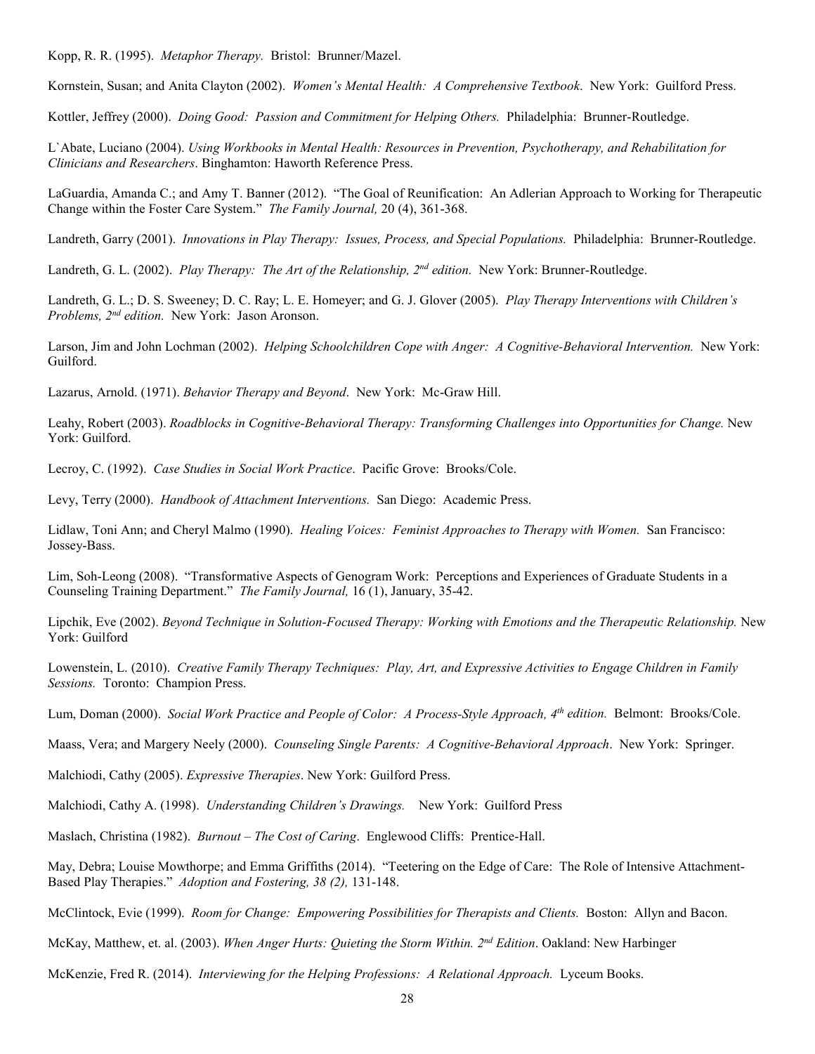Kopp, R. R. (1995). *Metaphor Therapy.* Bristol: Brunner/Mazel.

Kornstein, Susan; and Anita Clayton (2002). *Women's Mental Health: A Comprehensive Textbook*. New York: Guilford Press.

Kottler, Jeffrey (2000). *Doing Good: Passion and Commitment for Helping Others.* Philadelphia: Brunner-Routledge.

L`Abate, Luciano (2004). *Using Workbooks in Mental Health: Resources in Prevention, Psychotherapy, and Rehabilitation for Clinicians and Researchers*. Binghamton: Haworth Reference Press.

LaGuardia, Amanda C.; and Amy T. Banner (2012). "The Goal of Reunification: An Adlerian Approach to Working for Therapeutic Change within the Foster Care System." *The Family Journal,* 20 (4), 361-368.

Landreth, Garry (2001). *Innovations in Play Therapy: Issues, Process, and Special Populations.* Philadelphia: Brunner-Routledge.

Landreth, G. L. (2002). *Play Therapy: The Art of the Relationship, 2nd edition.* New York: Brunner-Routledge.

Landreth, G. L.; D. S. Sweeney; D. C. Ray; L. E. Homeyer; and G. J. Glover (2005). *Play Therapy Interventions with Children's Problems, 2nd edition.* New York: Jason Aronson.

Larson, Jim and John Lochman (2002). *Helping Schoolchildren Cope with Anger: A Cognitive-Behavioral Intervention.* New York: Guilford.

Lazarus, Arnold. (1971). *Behavior Therapy and Beyond*. New York: Mc-Graw Hill.

Leahy, Robert (2003). *Roadblocks in Cognitive-Behavioral Therapy: Transforming Challenges into Opportunities for Change.* New York: Guilford.

Lecroy, C. (1992). *Case Studies in Social Work Practice*. Pacific Grove: Brooks/Cole.

Levy, Terry (2000). *Handbook of Attachment Interventions.* San Diego: Academic Press.

Lidlaw, Toni Ann; and Cheryl Malmo (1990). *Healing Voices: Feminist Approaches to Therapy with Women.* San Francisco: Jossey-Bass.

Lim, Soh-Leong (2008). "Transformative Aspects of Genogram Work: Perceptions and Experiences of Graduate Students in a Counseling Training Department." *The Family Journal,* 16 (1), January, 35-42.

Lipchik, Eve (2002). *Beyond Technique in Solution-Focused Therapy: Working with Emotions and the Therapeutic Relationship.* New York: Guilford

Lowenstein, L. (2010). *Creative Family Therapy Techniques: Play, Art, and Expressive Activities to Engage Children in Family Sessions.* Toronto: Champion Press.

Lum, Doman (2000). *Social Work Practice and People of Color: A Process-Style Approach, 4th edition.* Belmont: Brooks/Cole.

Maass, Vera; and Margery Neely (2000). *Counseling Single Parents: A Cognitive-Behavioral Approach*. New York: Springer.

Malchiodi, Cathy (2005). *Expressive Therapies*. New York: Guilford Press.

Malchiodi, Cathy A. (1998). *Understanding Children's Drawings.* New York: Guilford Press

Maslach, Christina (1982). *Burnout – The Cost of Caring*. Englewood Cliffs: Prentice-Hall.

May, Debra; Louise Mowthorpe; and Emma Griffiths (2014). "Teetering on the Edge of Care: The Role of Intensive Attachment-Based Play Therapies." *Adoption and Fostering, 38 (2),* 131-148.

McClintock, Evie (1999). *Room for Change: Empowering Possibilities for Therapists and Clients.* Boston: Allyn and Bacon.

McKay, Matthew, et. al. (2003). *When Anger Hurts: Quieting the Storm Within. 2nd Edition*. Oakland: New Harbinger

McKenzie, Fred R. (2014). *Interviewing for the Helping Professions: A Relational Approach.* Lyceum Books.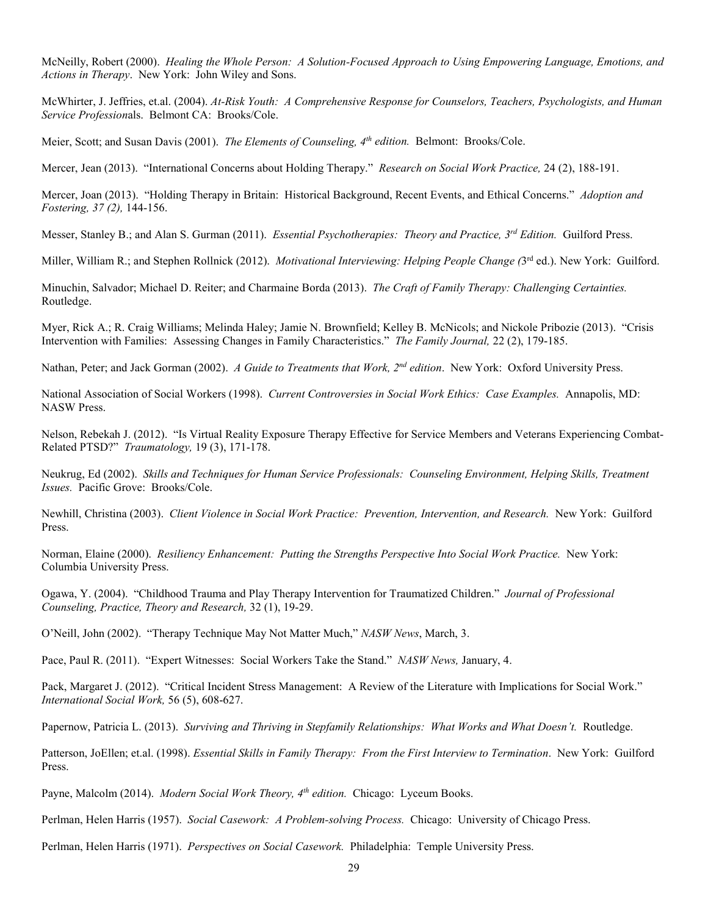McNeilly, Robert (2000). *Healing the Whole Person: A Solution-Focused Approach to Using Empowering Language, Emotions, and Actions in Therapy*. New York: John Wiley and Sons.

McWhirter, J. Jeffries, et.al. (2004). *At-Risk Youth: A Comprehensive Response for Counselors, Teachers, Psychologists, and Human Service Profession*als. Belmont CA: Brooks/Cole.

Meier, Scott; and Susan Davis (2001). *The Elements of Counseling, 4th edition.* Belmont: Brooks/Cole.

Mercer, Jean (2013). "International Concerns about Holding Therapy." *Research on Social Work Practice,* 24 (2), 188-191.

Mercer, Joan (2013). "Holding Therapy in Britain: Historical Background, Recent Events, and Ethical Concerns." *Adoption and Fostering, 37 (2),* 144-156.

Messer, Stanley B.; and Alan S. Gurman (2011). *Essential Psychotherapies: Theory and Practice, 3rd Edition.* Guilford Press.

Miller, William R.; and Stephen Rollnick (2012). *Motivational Interviewing: Helping People Change (*3rd ed.). New York: Guilford.

Minuchin, Salvador; Michael D. Reiter; and Charmaine Borda (2013). *The Craft of Family Therapy: Challenging Certainties.* Routledge.

Myer, Rick A.; R. Craig Williams; Melinda Haley; Jamie N. Brownfield; Kelley B. McNicols; and Nickole Pribozie (2013). "Crisis Intervention with Families: Assessing Changes in Family Characteristics." *The Family Journal,* 22 (2), 179-185.

Nathan, Peter; and Jack Gorman (2002). *A Guide to Treatments that Work, 2nd edition*. New York: Oxford University Press.

National Association of Social Workers (1998). *Current Controversies in Social Work Ethics: Case Examples.* Annapolis, MD: NASW Press.

Nelson, Rebekah J. (2012). "Is Virtual Reality Exposure Therapy Effective for Service Members and Veterans Experiencing Combat-Related PTSD?" *Traumatology,* 19 (3), 171-178.

Neukrug, Ed (2002). *Skills and Techniques for Human Service Professionals: Counseling Environment, Helping Skills, Treatment Issues.* Pacific Grove: Brooks/Cole.

Newhill, Christina (2003). *Client Violence in Social Work Practice: Prevention, Intervention, and Research.* New York: Guilford Press.

Norman, Elaine (2000). *Resiliency Enhancement: Putting the Strengths Perspective Into Social Work Practice.* New York: Columbia University Press.

Ogawa, Y. (2004). "Childhood Trauma and Play Therapy Intervention for Traumatized Children." *Journal of Professional Counseling, Practice, Theory and Research,* 32 (1), 19-29.

O'Neill, John (2002). "Therapy Technique May Not Matter Much," *NASW News*, March, 3.

Pace, Paul R. (2011). "Expert Witnesses: Social Workers Take the Stand." *NASW News,* January, 4.

Pack, Margaret J. (2012). "Critical Incident Stress Management: A Review of the Literature with Implications for Social Work." *International Social Work,* 56 (5), 608-627.

Papernow, Patricia L. (2013). *Surviving and Thriving in Stepfamily Relationships: What Works and What Doesn't.* Routledge.

Patterson, JoEllen; et.al. (1998). *Essential Skills in Family Therapy: From the First Interview to Termination*. New York: Guilford Press.

Payne, Malcolm (2014). *Modern Social Work Theory, 4th edition.* Chicago: Lyceum Books.

Perlman, Helen Harris (1957). *Social Casework: A Problem-solving Process.* Chicago: University of Chicago Press.

Perlman, Helen Harris (1971). *Perspectives on Social Casework.* Philadelphia: Temple University Press.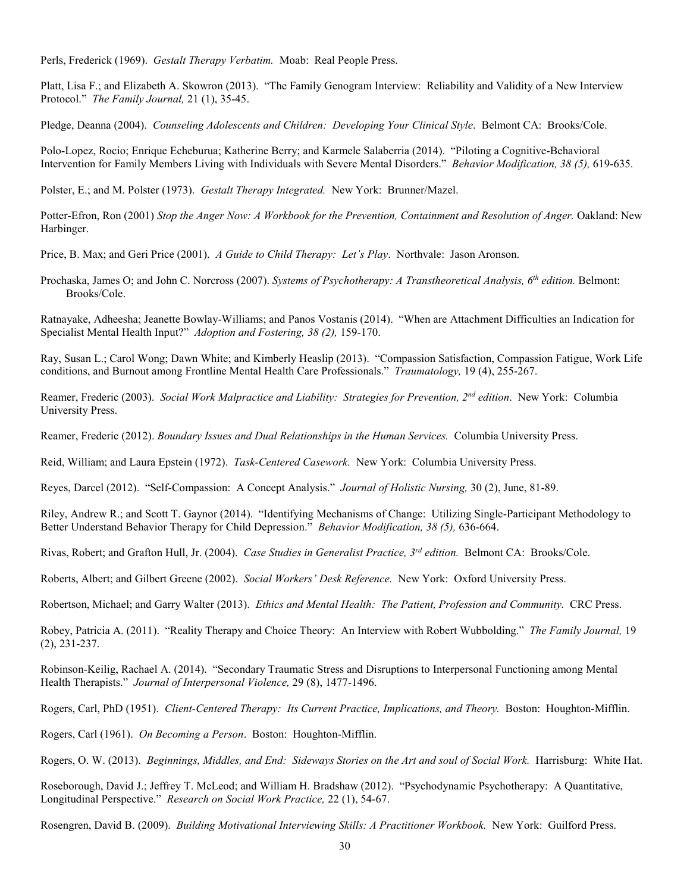Perls, Frederick (1969). *Gestalt Therapy Verbatim.* Moab: Real People Press.

Platt, Lisa F.; and Elizabeth A. Skowron (2013). "The Family Genogram Interview: Reliability and Validity of a New Interview Protocol." *The Family Journal,* 21 (1), 35-45.

Pledge, Deanna (2004). *Counseling Adolescents and Children: Developing Your Clinical Style*. Belmont CA: Brooks/Cole.

Polo-Lopez, Rocio; Enrique Echeburua; Katherine Berry; and Karmele Salaberria (2014). "Piloting a Cognitive-Behavioral Intervention for Family Members Living with Individuals with Severe Mental Disorders." *Behavior Modification, 38 (5),* 619-635.

Polster, E.; and M. Polster (1973). *Gestalt Therapy Integrated.* New York: Brunner/Mazel.

Potter-Efron, Ron (2001) *Stop the Anger Now: A Workbook for the Prevention, Containment and Resolution of Anger.* Oakland: New Harbinger.

Price, B. Max; and Geri Price (2001). *A Guide to Child Therapy: Let's Play*. Northvale: Jason Aronson.

Prochaska, James O; and John C. Norcross (2007). *Systems of Psychotherapy: A Transtheoretical Analysis, 6th edition.* Belmont: Brooks/Cole.

Ratnayake, Adheesha; Jeanette Bowlay-Williams; and Panos Vostanis (2014). "When are Attachment Difficulties an Indication for Specialist Mental Health Input?" *Adoption and Fostering, 38 (2),* 159-170.

Ray, Susan L.; Carol Wong; Dawn White; and Kimberly Heaslip (2013). "Compassion Satisfaction, Compassion Fatigue, Work Life conditions, and Burnout among Frontline Mental Health Care Professionals." *Traumatology,* 19 (4), 255-267.

Reamer, Frederic (2003). *Social Work Malpractice and Liability: Strategies for Prevention, 2nd edition*. New York: Columbia University Press.

Reamer, Frederic (2012). *Boundary Issues and Dual Relationships in the Human Services.* Columbia University Press.

Reid, William; and Laura Epstein (1972). *Task-Centered Casework.* New York: Columbia University Press.

Reyes, Darcel (2012). "Self-Compassion: A Concept Analysis." *Journal of Holistic Nursing,* 30 (2), June, 81-89.

Riley, Andrew R.; and Scott T. Gaynor (2014). "Identifying Mechanisms of Change: Utilizing Single-Participant Methodology to Better Understand Behavior Therapy for Child Depression." *Behavior Modification, 38 (5),* 636-664.

Rivas, Robert; and Grafton Hull, Jr. (2004). *Case Studies in Generalist Practice, 3rd edition.* Belmont CA: Brooks/Cole.

Roberts, Albert; and Gilbert Greene (2002). *Social Workers' Desk Reference.* New York: Oxford University Press.

Robertson, Michael; and Garry Walter (2013). *Ethics and Mental Health: The Patient, Profession and Community.* CRC Press.

Robey, Patricia A. (2011). "Reality Therapy and Choice Theory: An Interview with Robert Wubbolding." *The Family Journal,* 19 (2), 231-237.

Robinson-Keilig, Rachael A. (2014). "Secondary Traumatic Stress and Disruptions to Interpersonal Functioning among Mental Health Therapists." *Journal of Interpersonal Violence,* 29 (8), 1477-1496.

Rogers, Carl, PhD (1951). *Client-Centered Therapy: Its Current Practice, Implications, and Theory.* Boston: Houghton-Mifflin.

Rogers, Carl (1961). *On Becoming a Person*. Boston: Houghton-Mifflin.

Rogers, O. W. (2013). *Beginnings, Middles, and End: Sideways Stories on the Art and soul of Social Work.* Harrisburg: White Hat.

Roseborough, David J.; Jeffrey T. McLeod; and William H. Bradshaw (2012). "Psychodynamic Psychotherapy: A Quantitative, Longitudinal Perspective." *Research on Social Work Practice,* 22 (1), 54-67.

Rosengren, David B. (2009). *Building Motivational Interviewing Skills: A Practitioner Workbook.* New York: Guilford Press.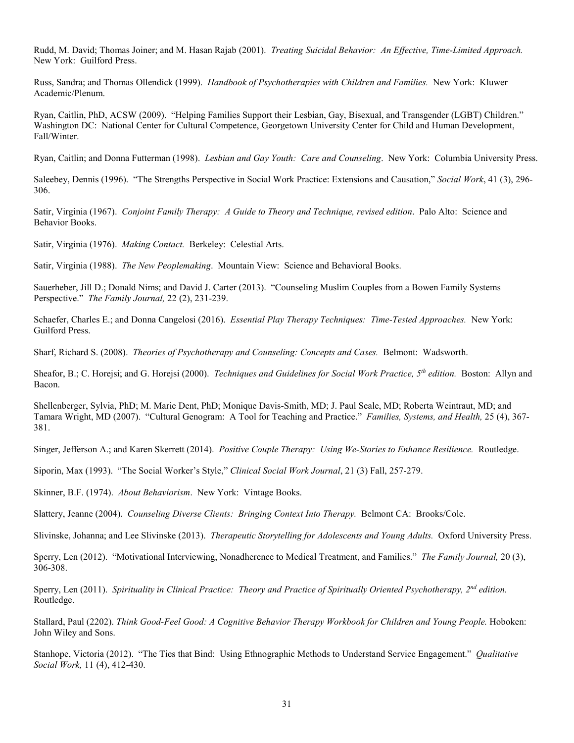Rudd, M. David; Thomas Joiner; and M. Hasan Rajab (2001). *Treating Suicidal Behavior: An Effective, Time-Limited Approach.* New York: Guilford Press.

Russ, Sandra; and Thomas Ollendick (1999). *Handbook of Psychotherapies with Children and Families.* New York: Kluwer Academic/Plenum.

Ryan, Caitlin, PhD, ACSW (2009). "Helping Families Support their Lesbian, Gay, Bisexual, and Transgender (LGBT) Children." Washington DC: National Center for Cultural Competence, Georgetown University Center for Child and Human Development, Fall/Winter.

Ryan, Caitlin; and Donna Futterman (1998). *Lesbian and Gay Youth: Care and Counseling*. New York: Columbia University Press.

Saleebey, Dennis (1996). "The Strengths Perspective in Social Work Practice: Extensions and Causation," *Social Work*, 41 (3), 296-306.

Satir, Virginia (1967). *Conjoint Family Therapy: A Guide to Theory and Technique, revised edition*. Palo Alto: Science and Behavior Books.

Satir, Virginia (1976). *Making Contact.* Berkeley: Celestial Arts.

Satir, Virginia (1988). *The New Peoplemaking*. Mountain View: Science and Behavioral Books.

Sauerheber, Jill D.; Donald Nims; and David J. Carter (2013). "Counseling Muslim Couples from a Bowen Family Systems Perspective." *The Family Journal,* 22 (2), 231-239.

Schaefer, Charles E.; and Donna Cangelosi (2016). *Essential Play Therapy Techniques: Time-Tested Approaches.* New York: Guilford Press.

Sharf, Richard S. (2008). *Theories of Psychotherapy and Counseling: Concepts and Cases.* Belmont: Wadsworth.

Sheafor, B.; C. Horejsi; and G. Horejsi (2000). *Techniques and Guidelines for Social Work Practice, 5th edition.* Boston: Allyn and Bacon.

Shellenberger, Sylvia, PhD; M. Marie Dent, PhD; Monique Davis-Smith, MD; J. Paul Seale, MD; Roberta Weintraut, MD; and Tamara Wright, MD (2007). "Cultural Genogram: A Tool for Teaching and Practice." *Families, Systems, and Health,* 25 (4), 367-381.

Singer, Jefferson A.; and Karen Skerrett (2014). *Positive Couple Therapy: Using We-Stories to Enhance Resilience.* Routledge.

Siporin, Max (1993). "The Social Worker's Style," *Clinical Social Work Journal*, 21 (3) Fall, 257-279.

Skinner, B.F. (1974). *About Behaviorism*. New York: Vintage Books.

Slattery, Jeanne (2004). *Counseling Diverse Clients: Bringing Context Into Therapy.* Belmont CA: Brooks/Cole.

Slivinske, Johanna; and Lee Slivinske (2013). *Therapeutic Storytelling for Adolescents and Young Adults.* Oxford University Press.

Sperry, Len (2012). "Motivational Interviewing, Nonadherence to Medical Treatment, and Families." *The Family Journal,* 20 (3), 306-308.

Sperry, Len (2011). *Spirituality in Clinical Practice: Theory and Practice of Spiritually Oriented Psychotherapy, 2nd edition.* Routledge.

Stallard, Paul (2202). *Think Good-Feel Good: A Cognitive Behavior Therapy Workbook for Children and Young People.* Hoboken: John Wiley and Sons.

Stanhope, Victoria (2012). "The Ties that Bind: Using Ethnographic Methods to Understand Service Engagement." *Qualitative Social Work,* 11 (4), 412-430.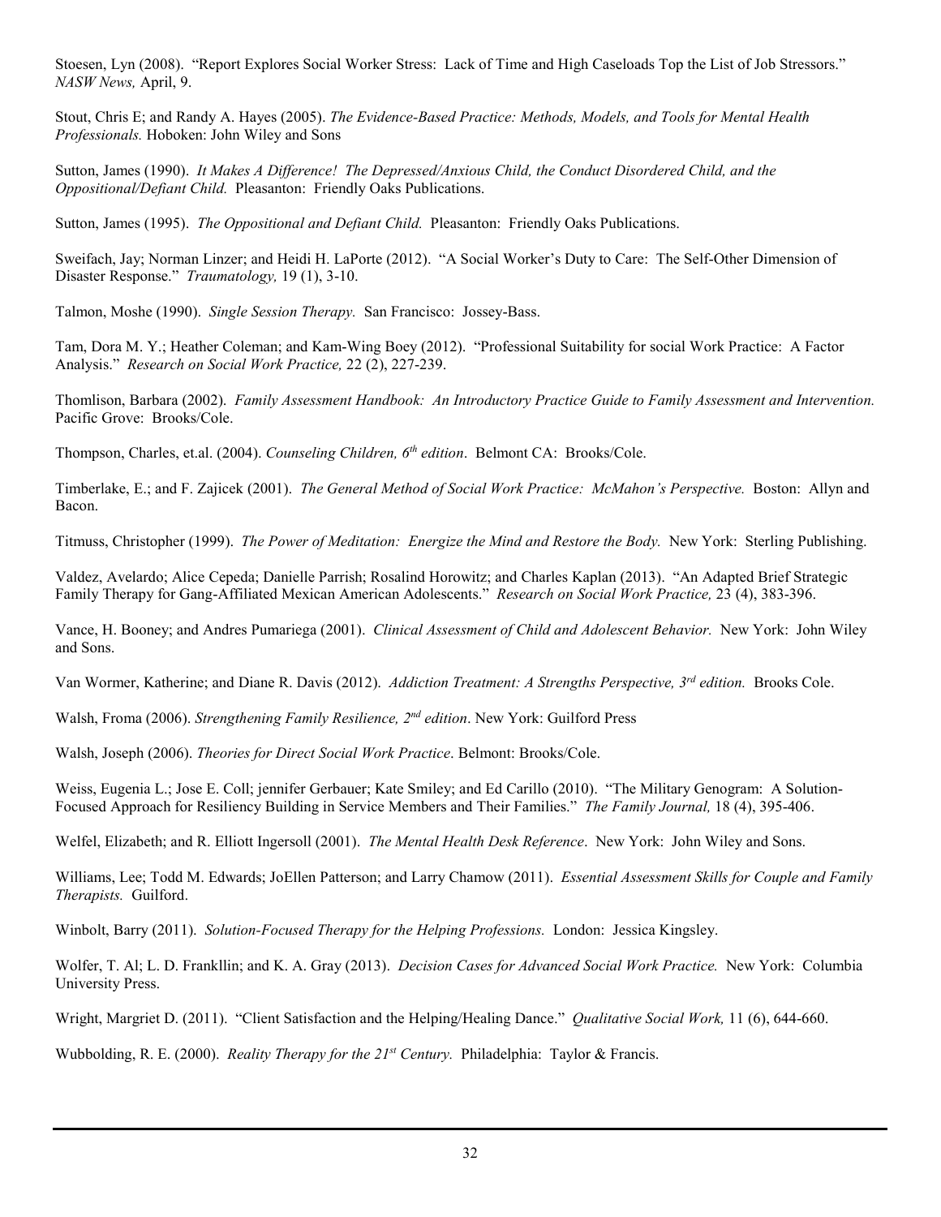Stoesen, Lyn (2008). "Report Explores Social Worker Stress: Lack of Time and High Caseloads Top the List of Job Stressors." *NASW News,* April, 9.

Stout, Chris E; and Randy A. Hayes (2005). *The Evidence-Based Practice: Methods, Models, and Tools for Mental Health Professionals.* Hoboken: John Wiley and Sons

Sutton, James (1990). *It Makes A Difference! The Depressed/Anxious Child, the Conduct Disordered Child, and the Oppositional/Defiant Child.* Pleasanton: Friendly Oaks Publications.

Sutton, James (1995). *The Oppositional and Defiant Child.* Pleasanton: Friendly Oaks Publications.

Sweifach, Jay; Norman Linzer; and Heidi H. LaPorte (2012). "A Social Worker's Duty to Care: The Self-Other Dimension of Disaster Response." *Traumatology,* 19 (1), 3-10.

Talmon, Moshe (1990). *Single Session Therapy.* San Francisco: Jossey-Bass.

Tam, Dora M. Y.; Heather Coleman; and Kam-Wing Boey (2012). "Professional Suitability for social Work Practice: A Factor Analysis." *Research on Social Work Practice,* 22 (2), 227-239.

Thomlison, Barbara (2002). *Family Assessment Handbook: An Introductory Practice Guide to Family Assessment and Intervention.* Pacific Grove: Brooks/Cole.

Thompson, Charles, et.al. (2004). *Counseling Children, 6th edition*. Belmont CA: Brooks/Cole.

Timberlake, E.; and F. Zajicek (2001). *The General Method of Social Work Practice: McMahon's Perspective.* Boston: Allyn and Bacon.

Titmuss, Christopher (1999). *The Power of Meditation: Energize the Mind and Restore the Body.* New York: Sterling Publishing.

Valdez, Avelardo; Alice Cepeda; Danielle Parrish; Rosalind Horowitz; and Charles Kaplan (2013). "An Adapted Brief Strategic Family Therapy for Gang-Affiliated Mexican American Adolescents." *Research on Social Work Practice,* 23 (4), 383-396.

Vance, H. Booney; and Andres Pumariega (2001). *Clinical Assessment of Child and Adolescent Behavior.* New York: John Wiley and Sons.

Van Wormer, Katherine; and Diane R. Davis (2012). *Addiction Treatment: A Strengths Perspective, 3rd edition.* Brooks Cole.

Walsh, Froma (2006). *Strengthening Family Resilience, 2nd edition*. New York: Guilford Press

Walsh, Joseph (2006). *Theories for Direct Social Work Practice*. Belmont: Brooks/Cole.

Weiss, Eugenia L.; Jose E. Coll; jennifer Gerbauer; Kate Smiley; and Ed Carillo (2010). "The Military Genogram: A Solution-Focused Approach for Resiliency Building in Service Members and Their Families." *The Family Journal,* 18 (4), 395-406.

Welfel, Elizabeth; and R. Elliott Ingersoll (2001). *The Mental Health Desk Reference*. New York: John Wiley and Sons.

Williams, Lee; Todd M. Edwards; JoEllen Patterson; and Larry Chamow (2011). *Essential Assessment Skills for Couple and Family Therapists.* Guilford.

Winbolt, Barry (2011). *Solution-Focused Therapy for the Helping Professions.* London: Jessica Kingsley.

Wolfer, T. Al; L. D. Frankllin; and K. A. Gray (2013). *Decision Cases for Advanced Social Work Practice.* New York: Columbia University Press.

Wright, Margriet D. (2011). "Client Satisfaction and the Helping/Healing Dance." *Qualitative Social Work,* 11 (6), 644-660.

Wubbolding, R. E. (2000). *Reality Therapy for the 21st Century.* Philadelphia: Taylor & Francis.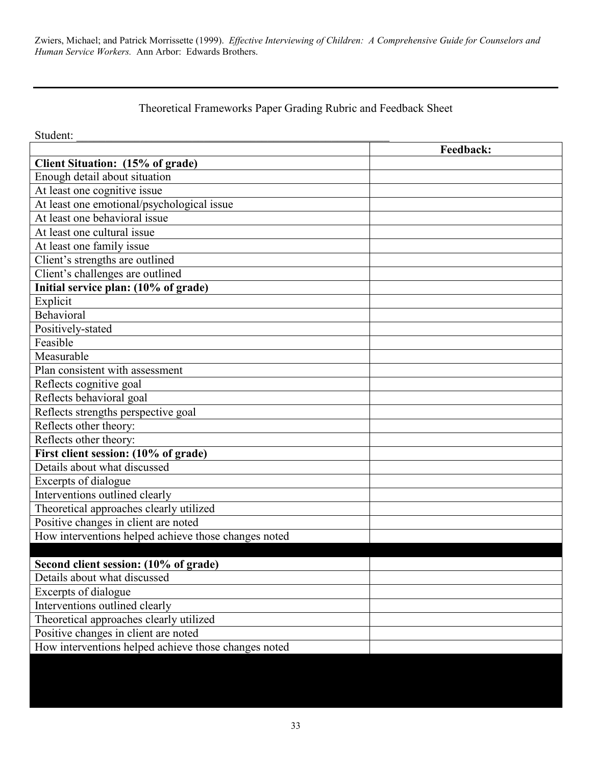Zwiers, Michael; and Patrick Morrissette (1999). *Effective Interviewing of Children: A Comprehensive Guide for Counselors and Human Service Workers.* Ann Arbor: Edwards Brothers.

---

Theoretical Frameworks Paper Grading Rubric and Feedback Sheet

Student: ___________________________________________________________

| | **Feedback:** |
|---|---|
| **Client Situation: (15% of grade)** | |
| Enough detail about situation | |
| At least one cognitive issue | |
| At least one emotional/psychological issue | |
| At least one behavioral issue | |
| At least one cultural issue | |
| At least one family issue | |
| Client's strengths are outlined | |
| Client's challenges are outlined | |
| **Initial service plan: (10% of grade)** | |
| Explicit | |
| Behavioral | |
| Positively-stated | |
| Feasible | |
| Measurable | |
| Plan consistent with assessment | |
| Reflects cognitive goal | |
| Reflects behavioral goal | |
| Reflects strengths perspective goal | |
| Reflects other theory: | |
| Reflects other theory: | |
| **First client session: (10% of grade)** | |
| Details about what discussed | |
| Excerpts of dialogue | |
| Interventions outlined clearly | |
| Theoretical approaches clearly utilized | |
| Positive changes in client are noted | |
| How interventions helped achieve those changes noted | |
| | |
| **Second client session: (10% of grade)** | |
| Details about what discussed | |
| Excerpts of dialogue | |
| Interventions outlined clearly | |
| Theoretical approaches clearly utilized | |
| Positive changes in client are noted | |
| How interventions helped achieve those changes noted | |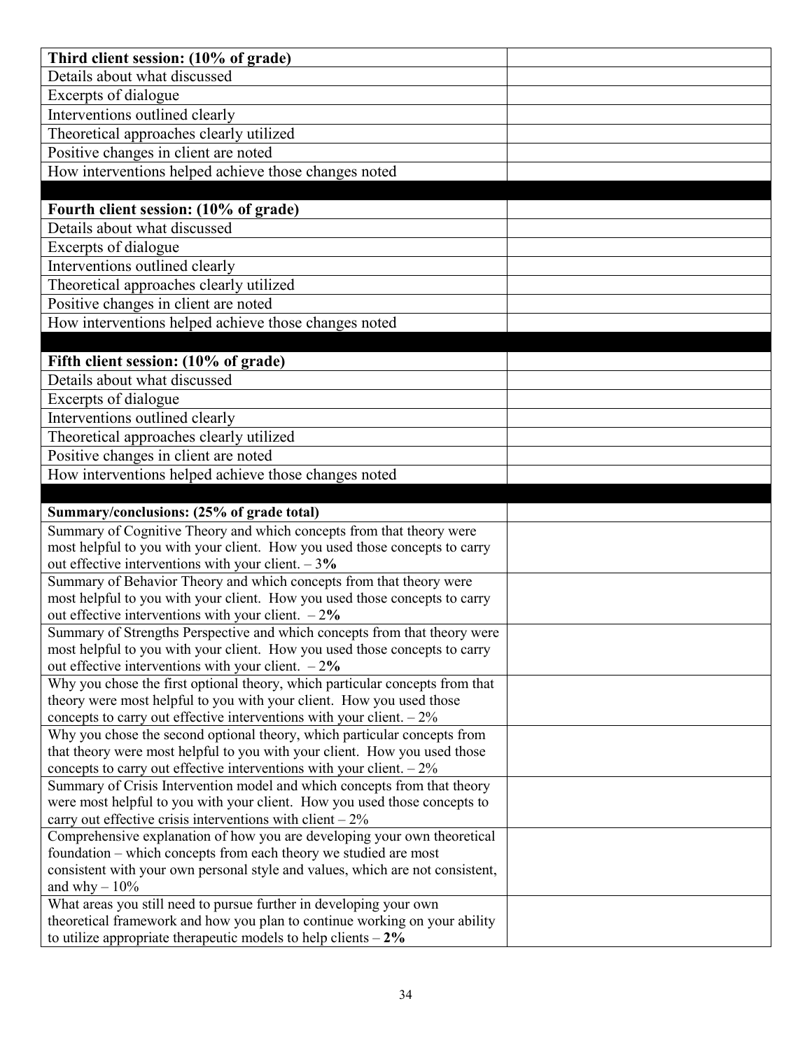| **Third client session: (10% of grade)** | |
|---|---|
| Details about what discussed | |
| Excerpts of dialogue | |
| Interventions outlined clearly | |
| Theoretical approaches clearly utilized | |
| Positive changes in client are noted | |
| How interventions helped achieve those changes noted | |
| | |
| **Fourth client session: (10% of grade)** | |
| Details about what discussed | |
| Excerpts of dialogue | |
| Interventions outlined clearly | |
| Theoretical approaches clearly utilized | |
| Positive changes in client are noted | |
| How interventions helped achieve those changes noted | |
| | |
| **Fifth client session: (10% of grade)** | |
| Details about what discussed | |
| Excerpts of dialogue | |
| Interventions outlined clearly | |
| Theoretical approaches clearly utilized | |
| Positive changes in client are noted | |
| How interventions helped achieve those changes noted | |
| | |
| **Summary/conclusions: (25% of grade total)** | |
| Summary of Cognitive Theory and which concepts from that theory were most helpful to you with your client. How you used those concepts to carry out effective interventions with your client. – 3**%** | |
| Summary of Behavior Theory and which concepts from that theory were most helpful to you with your client. How you used those concepts to carry out effective interventions with your client. – 2**%** | |
| Summary of Strengths Perspective and which concepts from that theory were most helpful to you with your client. How you used those concepts to carry out effective interventions with your client. – 2**%** | |
| Why you chose the first optional theory, which particular concepts from that theory were most helpful to you with your client. How you used those concepts to carry out effective interventions with your client. – 2% | |
| Why you chose the second optional theory, which particular concepts from that theory were most helpful to you with your client. How you used those concepts to carry out effective interventions with your client. – 2% | |
| Summary of Crisis Intervention model and which concepts from that theory were most helpful to you with your client. How you used those concepts to carry out effective crisis interventions with client – 2% | |
| Comprehensive explanation of how you are developing your own theoretical foundation – which concepts from each theory we studied are most consistent with your own personal style and values, which are not consistent, and why – 10% | |
| What areas you still need to pursue further in developing your own theoretical framework and how you plan to continue working on your ability to utilize appropriate therapeutic models to help clients – **2%** | |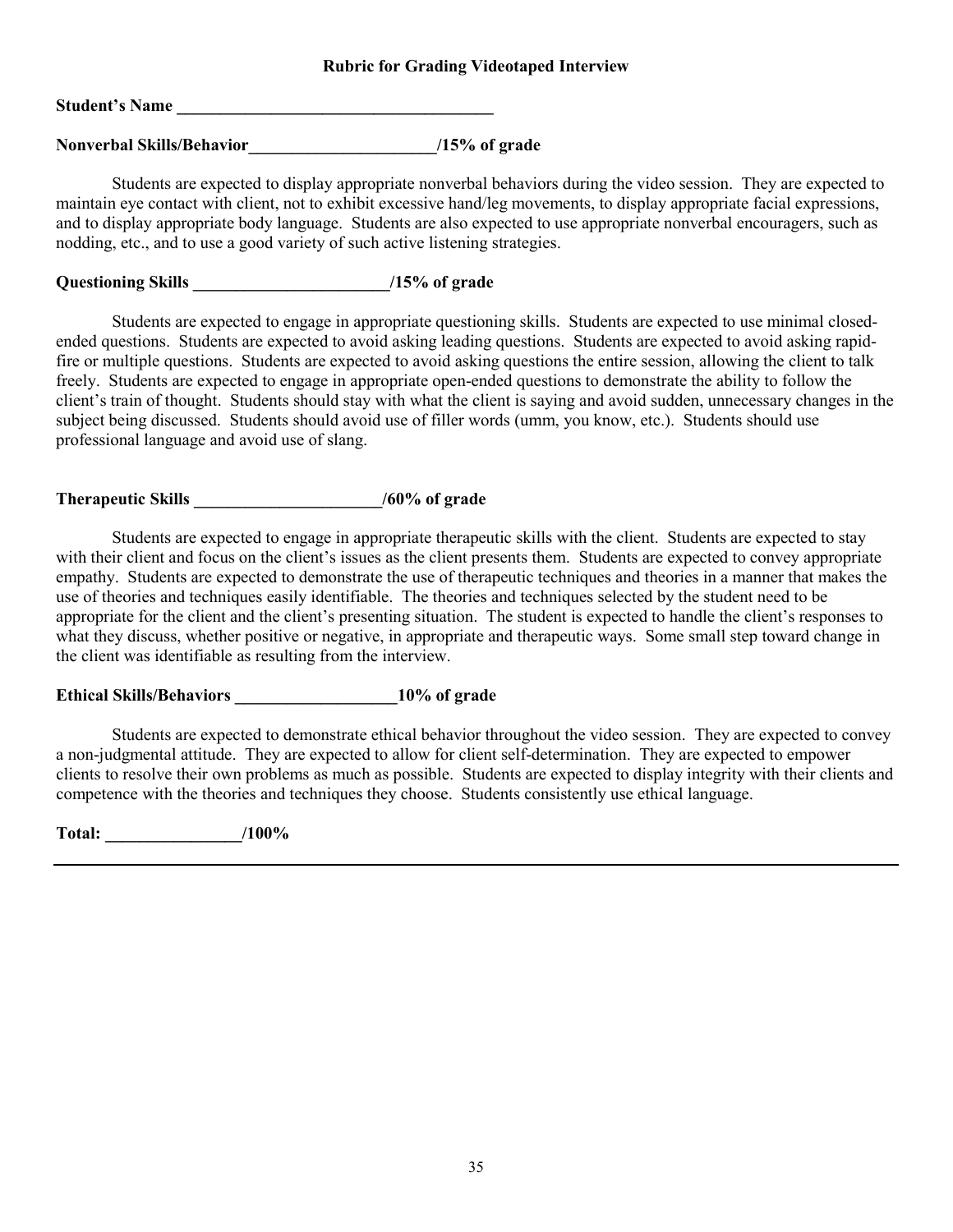## Rubric for Grading Videotaped Interview

**Student's Name ______________________________________**

**Nonverbal Skills/Behavior______________________/15% of grade**

Students are expected to display appropriate nonverbal behaviors during the video session. They are expected to maintain eye contact with client, not to exhibit excessive hand/leg movements, to display appropriate facial expressions, and to display appropriate body language. Students are also expected to use appropriate nonverbal encouragers, such as nodding, etc., and to use a good variety of such active listening strategies.

**Questioning Skills _______________________/15% of grade**

Students are expected to engage in appropriate questioning skills. Students are expected to use minimal closed-ended questions. Students are expected to avoid asking leading questions. Students are expected to avoid asking rapid-fire or multiple questions. Students are expected to avoid asking questions the entire session, allowing the client to talk freely. Students are expected to engage in appropriate open-ended questions to demonstrate the ability to follow the client's train of thought. Students should stay with what the client is saying and avoid sudden, unnecessary changes in the subject being discussed. Students should avoid use of filler words (umm, you know, etc.). Students should use professional language and avoid use of slang.

**Therapeutic Skills ______________________/60% of grade**

Students are expected to engage in appropriate therapeutic skills with the client. Students are expected to stay with their client and focus on the client's issues as the client presents them. Students are expected to convey appropriate empathy. Students are expected to demonstrate the use of therapeutic techniques and theories in a manner that makes the use of theories and techniques easily identifiable. The theories and techniques selected by the student need to be appropriate for the client and the client's presenting situation. The student is expected to handle the client's responses to what they discuss, whether positive or negative, in appropriate and therapeutic ways. Some small step toward change in the client was identifiable as resulting from the interview.

**Ethical Skills/Behaviors ___________________10% of grade**

Students are expected to demonstrate ethical behavior throughout the video session. They are expected to convey a non-judgmental attitude. They are expected to allow for client self-determination. They are expected to empower clients to resolve their own problems as much as possible. Students are expected to display integrity with their clients and competence with the theories and techniques they choose. Students consistently use ethical language.

**Total: ________________/100%**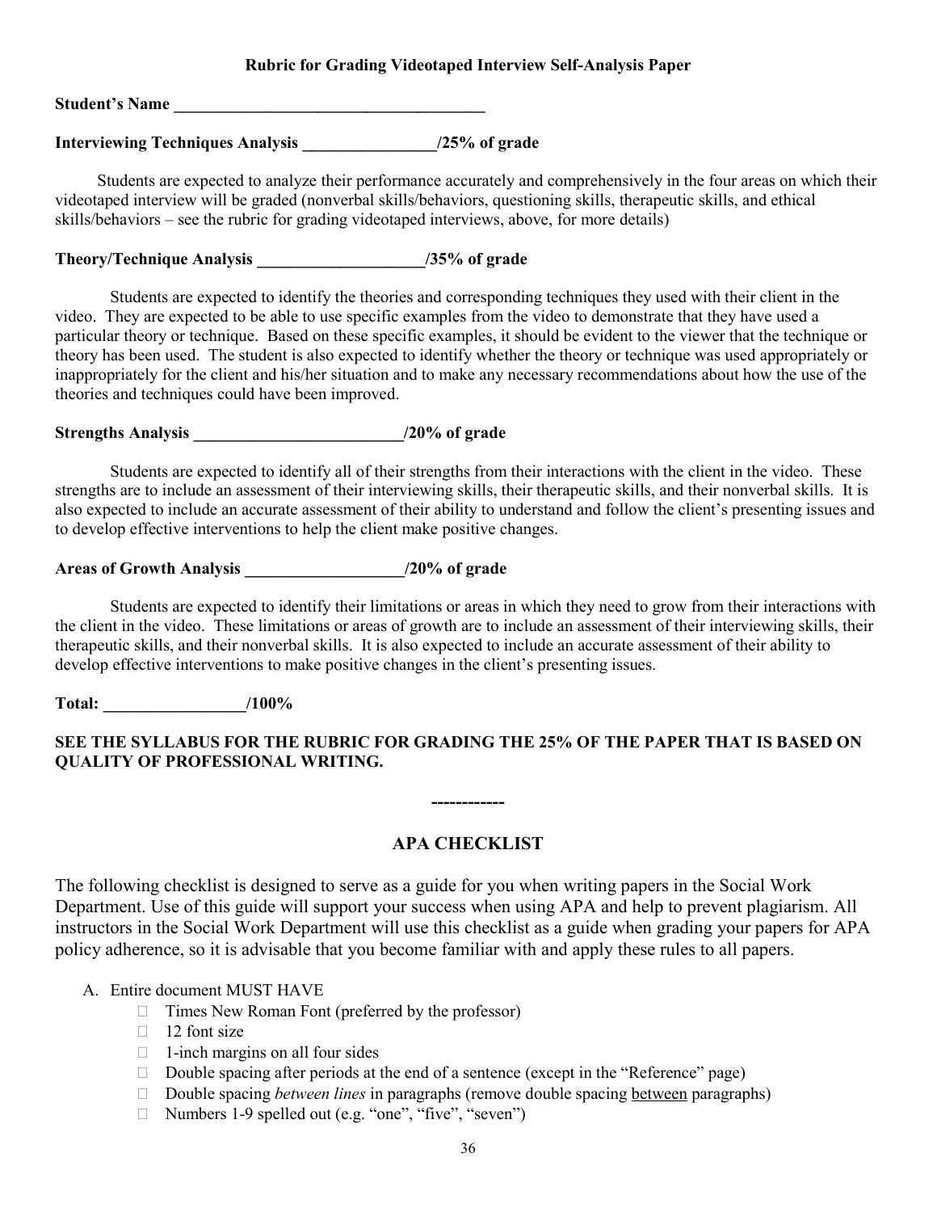**Rubric for Grading Videotaped Interview Self-Analysis Paper**

**Student's Name \_\_\_\_\_\_\_\_\_\_\_\_\_\_\_\_\_\_\_\_\_\_\_\_\_\_\_\_\_\_\_\_\_\_\_\_\_\_**

**Interviewing Techniques Analysis \_\_\_\_\_\_\_\_\_\_\_\_\_\_\_\_/25% of grade**

Students are expected to analyze their performance accurately and comprehensively in the four areas on which their videotaped interview will be graded (nonverbal skills/behaviors, questioning skills, therapeutic skills, and ethical skills/behaviors – see the rubric for grading videotaped interviews, above, for more details)

**Theory/Technique Analysis \_\_\_\_\_\_\_\_\_\_\_\_\_\_\_\_\_\_\_\_/35% of grade**

Students are expected to identify the theories and corresponding techniques they used with their client in the video. They are expected to be able to use specific examples from the video to demonstrate that they have used a particular theory or technique. Based on these specific examples, it should be evident to the viewer that the technique or theory has been used. The student is also expected to identify whether the theory or technique was used appropriately or inappropriately for the client and his/her situation and to make any necessary recommendations about how the use of the theories and techniques could have been improved.

**Strengths Analysis \_\_\_\_\_\_\_\_\_\_\_\_\_\_\_\_\_\_\_\_\_\_\_\_\_/20% of grade**

Students are expected to identify all of their strengths from their interactions with the client in the video. These strengths are to include an assessment of their interviewing skills, their therapeutic skills, and their nonverbal skills. It is also expected to include an accurate assessment of their ability to understand and follow the client's presenting issues and to develop effective interventions to help the client make positive changes.

**Areas of Growth Analysis \_\_\_\_\_\_\_\_\_\_\_\_\_\_\_\_\_\_\_/20% of grade**

Students are expected to identify their limitations or areas in which they need to grow from their interactions with the client in the video. These limitations or areas of growth are to include an assessment of their interviewing skills, their therapeutic skills, and their nonverbal skills. It is also expected to include an accurate assessment of their ability to develop effective interventions to make positive changes in the client's presenting issues.

**Total: \_\_\_\_\_\_\_\_\_\_\_\_\_\_\_\_\_/100%**

**SEE THE SYLLABUS FOR THE RUBRIC FOR GRADING THE 25% OF THE PAPER THAT IS BASED ON QUALITY OF PROFESSIONAL WRITING.**

------------

## APA CHECKLIST

The following checklist is designed to serve as a guide for you when writing papers in the Social Work Department. Use of this guide will support your success when using APA and help to prevent plagiarism. All instructors in the Social Work Department will use this checklist as a guide when grading your papers for APA policy adherence, so it is advisable that you become familiar with and apply these rules to all papers.

A. Entire document MUST HAVE
   - ☐ Times New Roman Font (preferred by the professor)
   - ☐ 12 font size
   - ☐ 1-inch margins on all four sides
   - ☐ Double spacing after periods at the end of a sentence (except in the "Reference" page)
   - ☐ Double spacing *between lines* in paragraphs (remove double spacing <u>between</u> paragraphs)
   - ☐ Numbers 1-9 spelled out (e.g. "one", "five", "seven")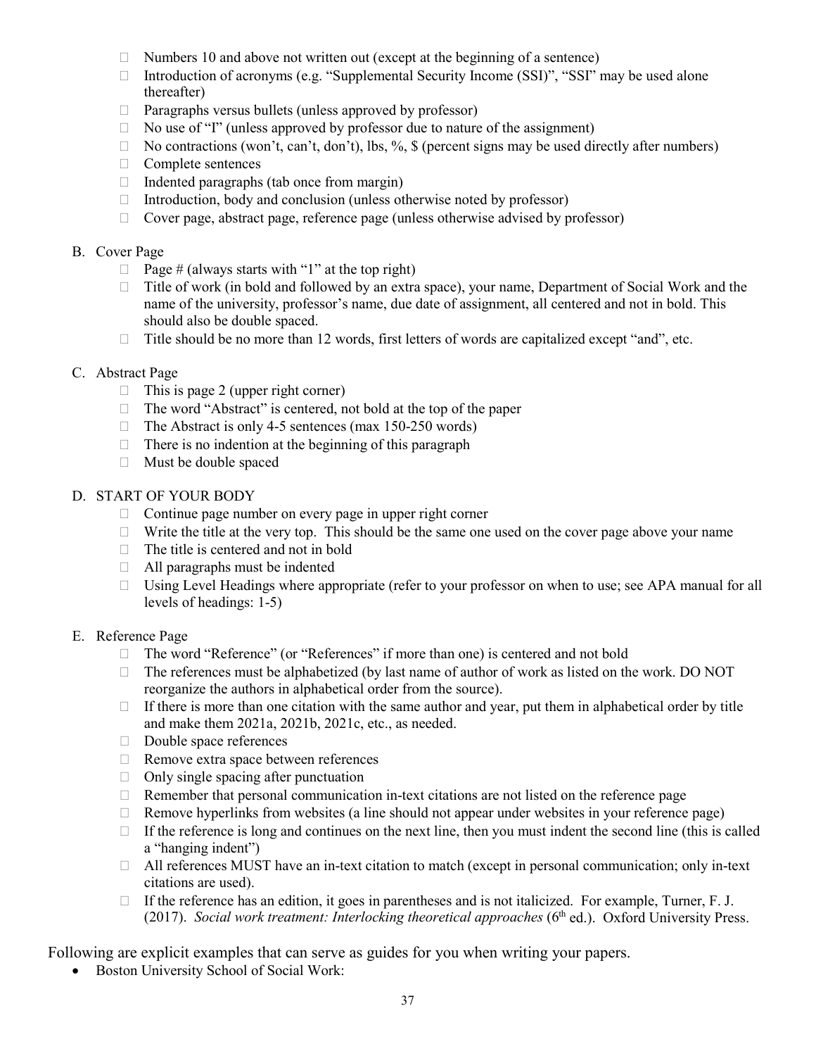- Numbers 10 and above not written out (except at the beginning of a sentence)
- Introduction of acronyms (e.g. "Supplemental Security Income (SSI)", "SSI" may be used alone thereafter)
- Paragraphs versus bullets (unless approved by professor)
- No use of "I" (unless approved by professor due to nature of the assignment)
- No contractions (won't, can't, don't), lbs, %, $ (percent signs may be used directly after numbers)
- Complete sentences
- Indented paragraphs (tab once from margin)
- Introduction, body and conclusion (unless otherwise noted by professor)
- Cover page, abstract page, reference page (unless otherwise advised by professor)

B. Cover Page

- Page # (always starts with "1" at the top right)
- Title of work (in bold and followed by an extra space), your name, Department of Social Work and the name of the university, professor's name, due date of assignment, all centered and not in bold. This should also be double spaced.
- Title should be no more than 12 words, first letters of words are capitalized except "and", etc.

C. Abstract Page

- This is page 2 (upper right corner)
- The word "Abstract" is centered, not bold at the top of the paper
- The Abstract is only 4-5 sentences (max 150-250 words)
- There is no indention at the beginning of this paragraph
- Must be double spaced

D. START OF YOUR BODY

- Continue page number on every page in upper right corner
- Write the title at the very top. This should be the same one used on the cover page above your name
- The title is centered and not in bold
- All paragraphs must be indented
- Using Level Headings where appropriate (refer to your professor on when to use; see APA manual for all levels of headings: 1-5)

E. Reference Page

- The word "Reference" (or "References" if more than one) is centered and not bold
- The references must be alphabetized (by last name of author of work as listed on the work. DO NOT reorganize the authors in alphabetical order from the source).
- If there is more than one citation with the same author and year, put them in alphabetical order by title and make them 2021a, 2021b, 2021c, etc., as needed.
- Double space references
- Remove extra space between references
- Only single spacing after punctuation
- Remember that personal communication in-text citations are not listed on the reference page
- Remove hyperlinks from websites (a line should not appear under websites in your reference page)
- If the reference is long and continues on the next line, then you must indent the second line (this is called a "hanging indent")
- All references MUST have an in-text citation to match (except in personal communication; only in-text citations are used).
- If the reference has an edition, it goes in parentheses and is not italicized. For example, Turner, F. J. (2017). *Social work treatment: Interlocking theoretical approaches* (6th ed.). Oxford University Press.

Following are explicit examples that can serve as guides for you when writing your papers.

- Boston University School of Social Work: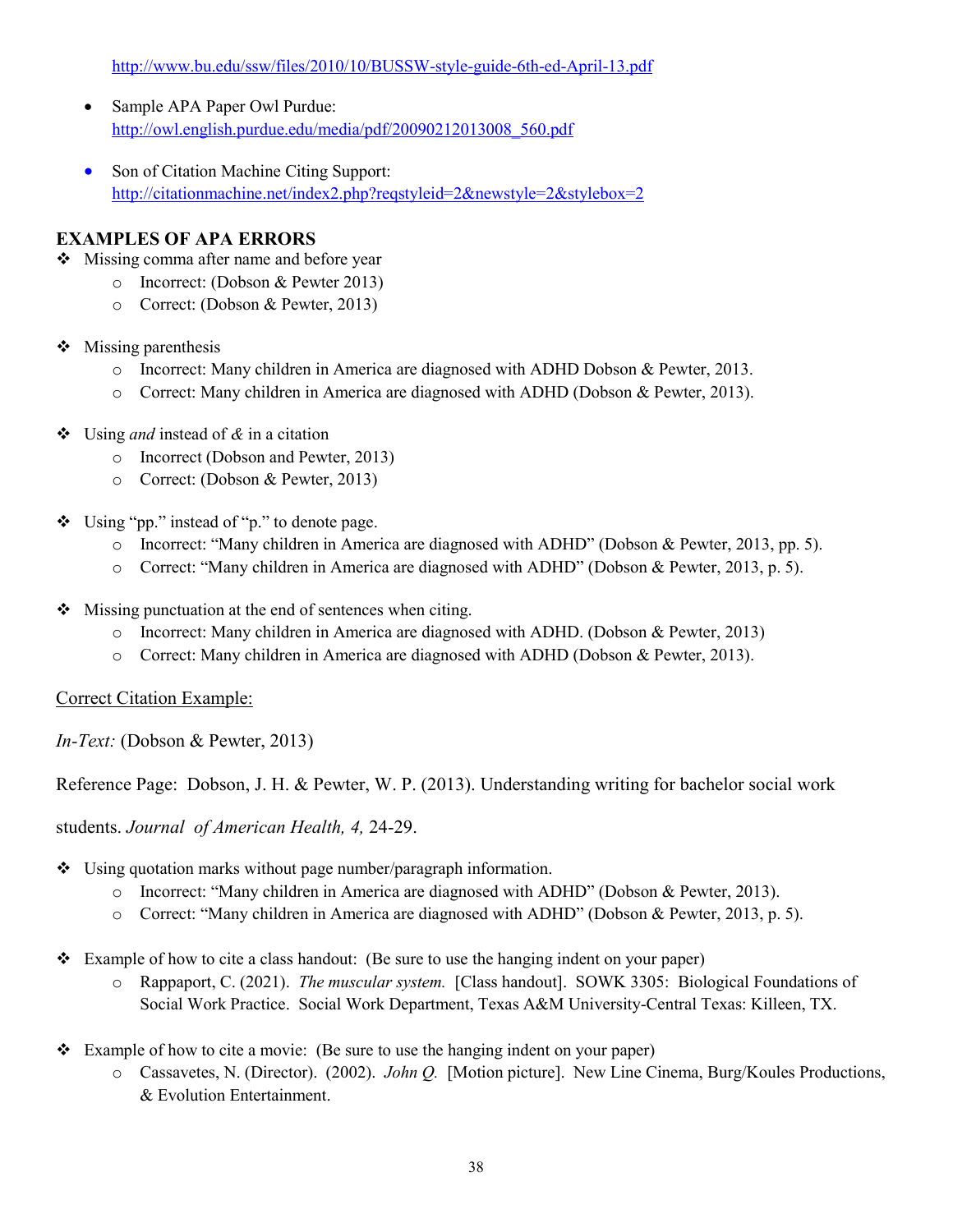http://www.bu.edu/ssw/files/2010/10/BUSSW-style-guide-6th-ed-April-13.pdf

- Sample APA Paper Owl Purdue: http://owl.english.purdue.edu/media/pdf/20090212013008_560.pdf
- Son of Citation Machine Citing Support: http://citationmachine.net/index2.php?reqstyleid=2&newstyle=2&stylebox=2

## EXAMPLES OF APA ERRORS

- Missing comma after name and before year
  - Incorrect: (Dobson & Pewter 2013)
  - Correct: (Dobson & Pewter, 2013)

- Missing parenthesis
  - Incorrect: Many children in America are diagnosed with ADHD Dobson & Pewter, 2013.
  - Correct: Many children in America are diagnosed with ADHD (Dobson & Pewter, 2013).

- Using *and* instead of *&* in a citation
  - Incorrect (Dobson and Pewter, 2013)
  - Correct: (Dobson & Pewter, 2013)

- Using "pp." instead of "p." to denote page.
  - Incorrect: "Many children in America are diagnosed with ADHD" (Dobson & Pewter, 2013, pp. 5).
  - Correct: "Many children in America are diagnosed with ADHD" (Dobson & Pewter, 2013, p. 5).

- Missing punctuation at the end of sentences when citing.
  - Incorrect: Many children in America are diagnosed with ADHD. (Dobson & Pewter, 2013)
  - Correct: Many children in America are diagnosed with ADHD (Dobson & Pewter, 2013).

<u>Correct Citation Example:</u>

*In-Text:* (Dobson & Pewter, 2013)

Reference Page: Dobson, J. H. & Pewter, W. P. (2013). Understanding writing for bachelor social work students. *Journal of American Health, 4,* 24-29.

- Using quotation marks without page number/paragraph information.
  - Incorrect: "Many children in America are diagnosed with ADHD" (Dobson & Pewter, 2013).
  - Correct: "Many children in America are diagnosed with ADHD" (Dobson & Pewter, 2013, p. 5).

- Example of how to cite a class handout: (Be sure to use the hanging indent on your paper)
  - Rappaport, C. (2021). *The muscular system.* [Class handout]. SOWK 3305: Biological Foundations of Social Work Practice. Social Work Department, Texas A&M University-Central Texas: Killeen, TX.

- Example of how to cite a movie: (Be sure to use the hanging indent on your paper)
  - Cassavetes, N. (Director). (2002). *John Q.* [Motion picture]. New Line Cinema, Burg/Koules Productions, & Evolution Entertainment.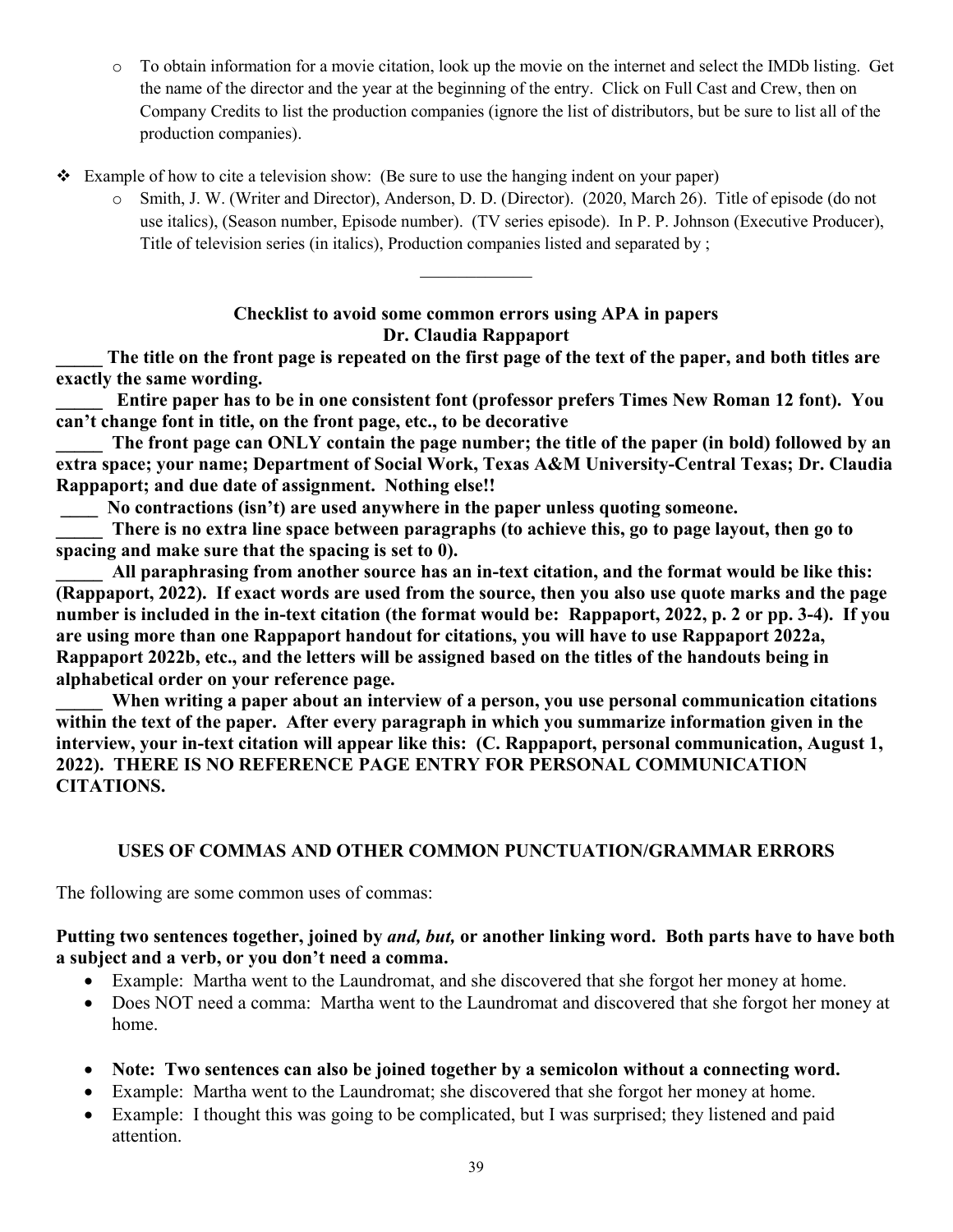- To obtain information for a movie citation, look up the movie on the internet and select the IMDb listing. Get the name of the director and the year at the beginning of the entry. Click on Full Cast and Crew, then on Company Credits to list the production companies (ignore the list of distributors, but be sure to list all of the production companies).

- Example of how to cite a television show: (Be sure to use the hanging indent on your paper)
  - Smith, J. W. (Writer and Director), Anderson, D. D. (Director). (2020, March 26). Title of episode (do not use italics), (Season number, Episode number). (TV series episode). In P. P. Johnson (Executive Producer), Title of television series (in italics), Production companies listed and separated by ;

---

**Checklist to avoid some common errors using APA in papers**
**Dr. Claudia Rappaport**

**_____ The title on the front page is repeated on the first page of the text of the paper, and both titles are exactly the same wording.**

**_____ Entire paper has to be in one consistent font (professor prefers Times New Roman 12 font). You can't change font in title, on the front page, etc., to be decorative**

**_____ The front page can ONLY contain the page number; the title of the paper (in bold) followed by an extra space; your name; Department of Social Work, Texas A&M University-Central Texas; Dr. Claudia Rappaport; and due date of assignment. Nothing else!!**

**____ No contractions (isn't) are used anywhere in the paper unless quoting someone.**

**_____ There is no extra line space between paragraphs (to achieve this, go to page layout, then go to spacing and make sure that the spacing is set to 0).**

**_____ All paraphrasing from another source has an in-text citation, and the format would be like this: (Rappaport, 2022). If exact words are used from the source, then you also use quote marks and the page number is included in the in-text citation (the format would be: Rappaport, 2022, p. 2 or pp. 3-4). If you are using more than one Rappaport handout for citations, you will have to use Rappaport 2022a, Rappaport 2022b, etc., and the letters will be assigned based on the titles of the handouts being in alphabetical order on your reference page.**

**_____ When writing a paper about an interview of a person, you use personal communication citations within the text of the paper. After every paragraph in which you summarize information given in the interview, your in-text citation will appear like this: (C. Rappaport, personal communication, August 1, 2022). THERE IS NO REFERENCE PAGE ENTRY FOR PERSONAL COMMUNICATION CITATIONS.**

## USES OF COMMAS AND OTHER COMMON PUNCTUATION/GRAMMAR ERRORS

The following are some common uses of commas:

**Putting two sentences together, joined by *and, but,* or another linking word. Both parts have to have both a subject and a verb, or you don't need a comma.**

- Example: Martha went to the Laundromat, and she discovered that she forgot her money at home.
- Does NOT need a comma: Martha went to the Laundromat and discovered that she forgot her money at home.

- **Note: Two sentences can also be joined together by a semicolon without a connecting word.**
- Example: Martha went to the Laundromat; she discovered that she forgot her money at home.
- Example: I thought this was going to be complicated, but I was surprised; they listened and paid attention.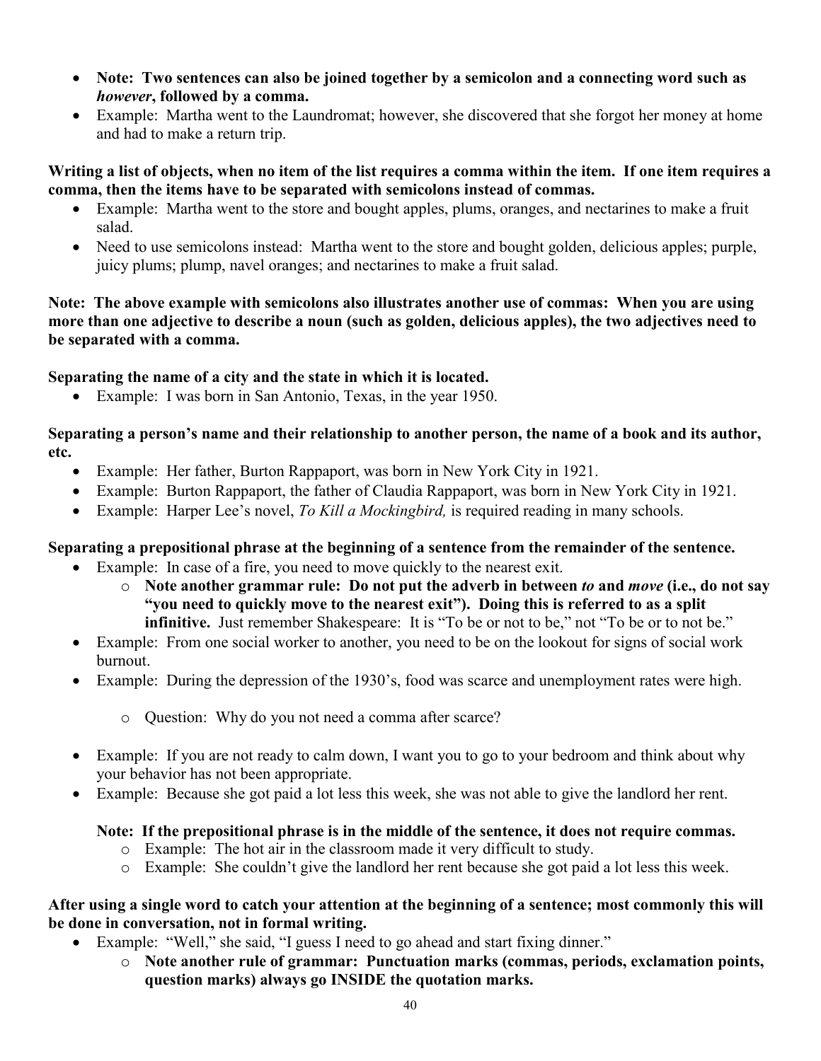- **Note: Two sentences can also be joined together by a semicolon and a connecting word such as *however*, followed by a comma.**
- Example: Martha went to the Laundromat; however, she discovered that she forgot her money at home and had to make a return trip.

**Writing a list of objects, when no item of the list requires a comma within the item. If one item requires a comma, then the items have to be separated with semicolons instead of commas.**

- Example: Martha went to the store and bought apples, plums, oranges, and nectarines to make a fruit salad.
- Need to use semicolons instead: Martha went to the store and bought golden, delicious apples; purple, juicy plums; plump, navel oranges; and nectarines to make a fruit salad.

**Note: The above example with semicolons also illustrates another use of commas: When you are using more than one adjective to describe a noun (such as golden, delicious apples), the two adjectives need to be separated with a comma.**

**Separating the name of a city and the state in which it is located.**

- Example: I was born in San Antonio, Texas, in the year 1950.

**Separating a person's name and their relationship to another person, the name of a book and its author, etc.**

- Example: Her father, Burton Rappaport, was born in New York City in 1921.
- Example: Burton Rappaport, the father of Claudia Rappaport, was born in New York City in 1921.
- Example: Harper Lee's novel, *To Kill a Mockingbird,* is required reading in many schools.

**Separating a prepositional phrase at the beginning of a sentence from the remainder of the sentence.**

- Example: In case of a fire, you need to move quickly to the nearest exit.
  - **Note another grammar rule: Do not put the adverb in between *to* and *move* (i.e., do not say "you need to quickly move to the nearest exit"). Doing this is referred to as a split infinitive.** Just remember Shakespeare: It is "To be or not to be," not "To be or to not be."
- Example: From one social worker to another, you need to be on the lookout for signs of social work burnout.
- Example: During the depression of the 1930's, food was scarce and unemployment rates were high.
  - Question: Why do you not need a comma after scarce?
- Example: If you are not ready to calm down, I want you to go to your bedroom and think about why your behavior has not been appropriate.
- Example: Because she got paid a lot less this week, she was not able to give the landlord her rent.

**Note: If the prepositional phrase is in the middle of the sentence, it does not require commas.**

- Example: The hot air in the classroom made it very difficult to study.
- Example: She couldn't give the landlord her rent because she got paid a lot less this week.

**After using a single word to catch your attention at the beginning of a sentence; most commonly this will be done in conversation, not in formal writing.**

- Example: "Well," she said, "I guess I need to go ahead and start fixing dinner."
  - **Note another rule of grammar: Punctuation marks (commas, periods, exclamation points, question marks) always go INSIDE the quotation marks.**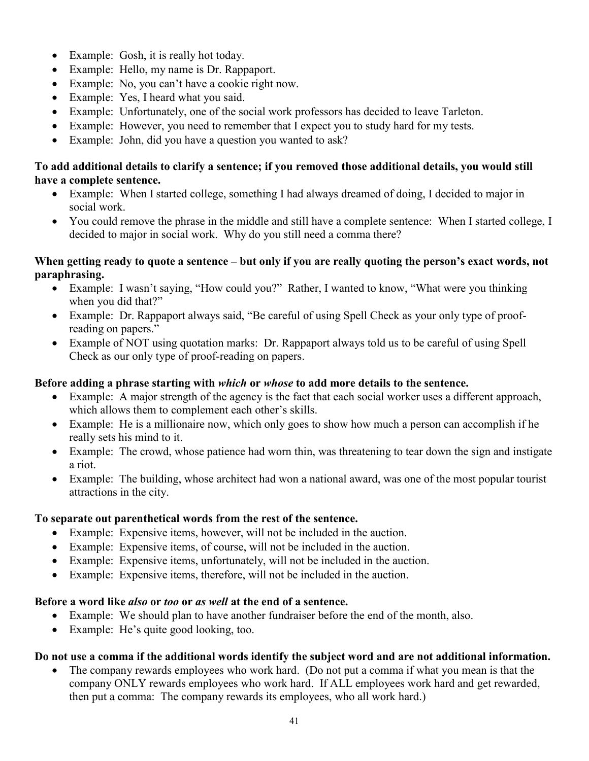- Example: Gosh, it is really hot today.
- Example: Hello, my name is Dr. Rappaport.
- Example: No, you can't have a cookie right now.
- Example: Yes, I heard what you said.
- Example: Unfortunately, one of the social work professors has decided to leave Tarleton.
- Example: However, you need to remember that I expect you to study hard for my tests.
- Example: John, did you have a question you wanted to ask?

**To add additional details to clarify a sentence; if you removed those additional details, you would still have a complete sentence.**

- Example: When I started college, something I had always dreamed of doing, I decided to major in social work.
- You could remove the phrase in the middle and still have a complete sentence: When I started college, I decided to major in social work. Why do you still need a comma there?

**When getting ready to quote a sentence – but only if you are really quoting the person's exact words, not paraphrasing.**

- Example: I wasn't saying, "How could you?" Rather, I wanted to know, "What were you thinking when you did that?"
- Example: Dr. Rappaport always said, "Be careful of using Spell Check as your only type of proof-reading on papers."
- Example of NOT using quotation marks: Dr. Rappaport always told us to be careful of using Spell Check as our only type of proof-reading on papers.

**Before adding a phrase starting with *which* or *whose* to add more details to the sentence.**

- Example: A major strength of the agency is the fact that each social worker uses a different approach, which allows them to complement each other's skills.
- Example: He is a millionaire now, which only goes to show how much a person can accomplish if he really sets his mind to it.
- Example: The crowd, whose patience had worn thin, was threatening to tear down the sign and instigate a riot.
- Example: The building, whose architect had won a national award, was one of the most popular tourist attractions in the city.

**To separate out parenthetical words from the rest of the sentence.**

- Example: Expensive items, however, will not be included in the auction.
- Example: Expensive items, of course, will not be included in the auction.
- Example: Expensive items, unfortunately, will not be included in the auction.
- Example: Expensive items, therefore, will not be included in the auction.

**Before a word like *also* or *too* or *as well* at the end of a sentence.**

- Example: We should plan to have another fundraiser before the end of the month, also.
- Example: He's quite good looking, too.

**Do not use a comma if the additional words identify the subject word and are not additional information.**

- The company rewards employees who work hard. (Do not put a comma if what you mean is that the company ONLY rewards employees who work hard. If ALL employees work hard and get rewarded, then put a comma: The company rewards its employees, who all work hard.)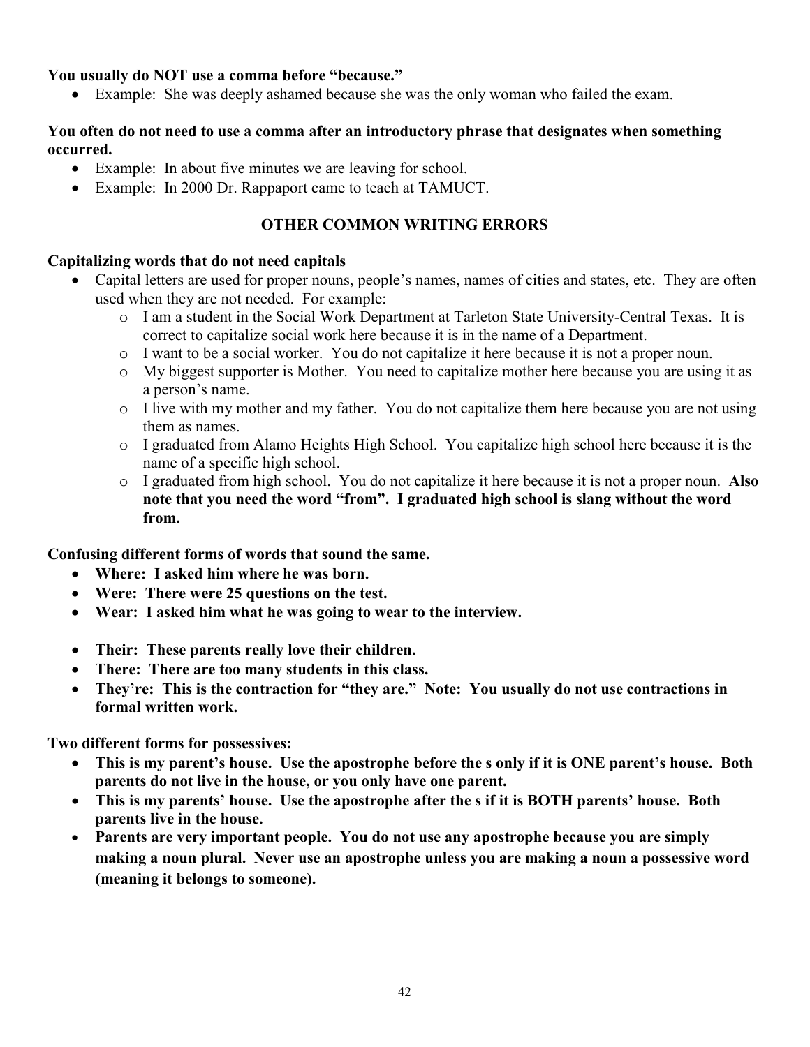**You usually do NOT use a comma before "because."**

- Example: She was deeply ashamed because she was the only woman who failed the exam.

**You often do not need to use a comma after an introductory phrase that designates when something occurred.**

- Example: In about five minutes we are leaving for school.
- Example: In 2000 Dr. Rappaport came to teach at TAMUCT.

## OTHER COMMON WRITING ERRORS

**Capitalizing words that do not need capitals**

- Capital letters are used for proper nouns, people's names, names of cities and states, etc. They are often used when they are not needed. For example:
  - I am a student in the Social Work Department at Tarleton State University-Central Texas. It is correct to capitalize social work here because it is in the name of a Department.
  - I want to be a social worker. You do not capitalize it here because it is not a proper noun.
  - My biggest supporter is Mother. You need to capitalize mother here because you are using it as a person's name.
  - I live with my mother and my father. You do not capitalize them here because you are not using them as names.
  - I graduated from Alamo Heights High School. You capitalize high school here because it is the name of a specific high school.
  - I graduated from high school. You do not capitalize it here because it is not a proper noun. **Also note that you need the word "from". I graduated high school is slang without the word from.**

**Confusing different forms of words that sound the same.**

- **Where: I asked him where he was born.**
- **Were: There were 25 questions on the test.**
- **Wear: I asked him what he was going to wear to the interview.**

- **Their: These parents really love their children.**
- **There: There are too many students in this class.**
- **They're: This is the contraction for "they are." Note: You usually do not use contractions in formal written work.**

**Two different forms for possessives:**

- **This is my parent's house. Use the apostrophe before the s only if it is ONE parent's house. Both parents do not live in the house, or you only have one parent.**
- **This is my parents' house. Use the apostrophe after the s if it is BOTH parents' house. Both parents live in the house.**
- **Parents are very important people. You do not use any apostrophe because you are simply making a noun plural. Never use an apostrophe unless you are making a noun a possessive word (meaning it belongs to someone).**